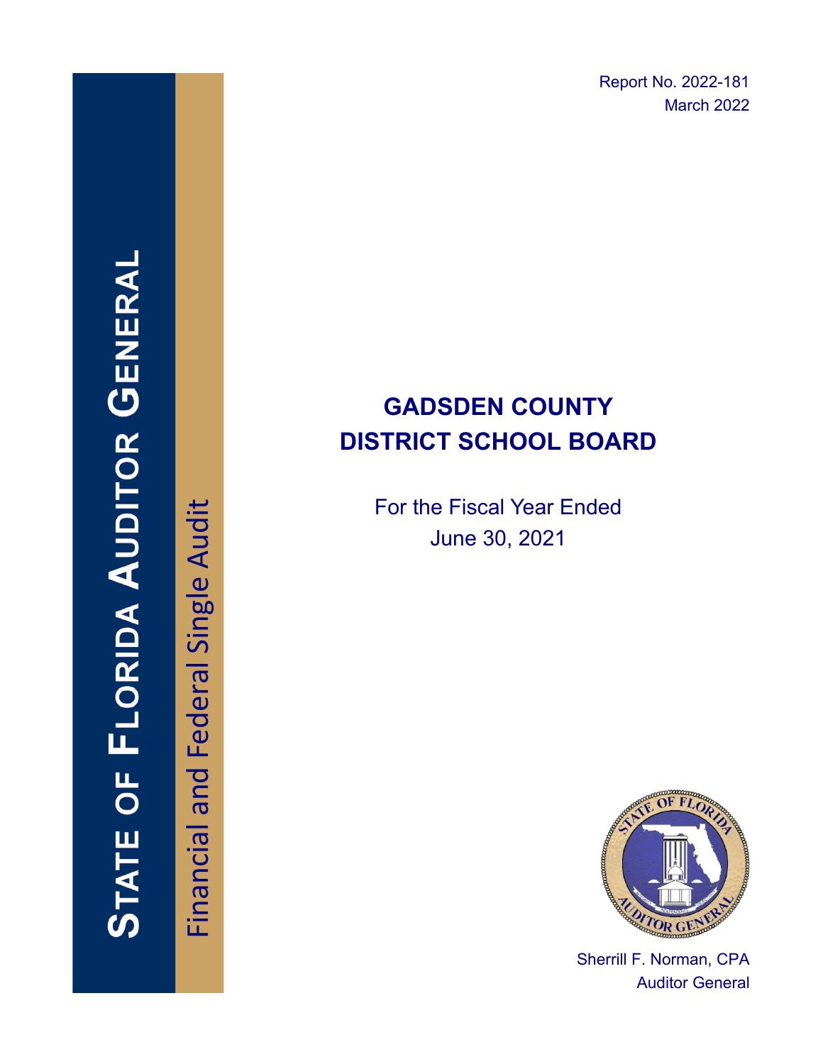Report No. 2022-181
March 2022

STATE OF FLORIDA AUDITOR GENERAL

Financial and Federal Single Audit

# GADSDEN COUNTY DISTRICT SCHOOL BOARD

For the Fiscal Year Ended
June 30, 2021

Sherrill F. Norman, CPA
Auditor General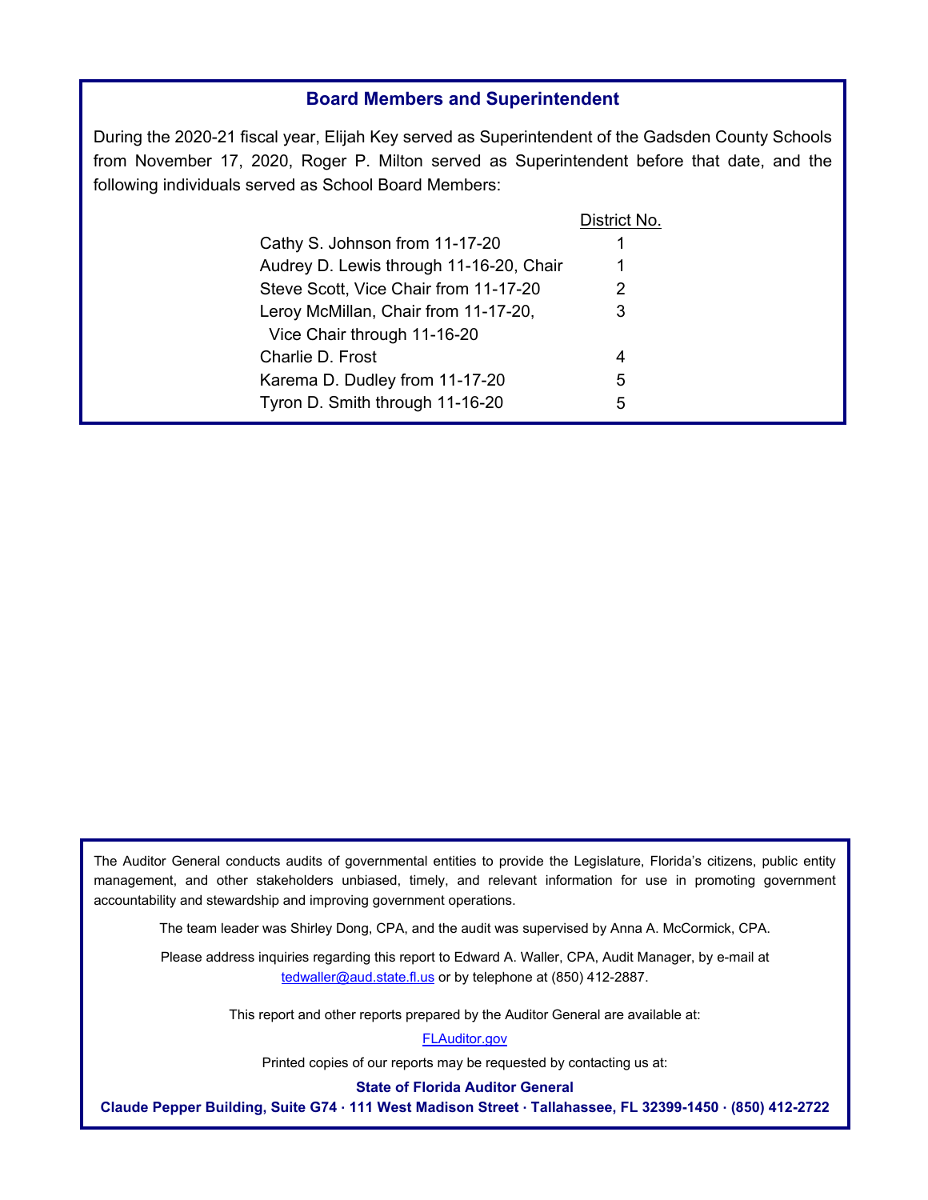## Board Members and Superintendent

During the 2020-21 fiscal year, Elijah Key served as Superintendent of the Gadsden County Schools from November 17, 2020, Roger P. Milton served as Superintendent before that date, and the following individuals served as School Board Members:

| | District No. |
|---|---|
| Cathy S. Johnson from 11-17-20 | 1 |
| Audrey D. Lewis through 11-16-20, Chair | 1 |
| Steve Scott, Vice Chair from 11-17-20 | 2 |
| Leroy McMillan, Chair from 11-17-20, Vice Chair through 11-16-20 | 3 |
| Charlie D. Frost | 4 |
| Karema D. Dudley from 11-17-20 | 5 |
| Tyron D. Smith through 11-16-20 | 5 |

The Auditor General conducts audits of governmental entities to provide the Legislature, Florida's citizens, public entity management, and other stakeholders unbiased, timely, and relevant information for use in promoting government accountability and stewardship and improving government operations.

The team leader was Shirley Dong, CPA, and the audit was supervised by Anna A. McCormick, CPA.

Please address inquiries regarding this report to Edward A. Waller, CPA, Audit Manager, by e-mail at tedwaller@aud.state.fl.us or by telephone at (850) 412-2887.

This report and other reports prepared by the Auditor General are available at:

FLAuditor.gov

Printed copies of our reports may be requested by contacting us at:

**State of Florida Auditor General**

**Claude Pepper Building, Suite G74 · 111 West Madison Street · Tallahassee, FL 32399-1450 · (850) 412-2722**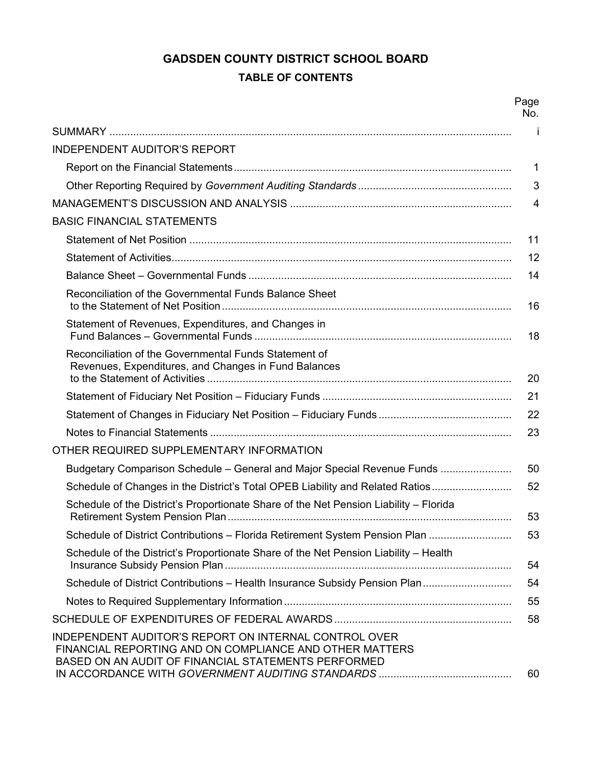# GADSDEN COUNTY DISTRICT SCHOOL BOARD

## TABLE OF CONTENTS

| | Page No. |
|---|---|
| SUMMARY | i |
| INDEPENDENT AUDITOR'S REPORT | |
| Report on the Financial Statements | 1 |
| Other Reporting Required by *Government Auditing Standards* | 3 |
| MANAGEMENT'S DISCUSSION AND ANALYSIS | 4 |
| BASIC FINANCIAL STATEMENTS | |
| Statement of Net Position | 11 |
| Statement of Activities | 12 |
| Balance Sheet – Governmental Funds | 14 |
| Reconciliation of the Governmental Funds Balance Sheet to the Statement of Net Position | 16 |
| Statement of Revenues, Expenditures, and Changes in Fund Balances – Governmental Funds | 18 |
| Reconciliation of the Governmental Funds Statement of Revenues, Expenditures, and Changes in Fund Balances to the Statement of Activities | 20 |
| Statement of Fiduciary Net Position – Fiduciary Funds | 21 |
| Statement of Changes in Fiduciary Net Position – Fiduciary Funds | 22 |
| Notes to Financial Statements | 23 |
| OTHER REQUIRED SUPPLEMENTARY INFORMATION | |
| Budgetary Comparison Schedule – General and Major Special Revenue Funds | 50 |
| Schedule of Changes in the District's Total OPEB Liability and Related Ratios | 52 |
| Schedule of the District's Proportionate Share of the Net Pension Liability – Florida Retirement System Pension Plan | 53 |
| Schedule of District Contributions – Florida Retirement System Pension Plan | 53 |
| Schedule of the District's Proportionate Share of the Net Pension Liability – Health Insurance Subsidy Pension Plan | 54 |
| Schedule of District Contributions – Health Insurance Subsidy Pension Plan | 54 |
| Notes to Required Supplementary Information | 55 |
| SCHEDULE OF EXPENDITURES OF FEDERAL AWARDS | 58 |
| INDEPENDENT AUDITOR'S REPORT ON INTERNAL CONTROL OVER FINANCIAL REPORTING AND ON COMPLIANCE AND OTHER MATTERS BASED ON AN AUDIT OF FINANCIAL STATEMENTS PERFORMED IN ACCORDANCE WITH *GOVERNMENT AUDITING STANDARDS* | 60 |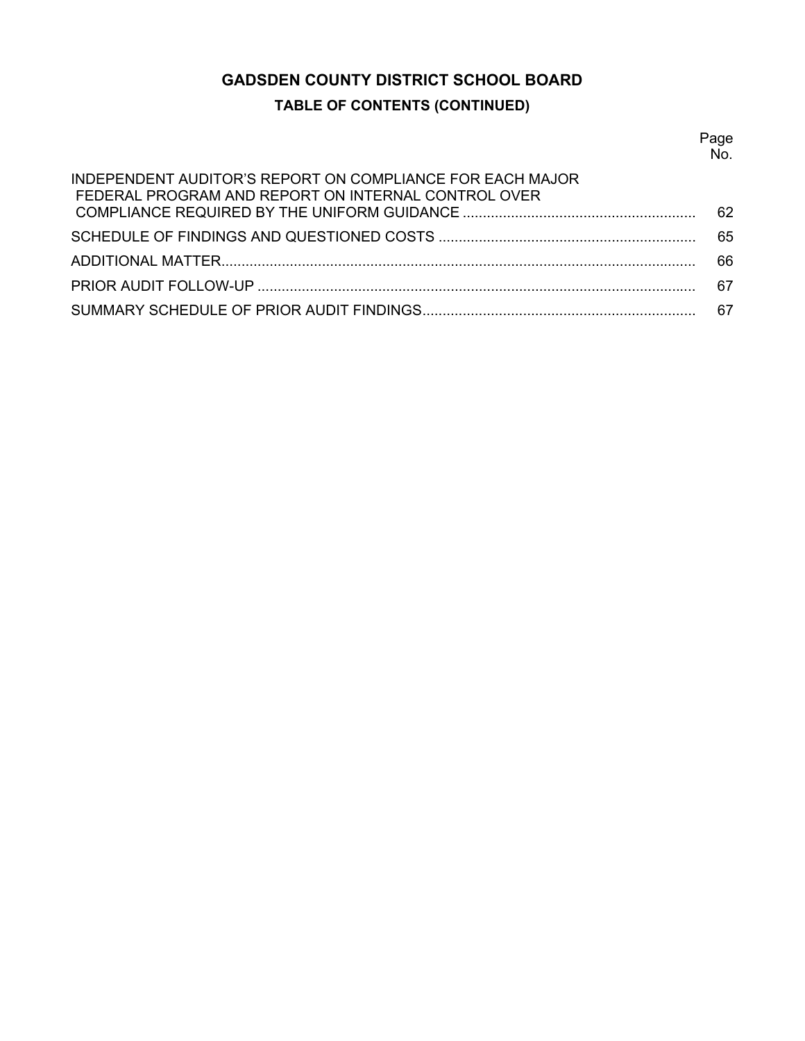# GADSDEN COUNTY DISTRICT SCHOOL BOARD

## TABLE OF CONTENTS (CONTINUED)

| | Page No. |
|---|---|
| INDEPENDENT AUDITOR'S REPORT ON COMPLIANCE FOR EACH MAJOR FEDERAL PROGRAM AND REPORT ON INTERNAL CONTROL OVER COMPLIANCE REQUIRED BY THE UNIFORM GUIDANCE | 62 |
| SCHEDULE OF FINDINGS AND QUESTIONED COSTS | 65 |
| ADDITIONAL MATTER | 66 |
| PRIOR AUDIT FOLLOW-UP | 67 |
| SUMMARY SCHEDULE OF PRIOR AUDIT FINDINGS | 67 |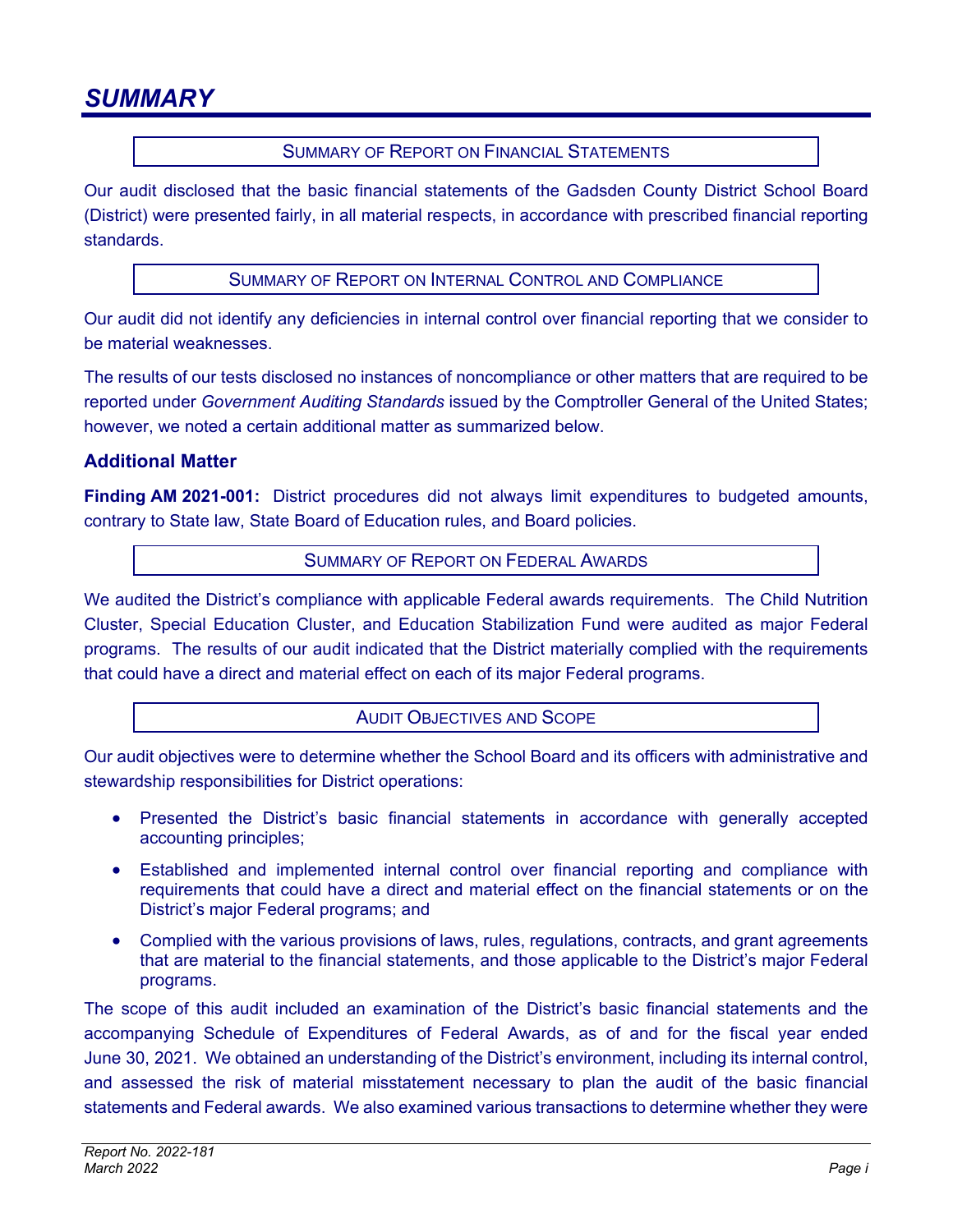# SUMMARY

### SUMMARY OF REPORT ON FINANCIAL STATEMENTS

Our audit disclosed that the basic financial statements of the Gadsden County District School Board (District) were presented fairly, in all material respects, in accordance with prescribed financial reporting standards.

### SUMMARY OF REPORT ON INTERNAL CONTROL AND COMPLIANCE

Our audit did not identify any deficiencies in internal control over financial reporting that we consider to be material weaknesses.

The results of our tests disclosed no instances of noncompliance or other matters that are required to be reported under *Government Auditing Standards* issued by the Comptroller General of the United States; however, we noted a certain additional matter as summarized below.

**Additional Matter**

**Finding AM 2021-001:** District procedures did not always limit expenditures to budgeted amounts, contrary to State law, State Board of Education rules, and Board policies.

### SUMMARY OF REPORT ON FEDERAL AWARDS

We audited the District's compliance with applicable Federal awards requirements. The Child Nutrition Cluster, Special Education Cluster, and Education Stabilization Fund were audited as major Federal programs. The results of our audit indicated that the District materially complied with the requirements that could have a direct and material effect on each of its major Federal programs.

### AUDIT OBJECTIVES AND SCOPE

Our audit objectives were to determine whether the School Board and its officers with administrative and stewardship responsibilities for District operations:

- Presented the District's basic financial statements in accordance with generally accepted accounting principles;
- Established and implemented internal control over financial reporting and compliance with requirements that could have a direct and material effect on the financial statements or on the District's major Federal programs; and
- Complied with the various provisions of laws, rules, regulations, contracts, and grant agreements that are material to the financial statements, and those applicable to the District's major Federal programs.

The scope of this audit included an examination of the District's basic financial statements and the accompanying Schedule of Expenditures of Federal Awards, as of and for the fiscal year ended June 30, 2021. We obtained an understanding of the District's environment, including its internal control, and assessed the risk of material misstatement necessary to plan the audit of the basic financial statements and Federal awards. We also examined various transactions to determine whether they were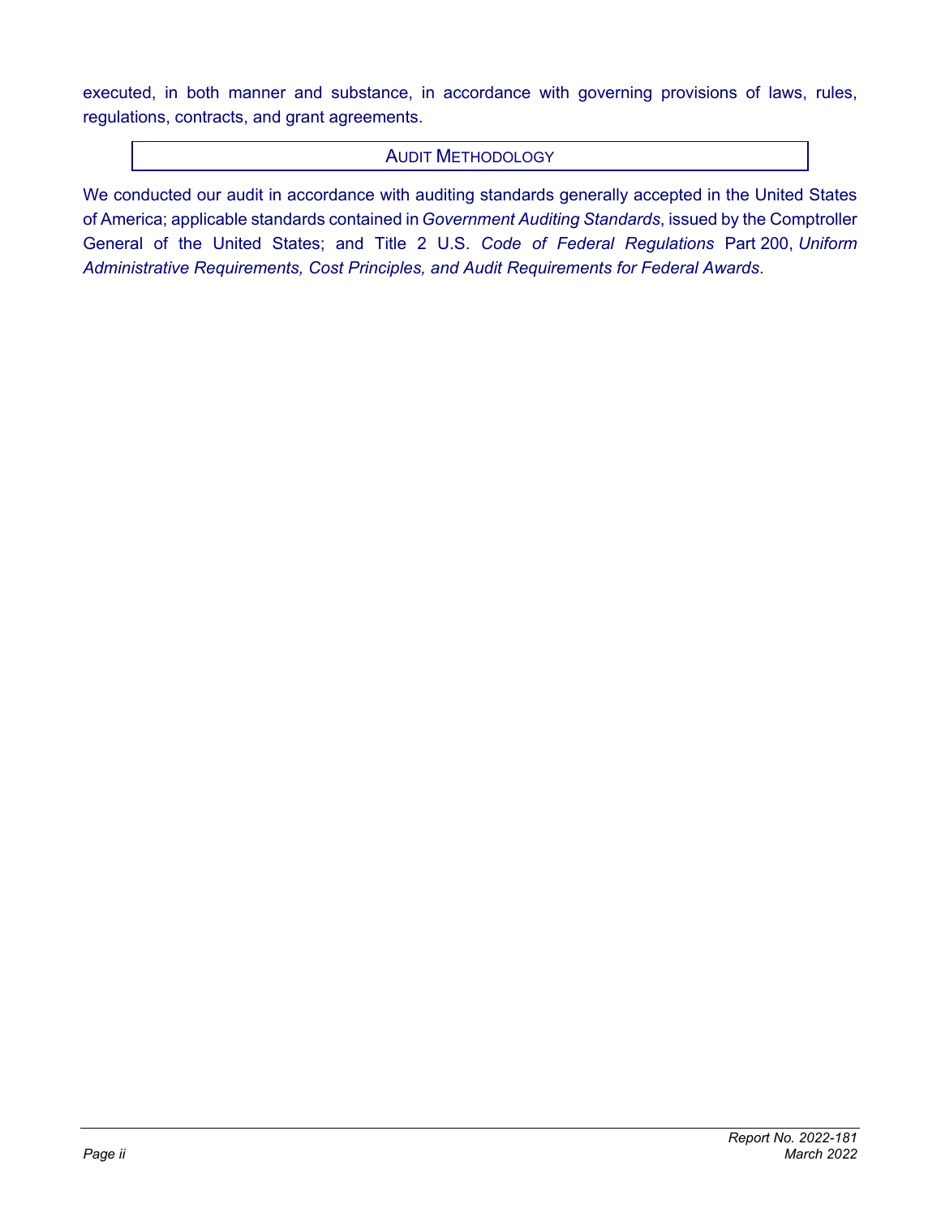executed, in both manner and substance, in accordance with governing provisions of laws, rules, regulations, contracts, and grant agreements.

## AUDIT METHODOLOGY

We conducted our audit in accordance with auditing standards generally accepted in the United States of America; applicable standards contained in *Government Auditing Standards*, issued by the Comptroller General of the United States; and Title 2 U.S. *Code of Federal Regulations* Part 200, *Uniform Administrative Requirements, Cost Principles, and Audit Requirements for Federal Awards*.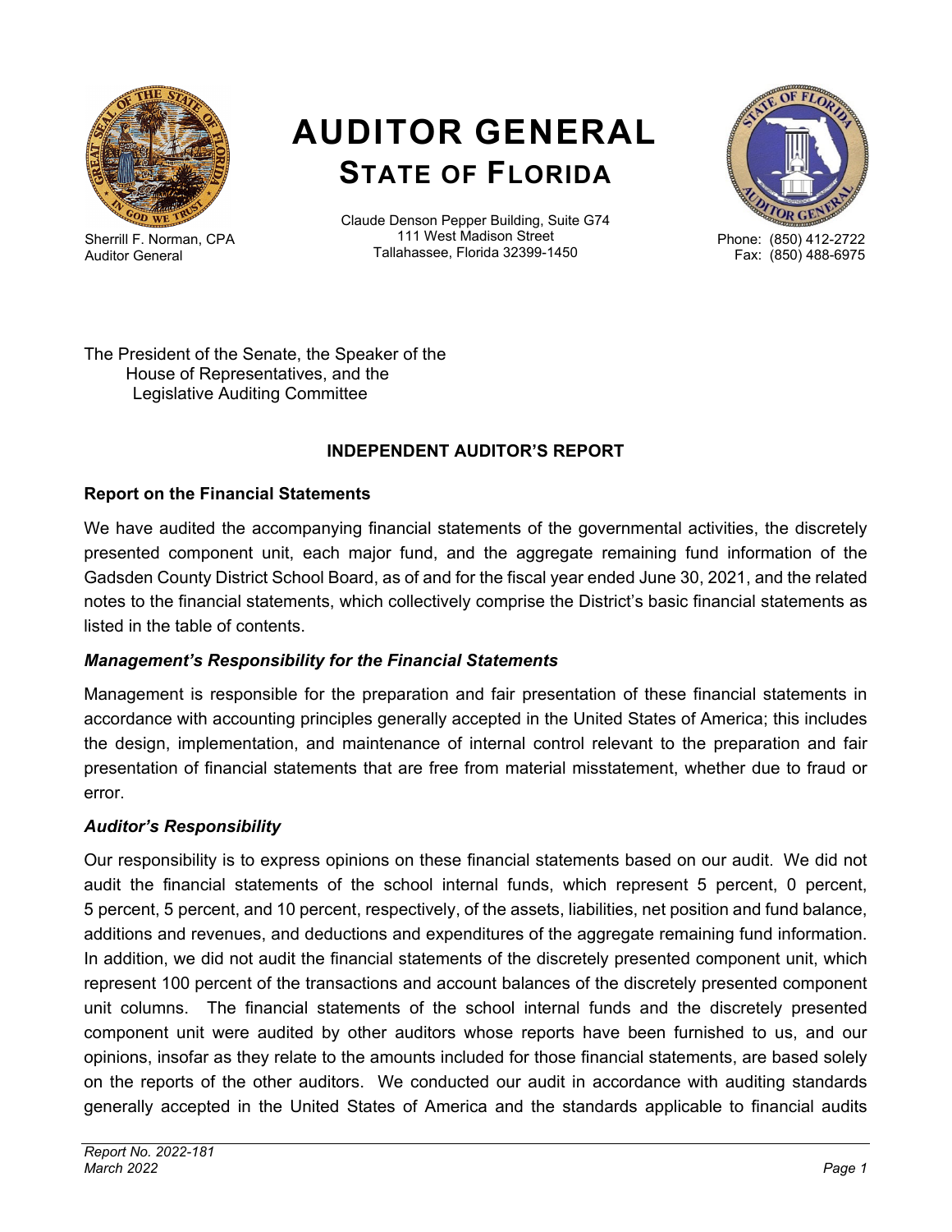Sherrill F. Norman, CPA
Auditor General

# AUDITOR GENERAL
## STATE OF FLORIDA

Claude Denson Pepper Building, Suite G74
111 West Madison Street
Tallahassee, Florida 32399-1450

Phone: (850) 412-2722
Fax: (850) 488-6975

The President of the Senate, the Speaker of the
House of Representatives, and the
Legislative Auditing Committee

### INDEPENDENT AUDITOR'S REPORT

### Report on the Financial Statements

We have audited the accompanying financial statements of the governmental activities, the discretely presented component unit, each major fund, and the aggregate remaining fund information of the Gadsden County District School Board, as of and for the fiscal year ended June 30, 2021, and the related notes to the financial statements, which collectively comprise the District's basic financial statements as listed in the table of contents.

#### *Management's Responsibility for the Financial Statements*

Management is responsible for the preparation and fair presentation of these financial statements in accordance with accounting principles generally accepted in the United States of America; this includes the design, implementation, and maintenance of internal control relevant to the preparation and fair presentation of financial statements that are free from material misstatement, whether due to fraud or error.

#### *Auditor's Responsibility*

Our responsibility is to express opinions on these financial statements based on our audit. We did not audit the financial statements of the school internal funds, which represent 5 percent, 0 percent, 5 percent, 5 percent, and 10 percent, respectively, of the assets, liabilities, net position and fund balance, additions and revenues, and deductions and expenditures of the aggregate remaining fund information. In addition, we did not audit the financial statements of the discretely presented component unit, which represent 100 percent of the transactions and account balances of the discretely presented component unit columns. The financial statements of the school internal funds and the discretely presented component unit were audited by other auditors whose reports have been furnished to us, and our opinions, insofar as they relate to the amounts included for those financial statements, are based solely on the reports of the other auditors. We conducted our audit in accordance with auditing standards generally accepted in the United States of America and the standards applicable to financial audits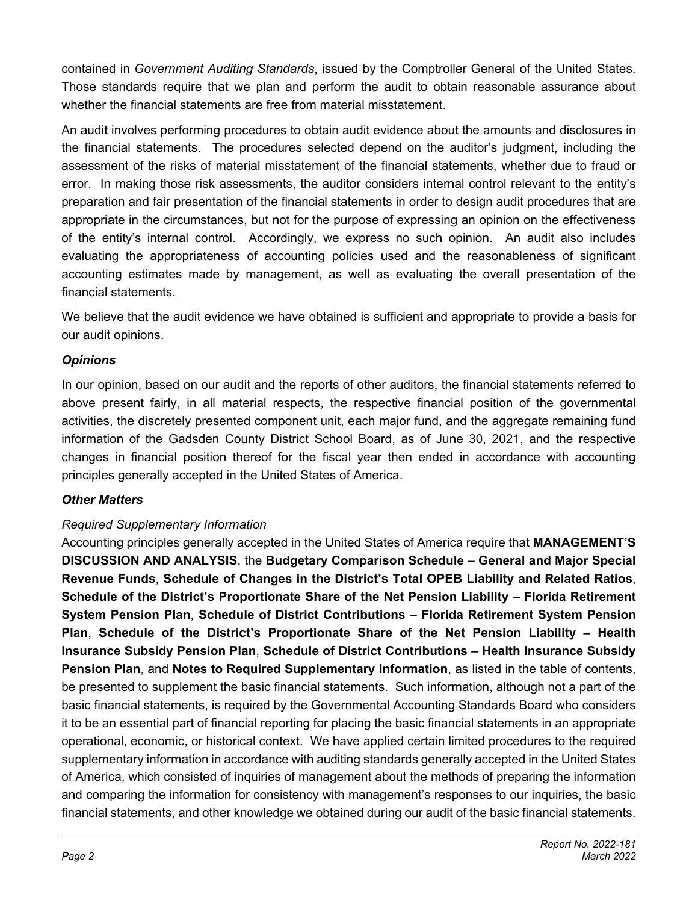contained in *Government Auditing Standards*, issued by the Comptroller General of the United States. Those standards require that we plan and perform the audit to obtain reasonable assurance about whether the financial statements are free from material misstatement.

An audit involves performing procedures to obtain audit evidence about the amounts and disclosures in the financial statements. The procedures selected depend on the auditor's judgment, including the assessment of the risks of material misstatement of the financial statements, whether due to fraud or error. In making those risk assessments, the auditor considers internal control relevant to the entity's preparation and fair presentation of the financial statements in order to design audit procedures that are appropriate in the circumstances, but not for the purpose of expressing an opinion on the effectiveness of the entity's internal control. Accordingly, we express no such opinion. An audit also includes evaluating the appropriateness of accounting policies used and the reasonableness of significant accounting estimates made by management, as well as evaluating the overall presentation of the financial statements.

We believe that the audit evidence we have obtained is sufficient and appropriate to provide a basis for our audit opinions.

### *Opinions*

In our opinion, based on our audit and the reports of other auditors, the financial statements referred to above present fairly, in all material respects, the respective financial position of the governmental activities, the discretely presented component unit, each major fund, and the aggregate remaining fund information of the Gadsden County District School Board, as of June 30, 2021, and the respective changes in financial position thereof for the fiscal year then ended in accordance with accounting principles generally accepted in the United States of America.

### *Other Matters*

*Required Supplementary Information*

Accounting principles generally accepted in the United States of America require that **MANAGEMENT'S DISCUSSION AND ANALYSIS**, the **Budgetary Comparison Schedule – General and Major Special Revenue Funds**, **Schedule of Changes in the District's Total OPEB Liability and Related Ratios**, **Schedule of the District's Proportionate Share of the Net Pension Liability – Florida Retirement System Pension Plan**, **Schedule of District Contributions – Florida Retirement System Pension Plan**, **Schedule of the District's Proportionate Share of the Net Pension Liability – Health Insurance Subsidy Pension Plan**, **Schedule of District Contributions – Health Insurance Subsidy Pension Plan**, and **Notes to Required Supplementary Information**, as listed in the table of contents, be presented to supplement the basic financial statements. Such information, although not a part of the basic financial statements, is required by the Governmental Accounting Standards Board who considers it to be an essential part of financial reporting for placing the basic financial statements in an appropriate operational, economic, or historical context. We have applied certain limited procedures to the required supplementary information in accordance with auditing standards generally accepted in the United States of America, which consisted of inquiries of management about the methods of preparing the information and comparing the information for consistency with management's responses to our inquiries, the basic financial statements, and other knowledge we obtained during our audit of the basic financial statements.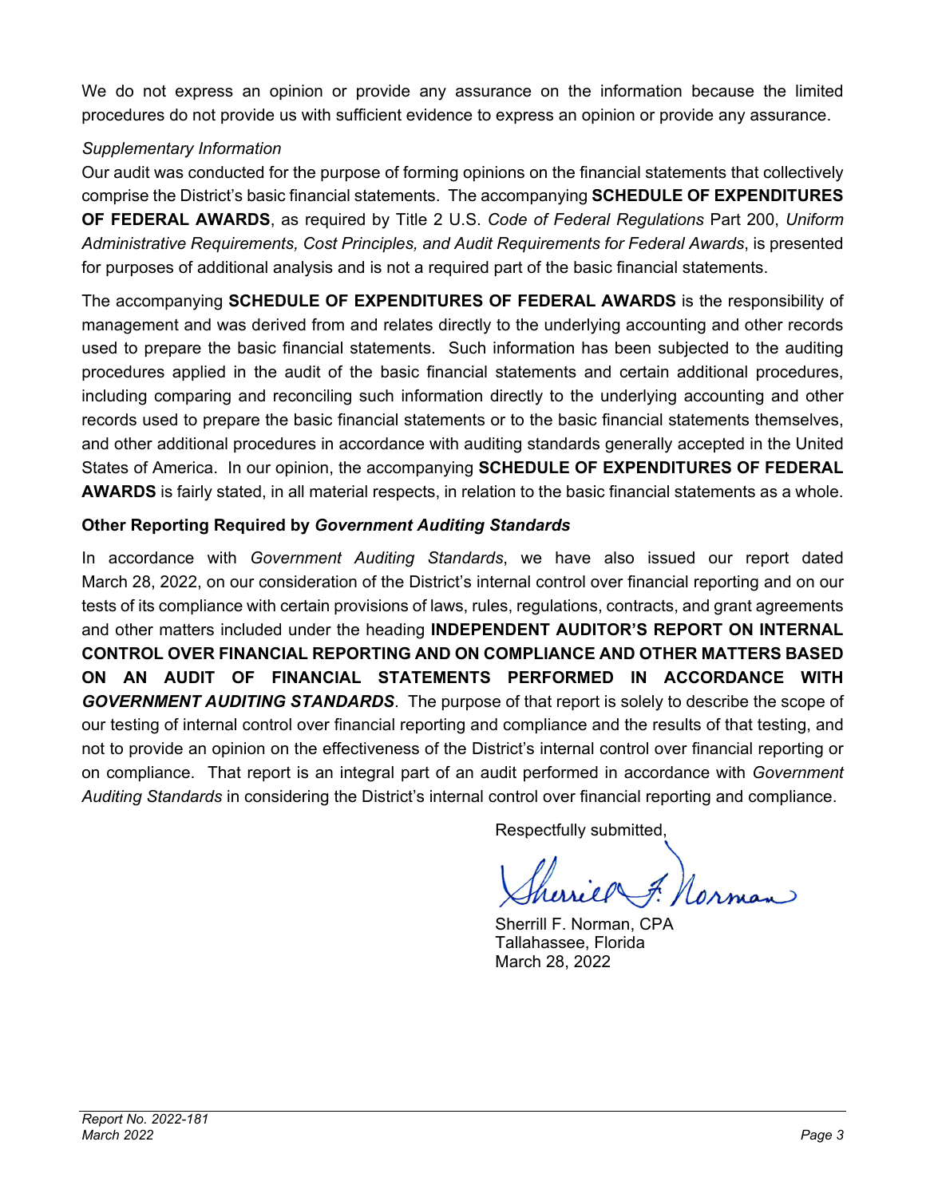We do not express an opinion or provide any assurance on the information because the limited procedures do not provide us with sufficient evidence to express an opinion or provide any assurance.

*Supplementary Information*

Our audit was conducted for the purpose of forming opinions on the financial statements that collectively comprise the District's basic financial statements. The accompanying **SCHEDULE OF EXPENDITURES OF FEDERAL AWARDS**, as required by Title 2 U.S. *Code of Federal Regulations* Part 200, *Uniform Administrative Requirements, Cost Principles, and Audit Requirements for Federal Awards*, is presented for purposes of additional analysis and is not a required part of the basic financial statements.

The accompanying **SCHEDULE OF EXPENDITURES OF FEDERAL AWARDS** is the responsibility of management and was derived from and relates directly to the underlying accounting and other records used to prepare the basic financial statements. Such information has been subjected to the auditing procedures applied in the audit of the basic financial statements and certain additional procedures, including comparing and reconciling such information directly to the underlying accounting and other records used to prepare the basic financial statements or to the basic financial statements themselves, and other additional procedures in accordance with auditing standards generally accepted in the United States of America. In our opinion, the accompanying **SCHEDULE OF EXPENDITURES OF FEDERAL AWARDS** is fairly stated, in all material respects, in relation to the basic financial statements as a whole.

**Other Reporting Required by *Government Auditing Standards***

In accordance with *Government Auditing Standards*, we have also issued our report dated March 28, 2022, on our consideration of the District's internal control over financial reporting and on our tests of its compliance with certain provisions of laws, rules, regulations, contracts, and grant agreements and other matters included under the heading **INDEPENDENT AUDITOR'S REPORT ON INTERNAL CONTROL OVER FINANCIAL REPORTING AND ON COMPLIANCE AND OTHER MATTERS BASED ON AN AUDIT OF FINANCIAL STATEMENTS PERFORMED IN ACCORDANCE WITH *GOVERNMENT AUDITING STANDARDS***. The purpose of that report is solely to describe the scope of our testing of internal control over financial reporting and compliance and the results of that testing, and not to provide an opinion on the effectiveness of the District's internal control over financial reporting or on compliance. That report is an integral part of an audit performed in accordance with *Government Auditing Standards* in considering the District's internal control over financial reporting and compliance.

Respectfully submitted,

Sherrill F. Norman, CPA
Tallahassee, Florida
March 28, 2022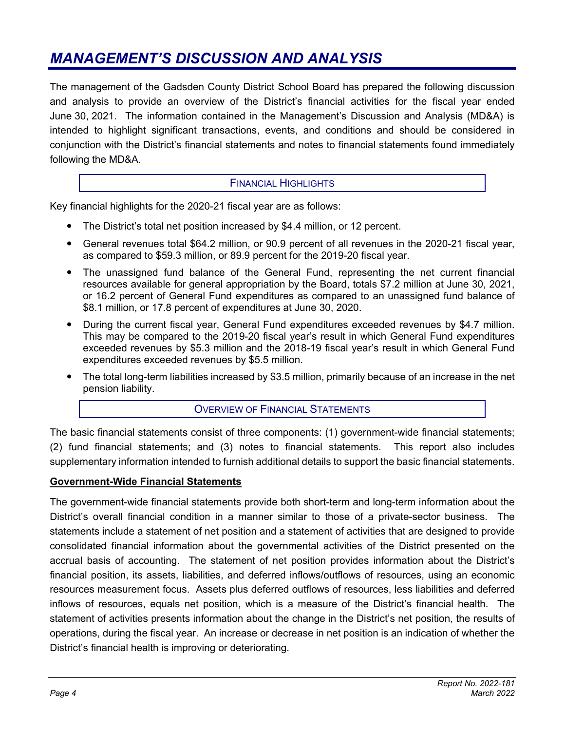# MANAGEMENT'S DISCUSSION AND ANALYSIS

The management of the Gadsden County District School Board has prepared the following discussion and analysis to provide an overview of the District's financial activities for the fiscal year ended June 30, 2021. The information contained in the Management's Discussion and Analysis (MD&A) is intended to highlight significant transactions, events, and conditions and should be considered in conjunction with the District's financial statements and notes to financial statements found immediately following the MD&A.

## FINANCIAL HIGHLIGHTS

Key financial highlights for the 2020-21 fiscal year are as follows:

- The District's total net position increased by $4.4 million, or 12 percent.
- General revenues total $64.2 million, or 90.9 percent of all revenues in the 2020-21 fiscal year, as compared to $59.3 million, or 89.9 percent for the 2019-20 fiscal year.
- The unassigned fund balance of the General Fund, representing the net current financial resources available for general appropriation by the Board, totals $7.2 million at June 30, 2021, or 16.2 percent of General Fund expenditures as compared to an unassigned fund balance of $8.1 million, or 17.8 percent of expenditures at June 30, 2020.
- During the current fiscal year, General Fund expenditures exceeded revenues by $4.7 million. This may be compared to the 2019-20 fiscal year's result in which General Fund expenditures exceeded revenues by $5.3 million and the 2018-19 fiscal year's result in which General Fund expenditures exceeded revenues by $5.5 million.
- The total long-term liabilities increased by $3.5 million, primarily because of an increase in the net pension liability.

## OVERVIEW OF FINANCIAL STATEMENTS

The basic financial statements consist of three components: (1) government-wide financial statements; (2) fund financial statements; and (3) notes to financial statements. This report also includes supplementary information intended to furnish additional details to support the basic financial statements.

### Government-Wide Financial Statements

The government-wide financial statements provide both short-term and long-term information about the District's overall financial condition in a manner similar to those of a private-sector business. The statements include a statement of net position and a statement of activities that are designed to provide consolidated financial information about the governmental activities of the District presented on the accrual basis of accounting. The statement of net position provides information about the District's financial position, its assets, liabilities, and deferred inflows/outflows of resources, using an economic resources measurement focus. Assets plus deferred outflows of resources, less liabilities and deferred inflows of resources, equals net position, which is a measure of the District's financial health. The statement of activities presents information about the change in the District's net position, the results of operations, during the fiscal year. An increase or decrease in net position is an indication of whether the District's financial health is improving or deteriorating.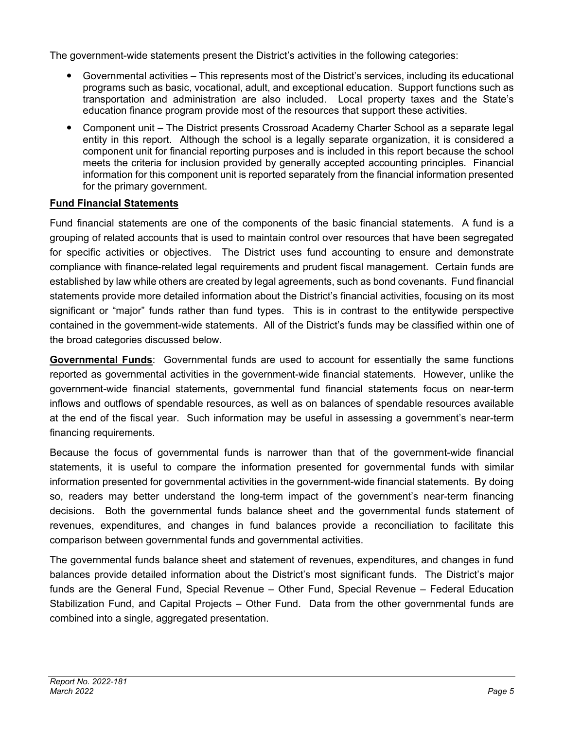The government-wide statements present the District's activities in the following categories:

- Governmental activities – This represents most of the District's services, including its educational programs such as basic, vocational, adult, and exceptional education. Support functions such as transportation and administration are also included. Local property taxes and the State's education finance program provide most of the resources that support these activities.
- Component unit – The District presents Crossroad Academy Charter School as a separate legal entity in this report. Although the school is a legally separate organization, it is considered a component unit for financial reporting purposes and is included in this report because the school meets the criteria for inclusion provided by generally accepted accounting principles. Financial information for this component unit is reported separately from the financial information presented for the primary government.

**Fund Financial Statements**

Fund financial statements are one of the components of the basic financial statements. A fund is a grouping of related accounts that is used to maintain control over resources that have been segregated for specific activities or objectives. The District uses fund accounting to ensure and demonstrate compliance with finance-related legal requirements and prudent fiscal management. Certain funds are established by law while others are created by legal agreements, such as bond covenants. Fund financial statements provide more detailed information about the District's financial activities, focusing on its most significant or "major" funds rather than fund types. This is in contrast to the entitywide perspective contained in the government-wide statements. All of the District's funds may be classified within one of the broad categories discussed below.

**Governmental Funds**: Governmental funds are used to account for essentially the same functions reported as governmental activities in the government-wide financial statements. However, unlike the government-wide financial statements, governmental fund financial statements focus on near-term inflows and outflows of spendable resources, as well as on balances of spendable resources available at the end of the fiscal year. Such information may be useful in assessing a government's near-term financing requirements.

Because the focus of governmental funds is narrower than that of the government-wide financial statements, it is useful to compare the information presented for governmental funds with similar information presented for governmental activities in the government-wide financial statements. By doing so, readers may better understand the long-term impact of the government's near-term financing decisions. Both the governmental funds balance sheet and the governmental funds statement of revenues, expenditures, and changes in fund balances provide a reconciliation to facilitate this comparison between governmental funds and governmental activities.

The governmental funds balance sheet and statement of revenues, expenditures, and changes in fund balances provide detailed information about the District's most significant funds. The District's major funds are the General Fund, Special Revenue – Other Fund, Special Revenue – Federal Education Stabilization Fund, and Capital Projects – Other Fund. Data from the other governmental funds are combined into a single, aggregated presentation.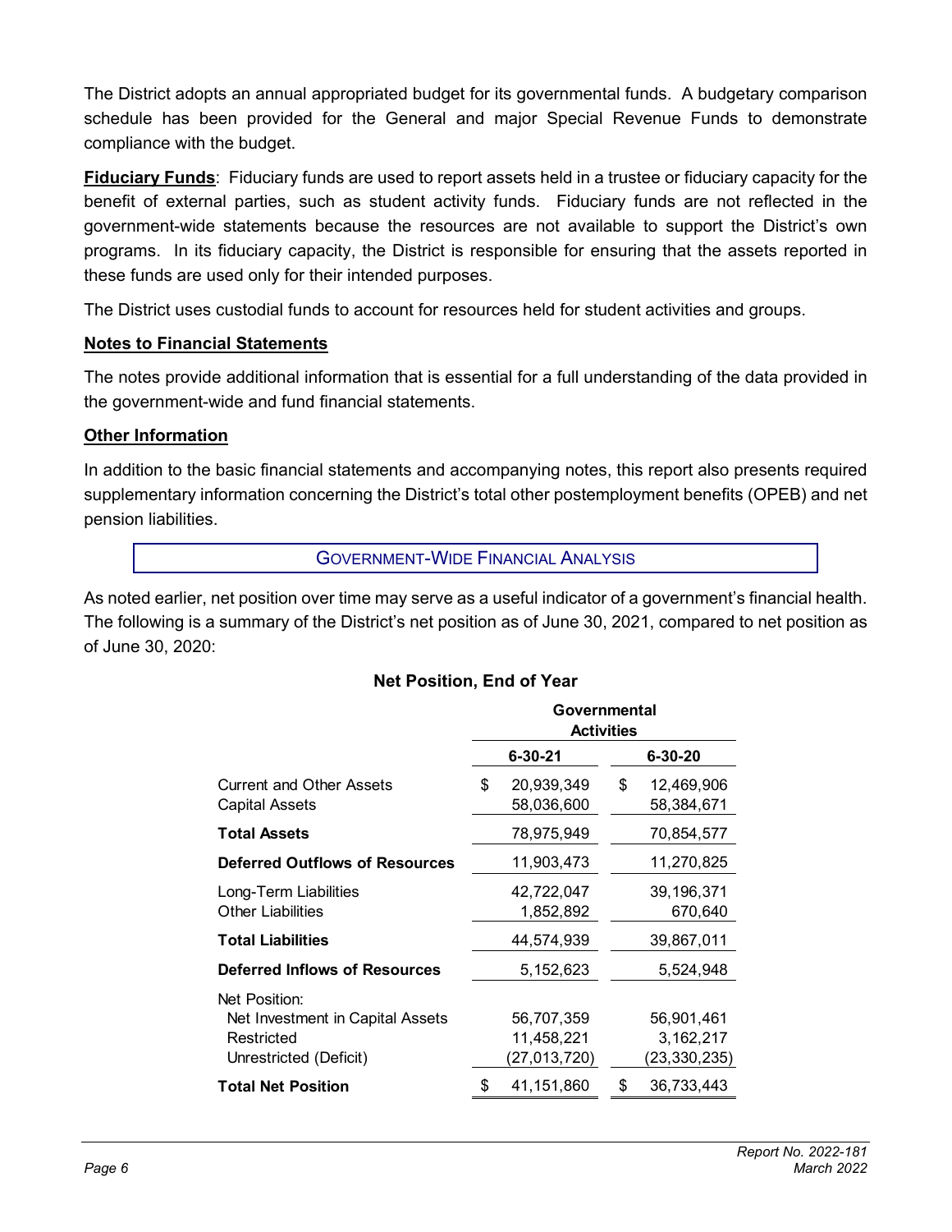The District adopts an annual appropriated budget for its governmental funds. A budgetary comparison schedule has been provided for the General and major Special Revenue Funds to demonstrate compliance with the budget.

**Fiduciary Funds**: Fiduciary funds are used to report assets held in a trustee or fiduciary capacity for the benefit of external parties, such as student activity funds. Fiduciary funds are not reflected in the government-wide statements because the resources are not available to support the District's own programs. In its fiduciary capacity, the District is responsible for ensuring that the assets reported in these funds are used only for their intended purposes.

The District uses custodial funds to account for resources held for student activities and groups.

## Notes to Financial Statements

The notes provide additional information that is essential for a full understanding of the data provided in the government-wide and fund financial statements.

## Other Information

In addition to the basic financial statements and accompanying notes, this report also presents required supplementary information concerning the District's total other postemployment benefits (OPEB) and net pension liabilities.

## GOVERNMENT-WIDE FINANCIAL ANALYSIS

As noted earlier, net position over time may serve as a useful indicator of a government's financial health. The following is a summary of the District's net position as of June 30, 2021, compared to net position as of June 30, 2020:

**Net Position, End of Year**

| | Governmental Activities | |
|---|---|---|
| | **6-30-21** | **6-30-20** |
| Current and Other Assets | $ 20,939,349 | $ 12,469,906 |
| Capital Assets | 58,036,600 | 58,384,671 |
| **Total Assets** | 78,975,949 | 70,854,577 |
| **Deferred Outflows of Resources** | 11,903,473 | 11,270,825 |
| Long-Term Liabilities | 42,722,047 | 39,196,371 |
| Other Liabilities | 1,852,892 | 670,640 |
| **Total Liabilities** | 44,574,939 | 39,867,011 |
| **Deferred Inflows of Resources** | 5,152,623 | 5,524,948 |
| Net Position: | | |
| Net Investment in Capital Assets | 56,707,359 | 56,901,461 |
| Restricted | 11,458,221 | 3,162,217 |
| Unrestricted (Deficit) | (27,013,720) | (23,330,235) |
| **Total Net Position** | $ 41,151,860 | $ 36,733,443 |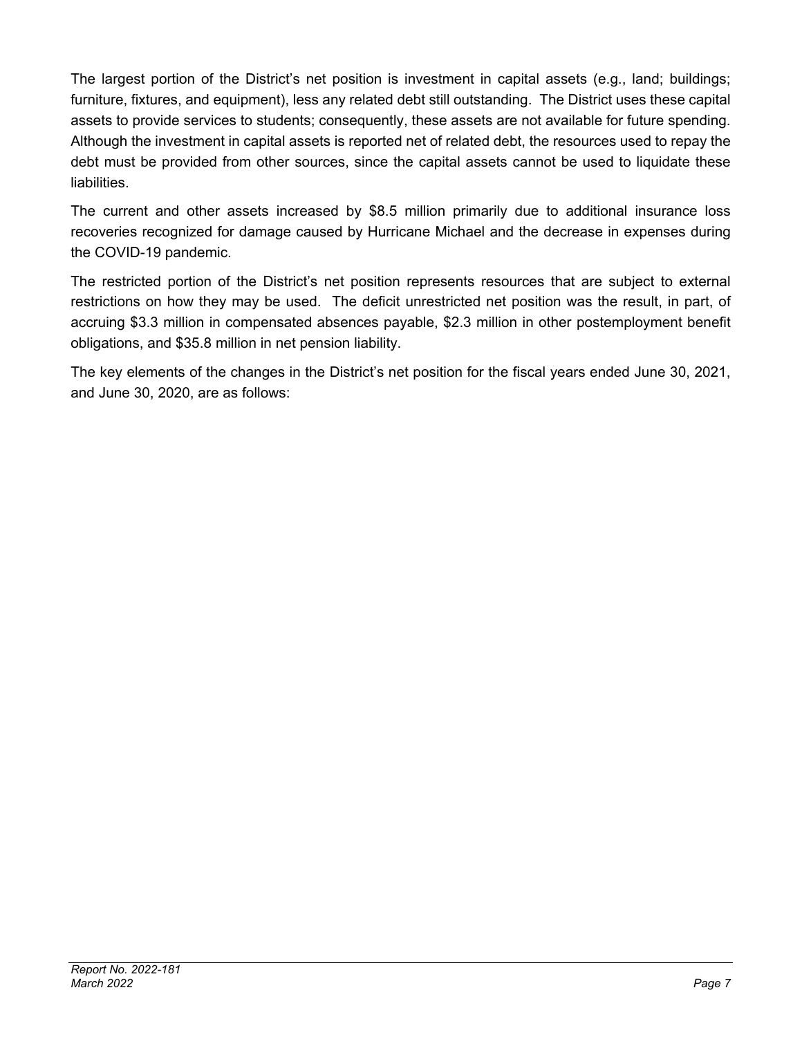The largest portion of the District's net position is investment in capital assets (e.g., land; buildings; furniture, fixtures, and equipment), less any related debt still outstanding. The District uses these capital assets to provide services to students; consequently, these assets are not available for future spending. Although the investment in capital assets is reported net of related debt, the resources used to repay the debt must be provided from other sources, since the capital assets cannot be used to liquidate these liabilities.

The current and other assets increased by $8.5 million primarily due to additional insurance loss recoveries recognized for damage caused by Hurricane Michael and the decrease in expenses during the COVID-19 pandemic.

The restricted portion of the District's net position represents resources that are subject to external restrictions on how they may be used. The deficit unrestricted net position was the result, in part, of accruing $3.3 million in compensated absences payable, $2.3 million in other postemployment benefit obligations, and $35.8 million in net pension liability.

The key elements of the changes in the District's net position for the fiscal years ended June 30, 2021, and June 30, 2020, are as follows: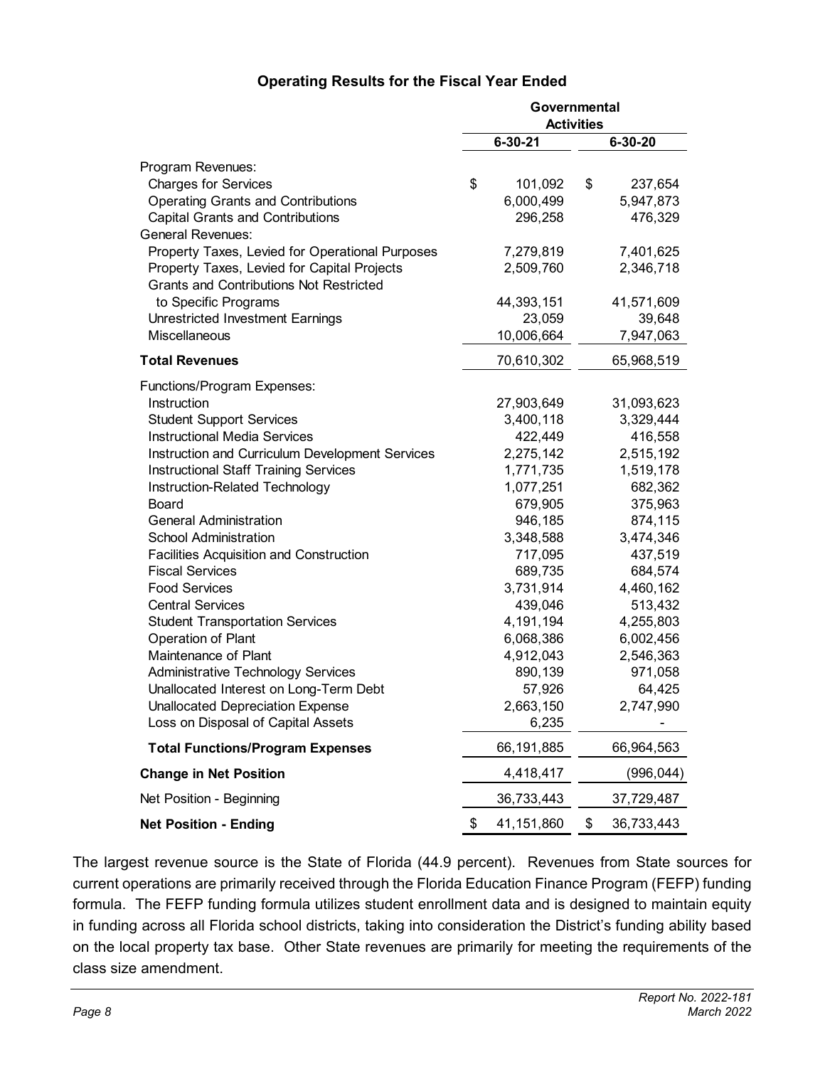### Operating Results for the Fiscal Year Ended

| | Governmental Activities | |
|---|---|---|
| | 6-30-21 | 6-30-20 |
| Program Revenues: | | |
| Charges for Services | $ 101,092 | $ 237,654 |
| Operating Grants and Contributions | 6,000,499 | 5,947,873 |
| Capital Grants and Contributions | 296,258 | 476,329 |
| General Revenues: | | |
| Property Taxes, Levied for Operational Purposes | 7,279,819 | 7,401,625 |
| Property Taxes, Levied for Capital Projects | 2,509,760 | 2,346,718 |
| Grants and Contributions Not Restricted to Specific Programs | 44,393,151 | 41,571,609 |
| Unrestricted Investment Earnings | 23,059 | 39,648 |
| Miscellaneous | 10,006,664 | 7,947,063 |
| **Total Revenues** | 70,610,302 | 65,968,519 |
| Functions/Program Expenses: | | |
| Instruction | 27,903,649 | 31,093,623 |
| Student Support Services | 3,400,118 | 3,329,444 |
| Instructional Media Services | 422,449 | 416,558 |
| Instruction and Curriculum Development Services | 2,275,142 | 2,515,192 |
| Instructional Staff Training Services | 1,771,735 | 1,519,178 |
| Instruction-Related Technology | 1,077,251 | 682,362 |
| Board | 679,905 | 375,963 |
| General Administration | 946,185 | 874,115 |
| School Administration | 3,348,588 | 3,474,346 |
| Facilities Acquisition and Construction | 717,095 | 437,519 |
| Fiscal Services | 689,735 | 684,574 |
| Food Services | 3,731,914 | 4,460,162 |
| Central Services | 439,046 | 513,432 |
| Student Transportation Services | 4,191,194 | 4,255,803 |
| Operation of Plant | 6,068,386 | 6,002,456 |
| Maintenance of Plant | 4,912,043 | 2,546,363 |
| Administrative Technology Services | 890,139 | 971,058 |
| Unallocated Interest on Long-Term Debt | 57,926 | 64,425 |
| Unallocated Depreciation Expense | 2,663,150 | 2,747,990 |
| Loss on Disposal of Capital Assets | 6,235 | - |
| **Total Functions/Program Expenses** | 66,191,885 | 66,964,563 |
| **Change in Net Position** | 4,418,417 | (996,044) |
| Net Position - Beginning | 36,733,443 | 37,729,487 |
| **Net Position - Ending** | $ 41,151,860 | $ 36,733,443 |

The largest revenue source is the State of Florida (44.9 percent). Revenues from State sources for current operations are primarily received through the Florida Education Finance Program (FEFP) funding formula. The FEFP funding formula utilizes student enrollment data and is designed to maintain equity in funding across all Florida school districts, taking into consideration the District's funding ability based on the local property tax base. Other State revenues are primarily for meeting the requirements of the class size amendment.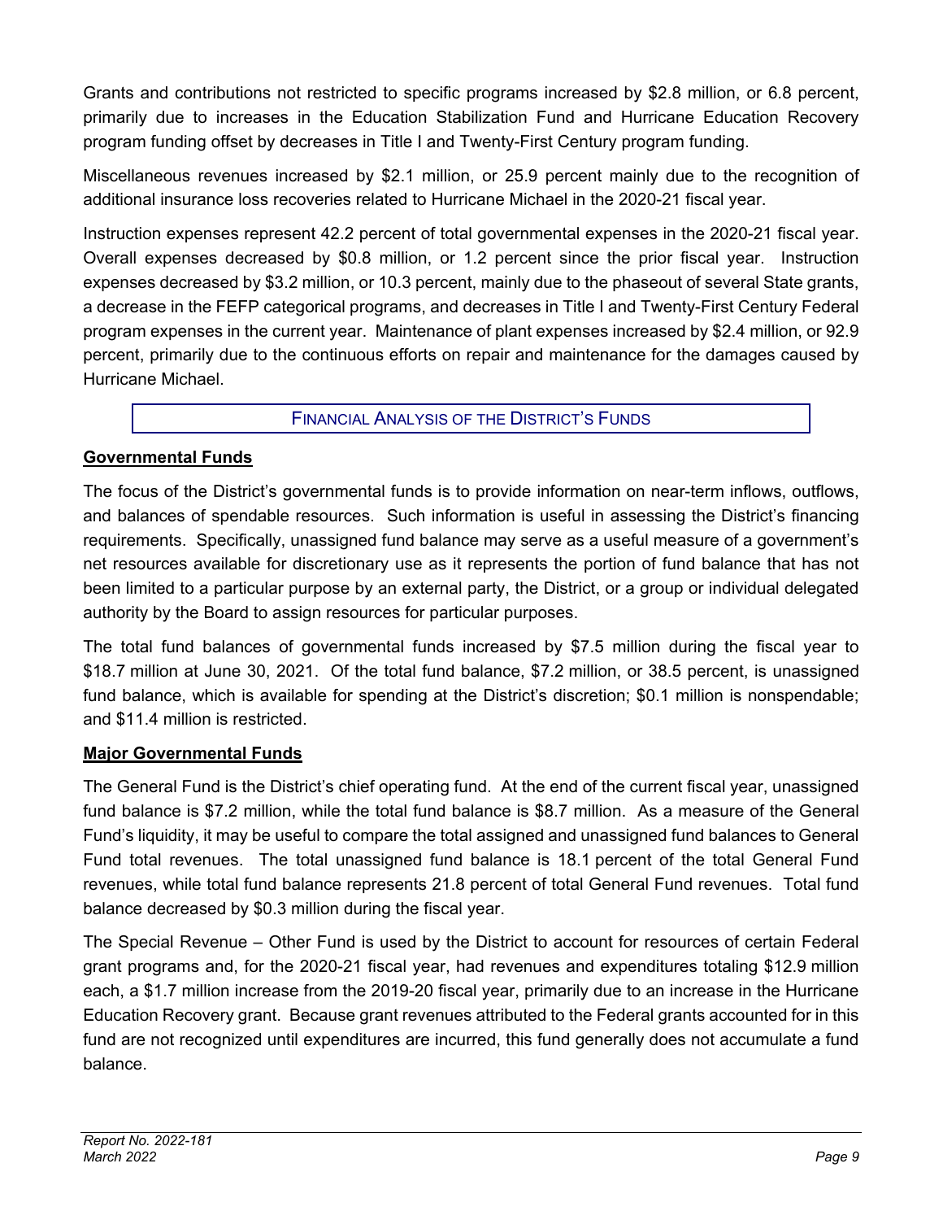Grants and contributions not restricted to specific programs increased by $2.8 million, or 6.8 percent, primarily due to increases in the Education Stabilization Fund and Hurricane Education Recovery program funding offset by decreases in Title I and Twenty-First Century program funding.

Miscellaneous revenues increased by $2.1 million, or 25.9 percent mainly due to the recognition of additional insurance loss recoveries related to Hurricane Michael in the 2020-21 fiscal year.

Instruction expenses represent 42.2 percent of total governmental expenses in the 2020-21 fiscal year. Overall expenses decreased by $0.8 million, or 1.2 percent since the prior fiscal year. Instruction expenses decreased by $3.2 million, or 10.3 percent, mainly due to the phaseout of several State grants, a decrease in the FEFP categorical programs, and decreases in Title I and Twenty-First Century Federal program expenses in the current year. Maintenance of plant expenses increased by $2.4 million, or 92.9 percent, primarily due to the continuous efforts on repair and maintenance for the damages caused by Hurricane Michael.

## FINANCIAL ANALYSIS OF THE DISTRICT'S FUNDS

### Governmental Funds

The focus of the District's governmental funds is to provide information on near-term inflows, outflows, and balances of spendable resources. Such information is useful in assessing the District's financing requirements. Specifically, unassigned fund balance may serve as a useful measure of a government's net resources available for discretionary use as it represents the portion of fund balance that has not been limited to a particular purpose by an external party, the District, or a group or individual delegated authority by the Board to assign resources for particular purposes.

The total fund balances of governmental funds increased by $7.5 million during the fiscal year to $18.7 million at June 30, 2021. Of the total fund balance, $7.2 million, or 38.5 percent, is unassigned fund balance, which is available for spending at the District's discretion; $0.1 million is nonspendable; and $11.4 million is restricted.

### Major Governmental Funds

The General Fund is the District's chief operating fund. At the end of the current fiscal year, unassigned fund balance is $7.2 million, while the total fund balance is $8.7 million. As a measure of the General Fund's liquidity, it may be useful to compare the total assigned and unassigned fund balances to General Fund total revenues. The total unassigned fund balance is 18.1 percent of the total General Fund revenues, while total fund balance represents 21.8 percent of total General Fund revenues. Total fund balance decreased by $0.3 million during the fiscal year.

The Special Revenue – Other Fund is used by the District to account for resources of certain Federal grant programs and, for the 2020-21 fiscal year, had revenues and expenditures totaling $12.9 million each, a $1.7 million increase from the 2019-20 fiscal year, primarily due to an increase in the Hurricane Education Recovery grant. Because grant revenues attributed to the Federal grants accounted for in this fund are not recognized until expenditures are incurred, this fund generally does not accumulate a fund balance.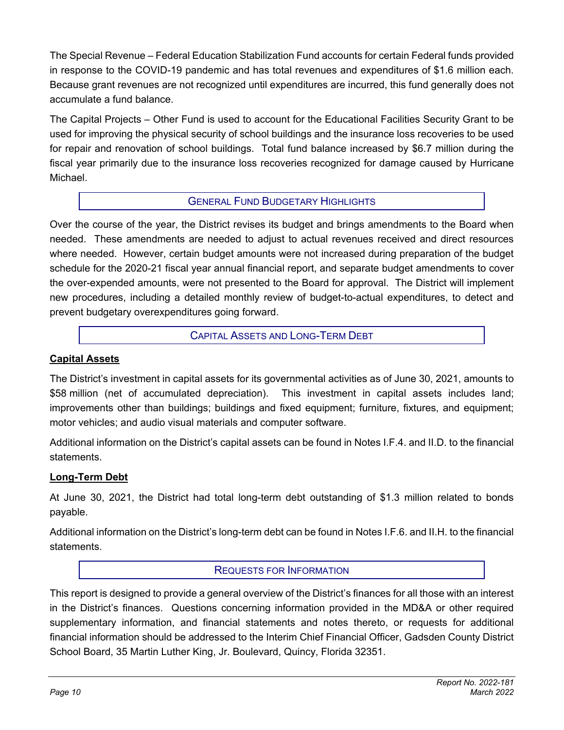The Special Revenue – Federal Education Stabilization Fund accounts for certain Federal funds provided in response to the COVID-19 pandemic and has total revenues and expenditures of $1.6 million each. Because grant revenues are not recognized until expenditures are incurred, this fund generally does not accumulate a fund balance.

The Capital Projects – Other Fund is used to account for the Educational Facilities Security Grant to be used for improving the physical security of school buildings and the insurance loss recoveries to be used for repair and renovation of school buildings. Total fund balance increased by $6.7 million during the fiscal year primarily due to the insurance loss recoveries recognized for damage caused by Hurricane Michael.

## GENERAL FUND BUDGETARY HIGHLIGHTS

Over the course of the year, the District revises its budget and brings amendments to the Board when needed. These amendments are needed to adjust to actual revenues received and direct resources where needed. However, certain budget amounts were not increased during preparation of the budget schedule for the 2020-21 fiscal year annual financial report, and separate budget amendments to cover the over-expended amounts, were not presented to the Board for approval. The District will implement new procedures, including a detailed monthly review of budget-to-actual expenditures, to detect and prevent budgetary overexpenditures going forward.

## CAPITAL ASSETS AND LONG-TERM DEBT

### Capital Assets

The District's investment in capital assets for its governmental activities as of June 30, 2021, amounts to $58 million (net of accumulated depreciation). This investment in capital assets includes land; improvements other than buildings; buildings and fixed equipment; furniture, fixtures, and equipment; motor vehicles; and audio visual materials and computer software.

Additional information on the District's capital assets can be found in Notes I.F.4. and II.D. to the financial statements.

### Long-Term Debt

At June 30, 2021, the District had total long-term debt outstanding of $1.3 million related to bonds payable.

Additional information on the District's long-term debt can be found in Notes I.F.6. and II.H. to the financial statements.

## REQUESTS FOR INFORMATION

This report is designed to provide a general overview of the District's finances for all those with an interest in the District's finances. Questions concerning information provided in the MD&A or other required supplementary information, and financial statements and notes thereto, or requests for additional financial information should be addressed to the Interim Chief Financial Officer, Gadsden County District School Board, 35 Martin Luther King, Jr. Boulevard, Quincy, Florida 32351.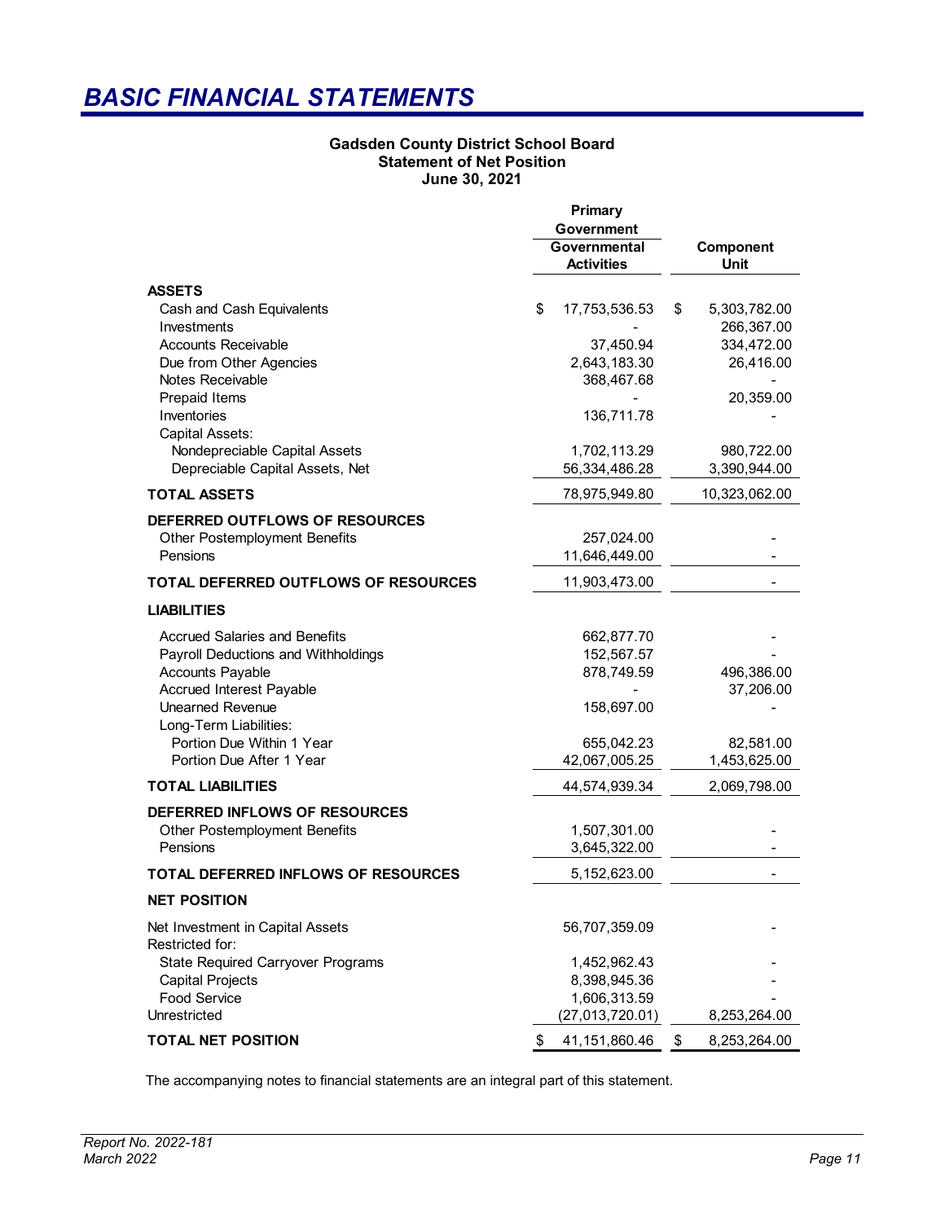# BASIC FINANCIAL STATEMENTS

**Gadsden County District School Board**
**Statement of Net Position**
**June 30, 2021**

| | Primary Government Governmental Activities | Component Unit |
|---|---|---|
| **ASSETS** | | |
| Cash and Cash Equivalents | $ 17,753,536.53 | $ 5,303,782.00 |
| Investments | - | 266,367.00 |
| Accounts Receivable | 37,450.94 | 334,472.00 |
| Due from Other Agencies | 2,643,183.30 | 26,416.00 |
| Notes Receivable | 368,467.68 | - |
| Prepaid Items | - | 20,359.00 |
| Inventories | 136,711.78 | - |
| Capital Assets: | | |
| Nondepreciable Capital Assets | 1,702,113.29 | 980,722.00 |
| Depreciable Capital Assets, Net | 56,334,486.28 | 3,390,944.00 |
| **TOTAL ASSETS** | 78,975,949.80 | 10,323,062.00 |
| **DEFERRED OUTFLOWS OF RESOURCES** | | |
| Other Postemployment Benefits | 257,024.00 | - |
| Pensions | 11,646,449.00 | - |
| **TOTAL DEFERRED OUTFLOWS OF RESOURCES** | 11,903,473.00 | - |
| **LIABILITIES** | | |
| Accrued Salaries and Benefits | 662,877.70 | - |
| Payroll Deductions and Withholdings | 152,567.57 | - |
| Accounts Payable | 878,749.59 | 496,386.00 |
| Accrued Interest Payable | - | 37,206.00 |
| Unearned Revenue | 158,697.00 | - |
| Long-Term Liabilities: | | |
| Portion Due Within 1 Year | 655,042.23 | 82,581.00 |
| Portion Due After 1 Year | 42,067,005.25 | 1,453,625.00 |
| **TOTAL LIABILITIES** | 44,574,939.34 | 2,069,798.00 |
| **DEFERRED INFLOWS OF RESOURCES** | | |
| Other Postemployment Benefits | 1,507,301.00 | - |
| Pensions | 3,645,322.00 | - |
| **TOTAL DEFERRED INFLOWS OF RESOURCES** | 5,152,623.00 | - |
| **NET POSITION** | | |
| Net Investment in Capital Assets | 56,707,359.09 | - |
| Restricted for: | | |
| State Required Carryover Programs | 1,452,962.43 | - |
| Capital Projects | 8,398,945.36 | - |
| Food Service | 1,606,313.59 | - |
| Unrestricted | (27,013,720.01) | 8,253,264.00 |
| **TOTAL NET POSITION** | $ 41,151,860.46 | $ 8,253,264.00 |

The accompanying notes to financial statements are an integral part of this statement.

*Report No. 2022-181*
*March 2022*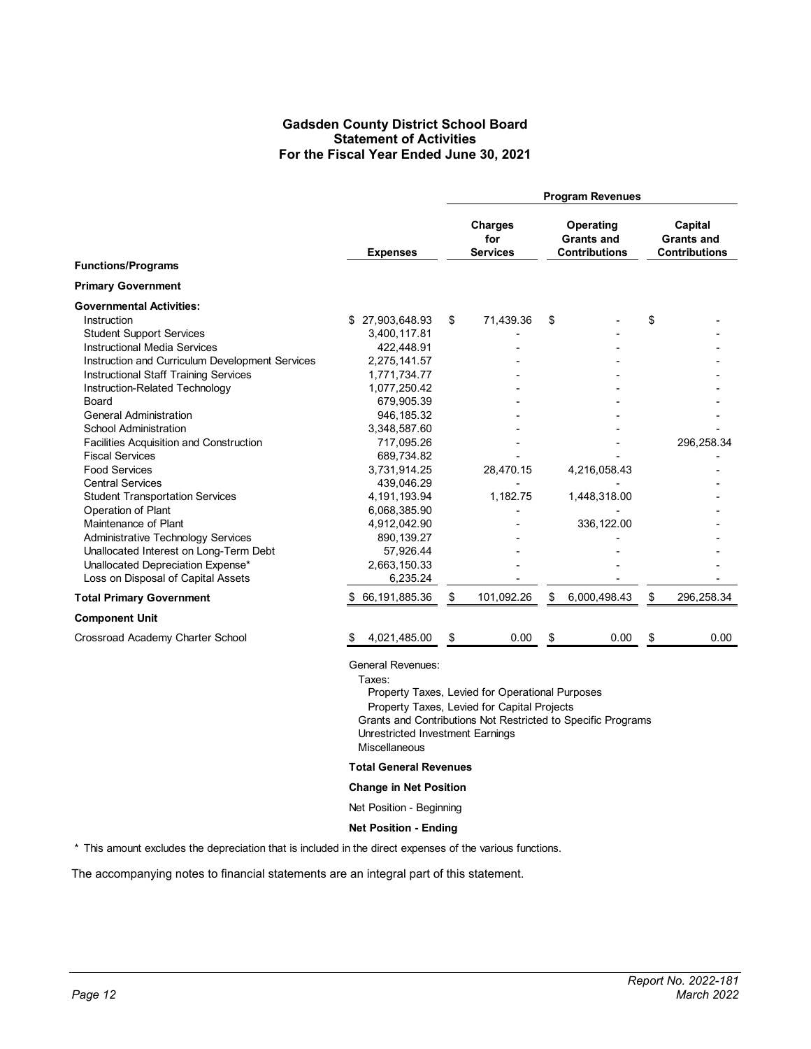# Gadsden County District School Board
## Statement of Activities
### For the Fiscal Year Ended June 30, 2021

| Functions/Programs | Expenses | Program Revenues: Charges for Services | Operating Grants and Contributions | Capital Grants and Contributions |
|---|---|---|---|---|
| **Primary Government** | | | | |
| **Governmental Activities:** | | | | |
| Instruction | $ 27,903,648.93 | $ 71,439.36 | $ - | $ - |
| Student Support Services | 3,400,117.81 | - | - | - |
| Instructional Media Services | 422,448.91 | - | - | - |
| Instruction and Curriculum Development Services | 2,275,141.57 | - | - | - |
| Instructional Staff Training Services | 1,771,734.77 | - | - | - |
| Instruction-Related Technology | 1,077,250.42 | - | - | - |
| Board | 679,905.39 | - | - | - |
| General Administration | 946,185.32 | - | - | - |
| School Administration | 3,348,587.60 | - | - | - |
| Facilities Acquisition and Construction | 717,095.26 | - | - | 296,258.34 |
| Fiscal Services | 689,734.82 | - | - | - |
| Food Services | 3,731,914.25 | 28,470.15 | 4,216,058.43 | - |
| Central Services | 439,046.29 | - | - | - |
| Student Transportation Services | 4,191,193.94 | 1,182.75 | 1,448,318.00 | - |
| Operation of Plant | 6,068,385.90 | - | - | - |
| Maintenance of Plant | 4,912,042.90 | - | 336,122.00 | - |
| Administrative Technology Services | 890,139.27 | - | - | - |
| Unallocated Interest on Long-Term Debt | 57,926.44 | - | - | - |
| Unallocated Depreciation Expense* | 2,663,150.33 | - | - | - |
| Loss on Disposal of Capital Assets | 6,235.24 | - | - | - |
| **Total Primary Government** | $ 66,191,885.36 | $ 101,092.26 | $ 6,000,498.43 | $ 296,258.34 |
| **Component Unit** | | | | |
| Crossroad Academy Charter School | $ 4,021,485.00 | $ 0.00 | $ 0.00 | $ 0.00 |

General Revenues:
- Taxes:
  - Property Taxes, Levied for Operational Purposes
  - Property Taxes, Levied for Capital Projects
- Grants and Contributions Not Restricted to Specific Programs
- Unrestricted Investment Earnings
- Miscellaneous

**Total General Revenues**

**Change in Net Position**

Net Position - Beginning

**Net Position - Ending**

\* This amount excludes the depreciation that is included in the direct expenses of the various functions.

The accompanying notes to financial statements are an integral part of this statement.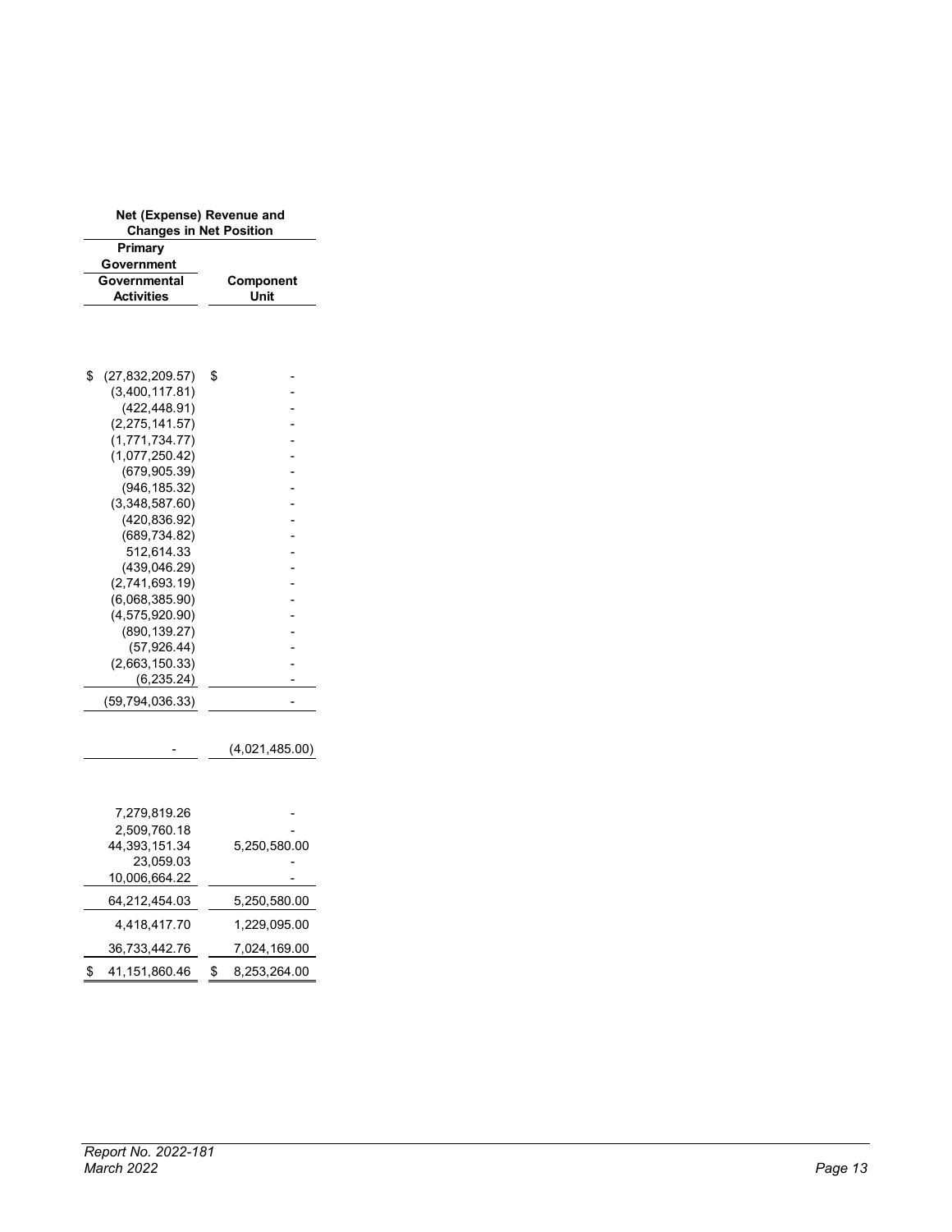| Net (Expense) Revenue and Changes in Net Position | |
|---|---|
| Primary Government | |
| Governmental Activities | Component Unit |
| $ (27,832,209.57) | $ - |
| (3,400,117.81) | - |
| (422,448.91) | - |
| (2,275,141.57) | - |
| (1,771,734.77) | - |
| (1,077,250.42) | - |
| (679,905.39) | - |
| (946,185.32) | - |
| (3,348,587.60) | - |
| (420,836.92) | - |
| (689,734.82) | - |
| 512,614.33 | - |
| (439,046.29) | - |
| (2,741,693.19) | - |
| (6,068,385.90) | - |
| (4,575,920.90) | - |
| (890,139.27) | - |
| (57,926.44) | - |
| (2,663,150.33) | - |
| (6,235.24) | - |
| (59,794,036.33) | - |
| - | (4,021,485.00) |
| 7,279,819.26 | - |
| 2,509,760.18 | - |
| 44,393,151.34 | 5,250,580.00 |
| 23,059.03 | - |
| 10,006,664.22 | - |
| 64,212,454.03 | 5,250,580.00 |
| 4,418,417.70 | 1,229,095.00 |
| 36,733,442.76 | 7,024,169.00 |
| $ 41,151,860.46 | $ 8,253,264.00 |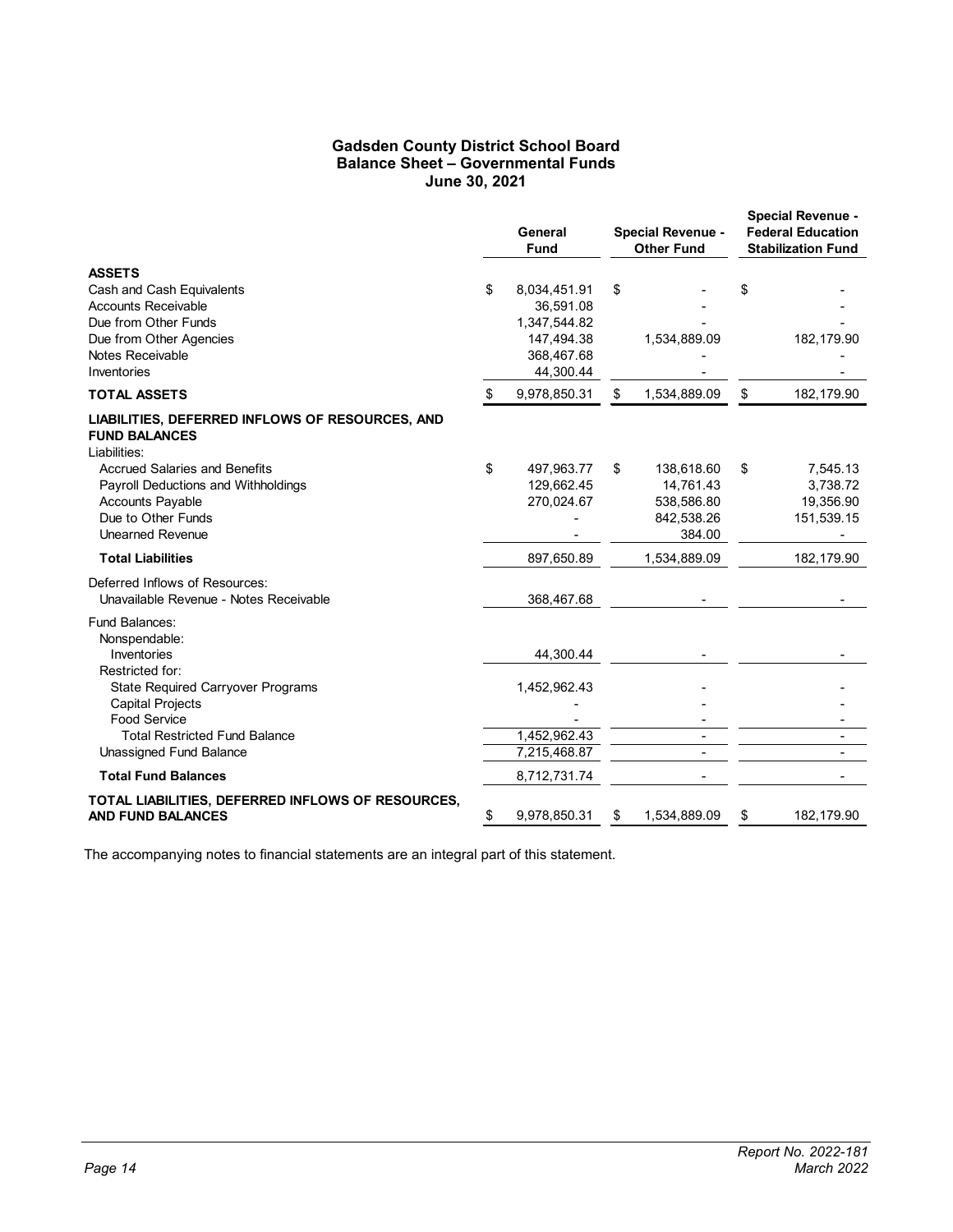# Gadsden County District School Board
## Balance Sheet – Governmental Funds
### June 30, 2021

| | General Fund | Special Revenue - Other Fund | Special Revenue - Federal Education Stabilization Fund |
|---|---|---|---|
| **ASSETS** | | | |
| Cash and Cash Equivalents | $ 8,034,451.91 | $ - | $ - |
| Accounts Receivable | 36,591.08 | - | - |
| Due from Other Funds | 1,347,544.82 | - | - |
| Due from Other Agencies | 147,494.38 | 1,534,889.09 | 182,179.90 |
| Notes Receivable | 368,467.68 | - | - |
| Inventories | 44,300.44 | - | - |
| **TOTAL ASSETS** | $ 9,978,850.31 | $ 1,534,889.09 | $ 182,179.90 |
| **LIABILITIES, DEFERRED INFLOWS OF RESOURCES, AND FUND BALANCES** | | | |
| Liabilities: | | | |
| Accrued Salaries and Benefits | $ 497,963.77 | $ 138,618.60 | $ 7,545.13 |
| Payroll Deductions and Withholdings | 129,662.45 | 14,761.43 | 3,738.72 |
| Accounts Payable | 270,024.67 | 538,586.80 | 19,356.90 |
| Due to Other Funds | - | 842,538.26 | 151,539.15 |
| Unearned Revenue | - | 384.00 | - |
| **Total Liabilities** | 897,650.89 | 1,534,889.09 | 182,179.90 |
| Deferred Inflows of Resources: | | | |
| Unavailable Revenue - Notes Receivable | 368,467.68 | - | - |
| Fund Balances: | | | |
| Nonspendable: | | | |
| Inventories | 44,300.44 | - | - |
| Restricted for: | | | |
| State Required Carryover Programs | 1,452,962.43 | - | - |
| Capital Projects | - | - | - |
| Food Service | - | - | - |
| Total Restricted Fund Balance | 1,452,962.43 | - | - |
| Unassigned Fund Balance | 7,215,468.87 | - | - |
| **Total Fund Balances** | 8,712,731.74 | - | - |
| **TOTAL LIABILITIES, DEFERRED INFLOWS OF RESOURCES, AND FUND BALANCES** | $ 9,978,850.31 | $ 1,534,889.09 | $ 182,179.90 |

The accompanying notes to financial statements are an integral part of this statement.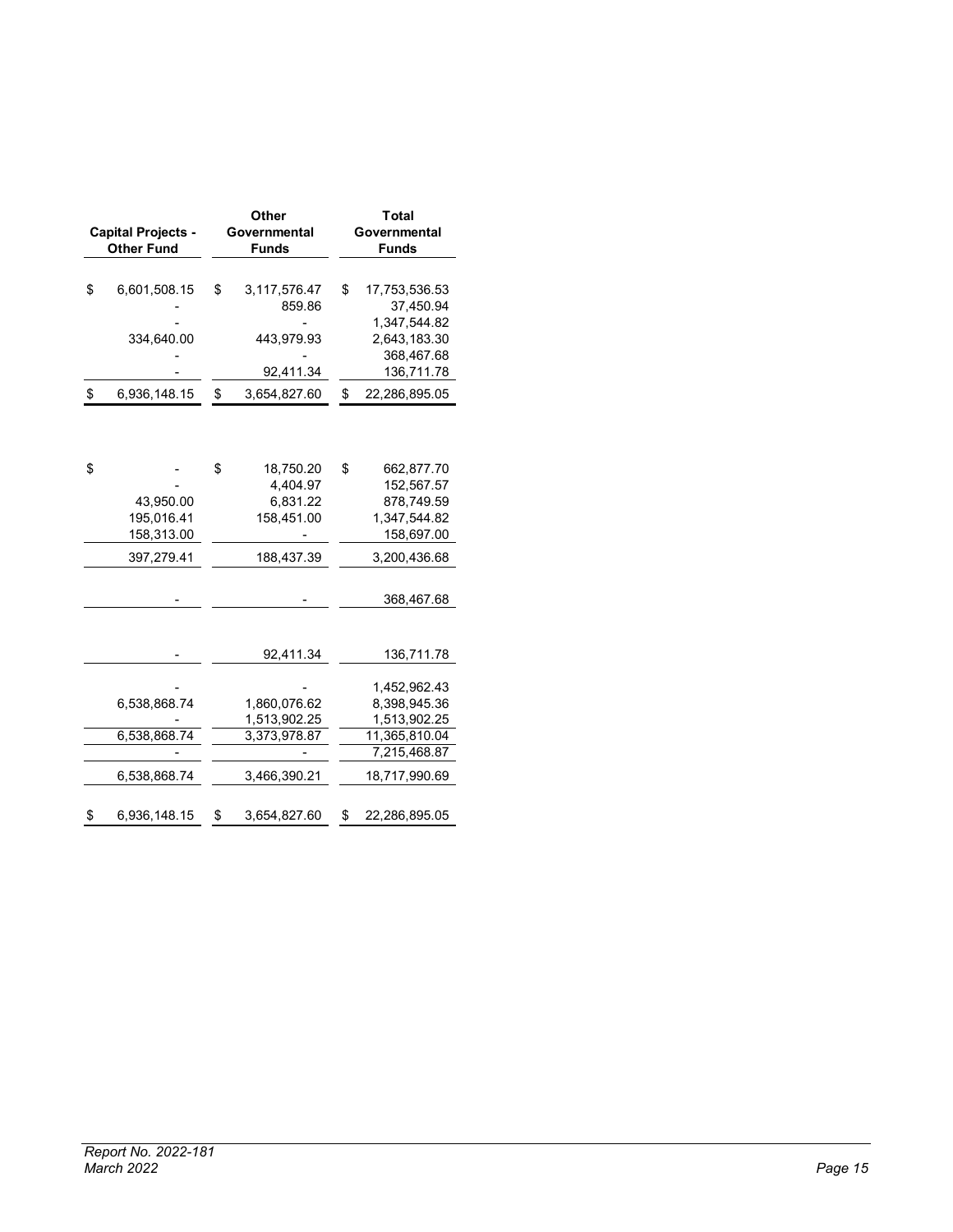| Capital Projects - Other Fund | Other Governmental Funds | Total Governmental Funds |
|---|---|---|
| $ 6,601,508.15 | $ 3,117,576.47 | $ 17,753,536.53 |
| - | 859.86 | 37,450.94 |
| - | - | 1,347,544.82 |
| 334,640.00 | 443,979.93 | 2,643,183.30 |
| - | - | 368,467.68 |
| - | 92,411.34 | 136,711.78 |
| $ 6,936,148.15 | $ 3,654,827.60 | $ 22,286,895.05 |
| | | |
| $ - | $ 18,750.20 | $ 662,877.70 |
| - | 4,404.97 | 152,567.57 |
| 43,950.00 | 6,831.22 | 878,749.59 |
| 195,016.41 | 158,451.00 | 1,347,544.82 |
| 158,313.00 | - | 158,697.00 |
| 397,279.41 | 188,437.39 | 3,200,436.68 |
| | | |
| - | - | 368,467.68 |
| | | |
| - | 92,411.34 | 136,711.78 |
| | | |
| - | - | 1,452,962.43 |
| 6,538,868.74 | 1,860,076.62 | 8,398,945.36 |
| - | 1,513,902.25 | 1,513,902.25 |
| 6,538,868.74 | 3,373,978.87 | 11,365,810.04 |
| - | - | 7,215,468.87 |
| 6,538,868.74 | 3,466,390.21 | 18,717,990.69 |
| | | |
| $ 6,936,148.15 | $ 3,654,827.60 | $ 22,286,895.05 |

*Report No. 2022-181*
*March 2022*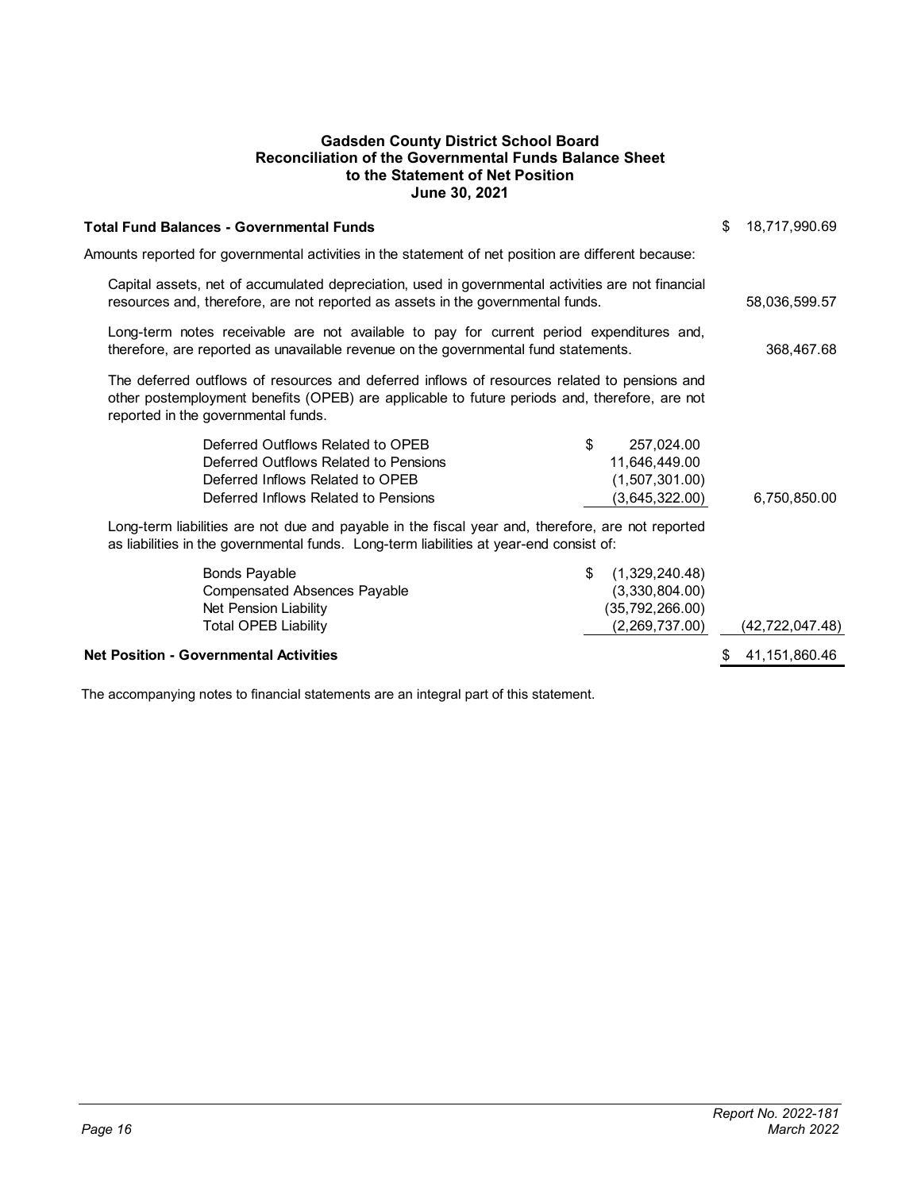# Gadsden County District School Board
## Reconciliation of the Governmental Funds Balance Sheet to the Statement of Net Position
### June 30, 2021

| | | |
|---|---|---|
| **Total Fund Balances - Governmental Funds** | | $ 18,717,990.69 |
| Amounts reported for governmental activities in the statement of net position are different because: | | |
| Capital assets, net of accumulated depreciation, used in governmental activities are not financial resources and, therefore, are not reported as assets in the governmental funds. | | 58,036,599.57 |
| Long-term notes receivable are not available to pay for current period expenditures and, therefore, are reported as unavailable revenue on the governmental fund statements. | | 368,467.68 |
| The deferred outflows of resources and deferred inflows of resources related to pensions and other postemployment benefits (OPEB) are applicable to future periods and, therefore, are not reported in the governmental funds. | | |
| Deferred Outflows Related to OPEB | $ 257,024.00 | |
| Deferred Outflows Related to Pensions | 11,646,449.00 | |
| Deferred Inflows Related to OPEB | (1,507,301.00) | |
| Deferred Inflows Related to Pensions | (3,645,322.00) | 6,750,850.00 |
| Long-term liabilities are not due and payable in the fiscal year and, therefore, are not reported as liabilities in the governmental funds. Long-term liabilities at year-end consist of: | | |
| Bonds Payable | $ (1,329,240.48) | |
| Compensated Absences Payable | (3,330,804.00) | |
| Net Pension Liability | (35,792,266.00) | |
| Total OPEB Liability | (2,269,737.00) | (42,722,047.48) |
| **Net Position - Governmental Activities** | | $ 41,151,860.46 |

The accompanying notes to financial statements are an integral part of this statement.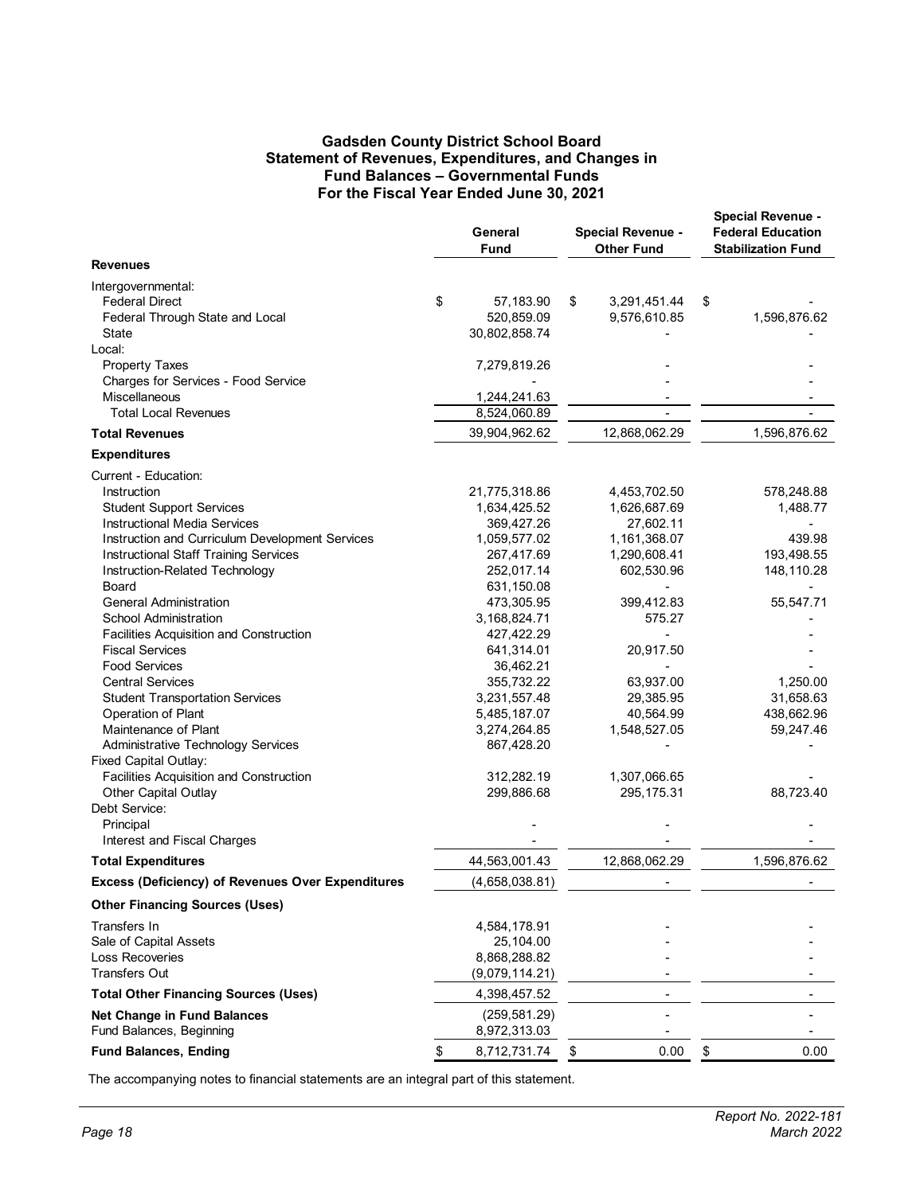# Gadsden County District School Board
## Statement of Revenues, Expenditures, and Changes in Fund Balances – Governmental Funds
### For the Fiscal Year Ended June 30, 2021

| | General Fund | Special Revenue - Other Fund | Special Revenue - Federal Education Stabilization Fund |
|---|---|---|---|
| **Revenues** | | | |
| Intergovernmental: | | | |
| Federal Direct | $ 57,183.90 | $ 3,291,451.44 | $ - |
| Federal Through State and Local | 520,859.09 | 9,576,610.85 | 1,596,876.62 |
| State | 30,802,858.74 | - | - |
| Local: | | | |
| Property Taxes | 7,279,819.26 | - | - |
| Charges for Services - Food Service | - | - | - |
| Miscellaneous | 1,244,241.63 | - | - |
| Total Local Revenues | 8,524,060.89 | - | - |
| **Total Revenues** | 39,904,962.62 | 12,868,062.29 | 1,596,876.62 |
| **Expenditures** | | | |
| Current - Education: | | | |
| Instruction | 21,775,318.86 | 4,453,702.50 | 578,248.88 |
| Student Support Services | 1,634,425.52 | 1,626,687.69 | 1,488.77 |
| Instructional Media Services | 369,427.26 | 27,602.11 | - |
| Instruction and Curriculum Development Services | 1,059,577.02 | 1,161,368.07 | 439.98 |
| Instructional Staff Training Services | 267,417.69 | 1,290,608.41 | 193,498.55 |
| Instruction-Related Technology | 252,017.14 | 602,530.96 | 148,110.28 |
| Board | 631,150.08 | - | - |
| General Administration | 473,305.95 | 399,412.83 | 55,547.71 |
| School Administration | 3,168,824.71 | 575.27 | - |
| Facilities Acquisition and Construction | 427,422.29 | - | - |
| Fiscal Services | 641,314.01 | 20,917.50 | - |
| Food Services | 36,462.21 | - | - |
| Central Services | 355,732.22 | 63,937.00 | 1,250.00 |
| Student Transportation Services | 3,231,557.48 | 29,385.95 | 31,658.63 |
| Operation of Plant | 5,485,187.07 | 40,564.99 | 438,662.96 |
| Maintenance of Plant | 3,274,264.85 | 1,548,527.05 | 59,247.46 |
| Administrative Technology Services | 867,428.20 | - | - |
| Fixed Capital Outlay: | | | |
| Facilities Acquisition and Construction | 312,282.19 | 1,307,066.65 | - |
| Other Capital Outlay | 299,886.68 | 295,175.31 | 88,723.40 |
| Debt Service: | | | |
| Principal | - | - | - |
| Interest and Fiscal Charges | - | - | - |
| **Total Expenditures** | 44,563,001.43 | 12,868,062.29 | 1,596,876.62 |
| **Excess (Deficiency) of Revenues Over Expenditures** | (4,658,038.81) | - | - |
| **Other Financing Sources (Uses)** | | | |
| Transfers In | 4,584,178.91 | - | - |
| Sale of Capital Assets | 25,104.00 | - | - |
| Loss Recoveries | 8,868,288.82 | - | - |
| Transfers Out | (9,079,114.21) | - | - |
| **Total Other Financing Sources (Uses)** | 4,398,457.52 | - | - |
| **Net Change in Fund Balances** | (259,581.29) | - | - |
| Fund Balances, Beginning | 8,972,313.03 | - | - |
| **Fund Balances, Ending** | $ 8,712,731.74 | $ 0.00 | $ 0.00 |

The accompanying notes to financial statements are an integral part of this statement.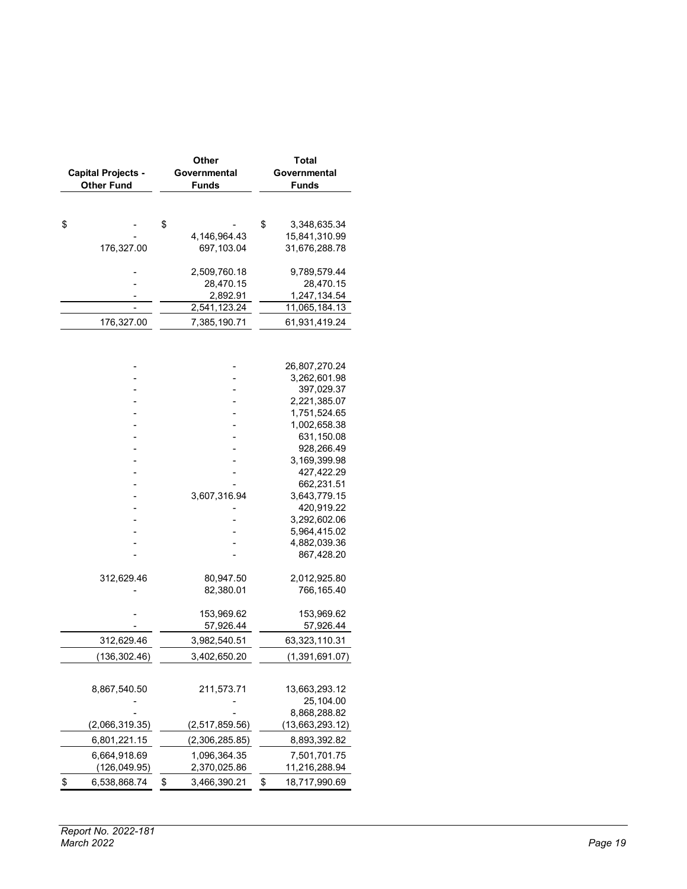| Capital Projects - Other Fund | Other Governmental Funds | Total Governmental Funds |
|---|---|---|
| $ - | $ - | $ 3,348,635.34 |
| - | 4,146,964.43 | 15,841,310.99 |
| 176,327.00 | 697,103.04 | 31,676,288.78 |
| | | |
| - | 2,509,760.18 | 9,789,579.44 |
| - | 28,470.15 | 28,470.15 |
| - | 2,892.91 | 1,247,134.54 |
| - | 2,541,123.24 | 11,065,184.13 |
| 176,327.00 | 7,385,190.71 | 61,931,419.24 |
| | | |
| - | - | 26,807,270.24 |
| - | - | 3,262,601.98 |
| - | - | 397,029.37 |
| - | - | 2,221,385.07 |
| - | - | 1,751,524.65 |
| - | - | 1,002,658.38 |
| - | - | 631,150.08 |
| - | - | 928,266.49 |
| - | - | 3,169,399.98 |
| - | - | 427,422.29 |
| - | - | 662,231.51 |
| - | 3,607,316.94 | 3,643,779.15 |
| - | - | 420,919.22 |
| - | - | 3,292,602.06 |
| - | - | 5,964,415.02 |
| - | - | 4,882,039.36 |
| - | - | 867,428.20 |
| | | |
| 312,629.46 | 80,947.50 | 2,012,925.80 |
| - | 82,380.01 | 766,165.40 |
| | | |
| - | 153,969.62 | 153,969.62 |
| - | 57,926.44 | 57,926.44 |
| 312,629.46 | 3,982,540.51 | 63,323,110.31 |
| (136,302.46) | 3,402,650.20 | (1,391,691.07) |
| | | |
| 8,867,540.50 | 211,573.71 | 13,663,293.12 |
| - | - | 25,104.00 |
| - | - | 8,868,288.82 |
| (2,066,319.35) | (2,517,859.56) | (13,663,293.12) |
| 6,801,221.15 | (2,306,285.85) | 8,893,392.82 |
| 6,664,918.69 | 1,096,364.35 | 7,501,701.75 |
| (126,049.95) | 2,370,025.86 | 11,216,288.94 |
| $ 6,538,868.74 | $ 3,466,390.21 | $ 18,717,990.69 |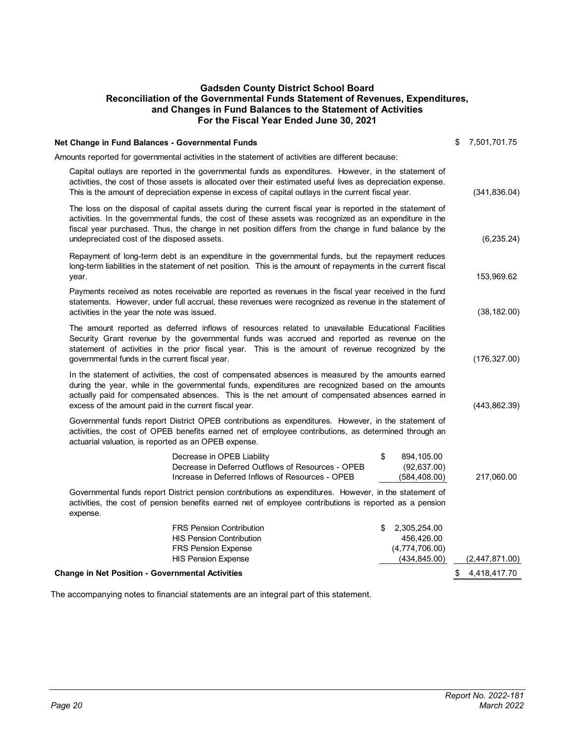# Gadsden County District School Board
## Reconciliation of the Governmental Funds Statement of Revenues, Expenditures, and Changes in Fund Balances to the Statement of Activities
### For the Fiscal Year Ended June 30, 2021

| | | |
|---|---|---|
| **Net Change in Fund Balances - Governmental Funds** | | $ 7,501,701.75 |
| Amounts reported for governmental activities in the statement of activities are different because: | | |
| Capital outlays are reported in the governmental funds as expenditures. However, in the statement of activities, the cost of those assets is allocated over their estimated useful lives as depreciation expense. This is the amount of depreciation expense in excess of capital outlays in the current fiscal year. | | (341,836.04) |
| The loss on the disposal of capital assets during the current fiscal year is reported in the statement of activities. In the governmental funds, the cost of these assets was recognized as an expenditure in the fiscal year purchased. Thus, the change in net position differs from the change in fund balance by the undepreciated cost of the disposed assets. | | (6,235.24) |
| Repayment of long-term debt is an expenditure in the governmental funds, but the repayment reduces long-term liabilities in the statement of net position. This is the amount of repayments in the current fiscal year. | | 153,969.62 |
| Payments received as notes receivable are reported as revenues in the fiscal year received in the fund statements. However, under full accrual, these revenues were recognized as revenue in the statement of activities in the year the note was issued. | | (38,182.00) |
| The amount reported as deferred inflows of resources related to unavailable Educational Facilities Security Grant revenue by the governmental funds was accrued and reported as revenue on the statement of activities in the prior fiscal year. This is the amount of revenue recognized by the governmental funds in the current fiscal year. | | (176,327.00) |
| In the statement of activities, the cost of compensated absences is measured by the amounts earned during the year, while in the governmental funds, expenditures are recognized based on the amounts actually paid for compensated absences. This is the net amount of compensated absences earned in excess of the amount paid in the current fiscal year. | | (443,862.39) |
| Governmental funds report District OPEB contributions as expenditures. However, in the statement of activities, the cost of OPEB benefits earned net of employee contributions, as determined through an actuarial valuation, is reported as an OPEB expense. | | |
| Decrease in OPEB Liability | $ 894,105.00 | |
| Decrease in Deferred Outflows of Resources - OPEB | (92,637.00) | |
| Increase in Deferred Inflows of Resources - OPEB | (584,408.00) | 217,060.00 |
| Governmental funds report District pension contributions as expenditures. However, in the statement of activities, the cost of pension benefits earned net of employee contributions is reported as a pension expense. | | |
| FRS Pension Contribution | $ 2,305,254.00 | |
| HIS Pension Contribution | 456,426.00 | |
| FRS Pension Expense | (4,774,706.00) | |
| HIS Pension Expense | (434,845.00) | (2,447,871.00) |
| **Change in Net Position - Governmental Activities** | | $ 4,418,417.70 |

The accompanying notes to financial statements are an integral part of this statement.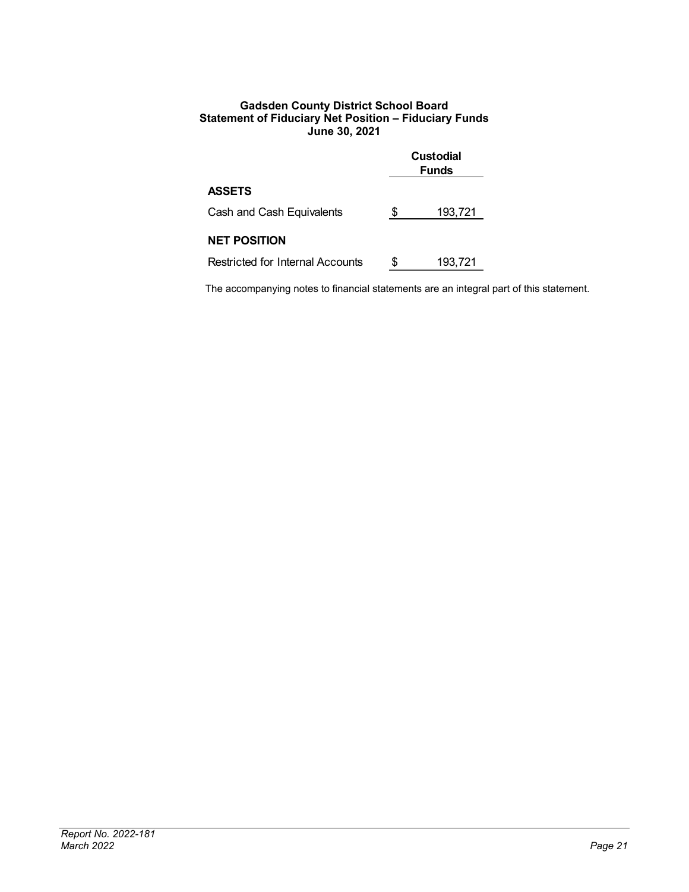**Gadsden County District School Board**
**Statement of Fiduciary Net Position – Fiduciary Funds**
**June 30, 2021**

| | Custodial Funds |
|---|---|
| **ASSETS** | |
| Cash and Cash Equivalents | $ 193,721 |
| **NET POSITION** | |
| Restricted for Internal Accounts | $ 193,721 |

The accompanying notes to financial statements are an integral part of this statement.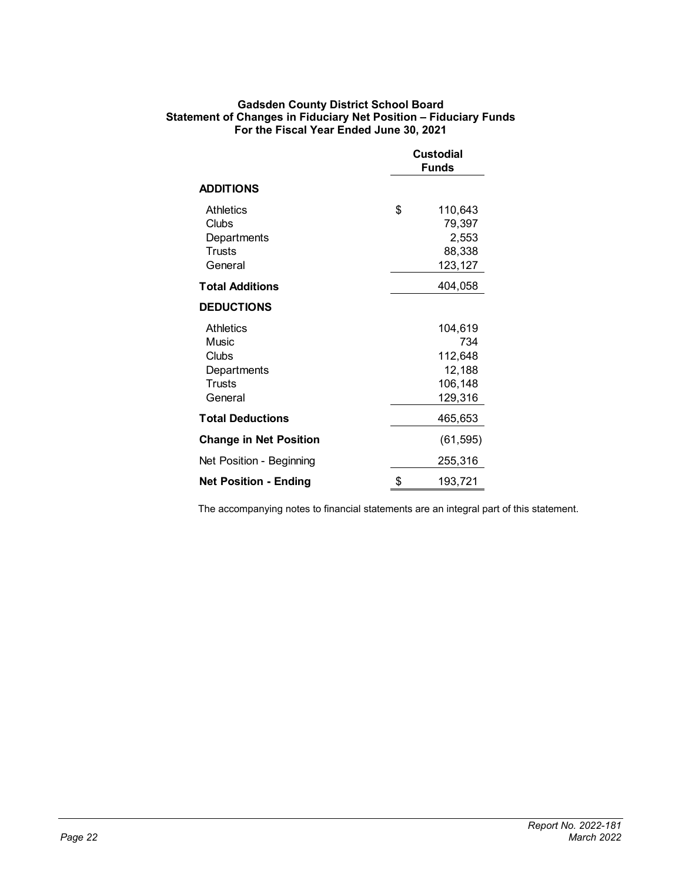**Gadsden County District School Board**
**Statement of Changes in Fiduciary Net Position – Fiduciary Funds**
**For the Fiscal Year Ended June 30, 2021**

| | Custodial Funds |
|---|---|
| **ADDITIONS** | |
| Athletics | $ 110,643 |
| Clubs | 79,397 |
| Departments | 2,553 |
| Trusts | 88,338 |
| General | 123,127 |
| **Total Additions** | 404,058 |
| **DEDUCTIONS** | |
| Athletics | 104,619 |
| Music | 734 |
| Clubs | 112,648 |
| Departments | 12,188 |
| Trusts | 106,148 |
| General | 129,316 |
| **Total Deductions** | 465,653 |
| **Change in Net Position** | (61,595) |
| Net Position - Beginning | 255,316 |
| **Net Position - Ending** | $ 193,721 |

The accompanying notes to financial statements are an integral part of this statement.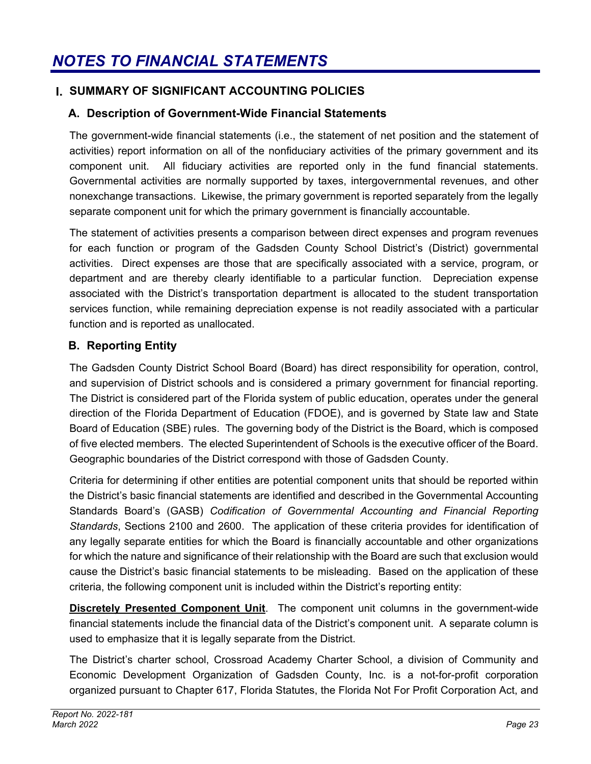# NOTES TO FINANCIAL STATEMENTS

## I. SUMMARY OF SIGNIFICANT ACCOUNTING POLICIES

### A. Description of Government-Wide Financial Statements

The government-wide financial statements (i.e., the statement of net position and the statement of activities) report information on all of the nonfiduciary activities of the primary government and its component unit. All fiduciary activities are reported only in the fund financial statements. Governmental activities are normally supported by taxes, intergovernmental revenues, and other nonexchange transactions. Likewise, the primary government is reported separately from the legally separate component unit for which the primary government is financially accountable.

The statement of activities presents a comparison between direct expenses and program revenues for each function or program of the Gadsden County School District's (District) governmental activities. Direct expenses are those that are specifically associated with a service, program, or department and are thereby clearly identifiable to a particular function. Depreciation expense associated with the District's transportation department is allocated to the student transportation services function, while remaining depreciation expense is not readily associated with a particular function and is reported as unallocated.

### B. Reporting Entity

The Gadsden County District School Board (Board) has direct responsibility for operation, control, and supervision of District schools and is considered a primary government for financial reporting. The District is considered part of the Florida system of public education, operates under the general direction of the Florida Department of Education (FDOE), and is governed by State law and State Board of Education (SBE) rules. The governing body of the District is the Board, which is composed of five elected members. The elected Superintendent of Schools is the executive officer of the Board. Geographic boundaries of the District correspond with those of Gadsden County.

Criteria for determining if other entities are potential component units that should be reported within the District's basic financial statements are identified and described in the Governmental Accounting Standards Board's (GASB) *Codification of Governmental Accounting and Financial Reporting Standards*, Sections 2100 and 2600. The application of these criteria provides for identification of any legally separate entities for which the Board is financially accountable and other organizations for which the nature and significance of their relationship with the Board are such that exclusion would cause the District's basic financial statements to be misleading. Based on the application of these criteria, the following component unit is included within the District's reporting entity:

**Discretely Presented Component Unit**. The component unit columns in the government-wide financial statements include the financial data of the District's component unit. A separate column is used to emphasize that it is legally separate from the District.

The District's charter school, Crossroad Academy Charter School, a division of Community and Economic Development Organization of Gadsden County, Inc. is a not-for-profit corporation organized pursuant to Chapter 617, Florida Statutes, the Florida Not For Profit Corporation Act, and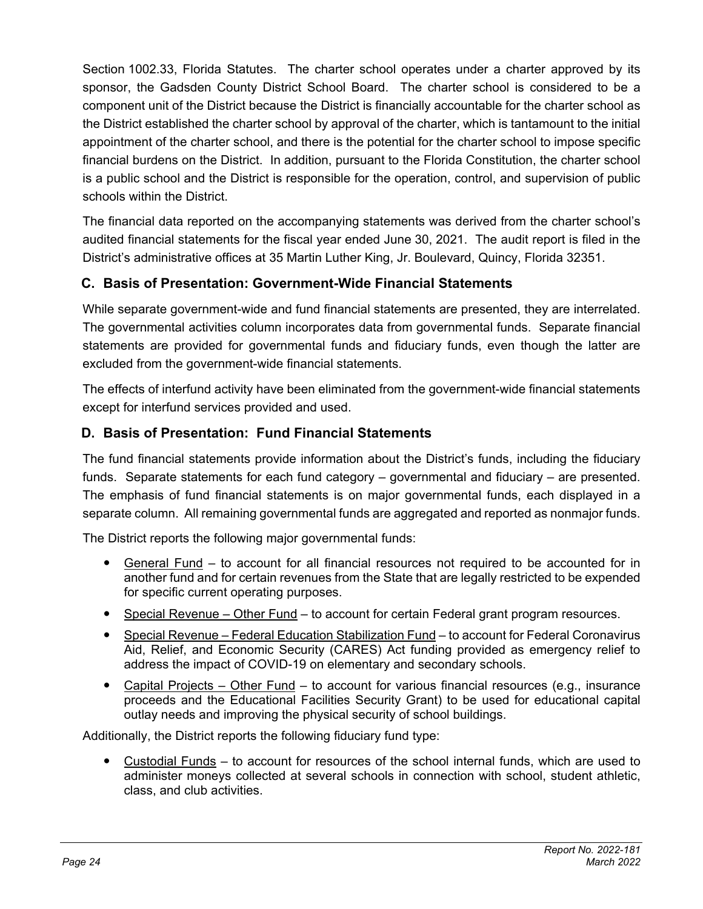Section 1002.33, Florida Statutes. The charter school operates under a charter approved by its sponsor, the Gadsden County District School Board. The charter school is considered to be a component unit of the District because the District is financially accountable for the charter school as the District established the charter school by approval of the charter, which is tantamount to the initial appointment of the charter school, and there is the potential for the charter school to impose specific financial burdens on the District. In addition, pursuant to the Florida Constitution, the charter school is a public school and the District is responsible for the operation, control, and supervision of public schools within the District.

The financial data reported on the accompanying statements was derived from the charter school's audited financial statements for the fiscal year ended June 30, 2021. The audit report is filed in the District's administrative offices at 35 Martin Luther King, Jr. Boulevard, Quincy, Florida 32351.

### C. Basis of Presentation: Government-Wide Financial Statements

While separate government-wide and fund financial statements are presented, they are interrelated. The governmental activities column incorporates data from governmental funds. Separate financial statements are provided for governmental funds and fiduciary funds, even though the latter are excluded from the government-wide financial statements.

The effects of interfund activity have been eliminated from the government-wide financial statements except for interfund services provided and used.

### D. Basis of Presentation: Fund Financial Statements

The fund financial statements provide information about the District's funds, including the fiduciary funds. Separate statements for each fund category – governmental and fiduciary – are presented. The emphasis of fund financial statements is on major governmental funds, each displayed in a separate column. All remaining governmental funds are aggregated and reported as nonmajor funds.

The District reports the following major governmental funds:

- General Fund – to account for all financial resources not required to be accounted for in another fund and for certain revenues from the State that are legally restricted to be expended for specific current operating purposes.
- Special Revenue – Other Fund – to account for certain Federal grant program resources.
- Special Revenue – Federal Education Stabilization Fund – to account for Federal Coronavirus Aid, Relief, and Economic Security (CARES) Act funding provided as emergency relief to address the impact of COVID-19 on elementary and secondary schools.
- Capital Projects – Other Fund – to account for various financial resources (e.g., insurance proceeds and the Educational Facilities Security Grant) to be used for educational capital outlay needs and improving the physical security of school buildings.

Additionally, the District reports the following fiduciary fund type:

- Custodial Funds – to account for resources of the school internal funds, which are used to administer moneys collected at several schools in connection with school, student athletic, class, and club activities.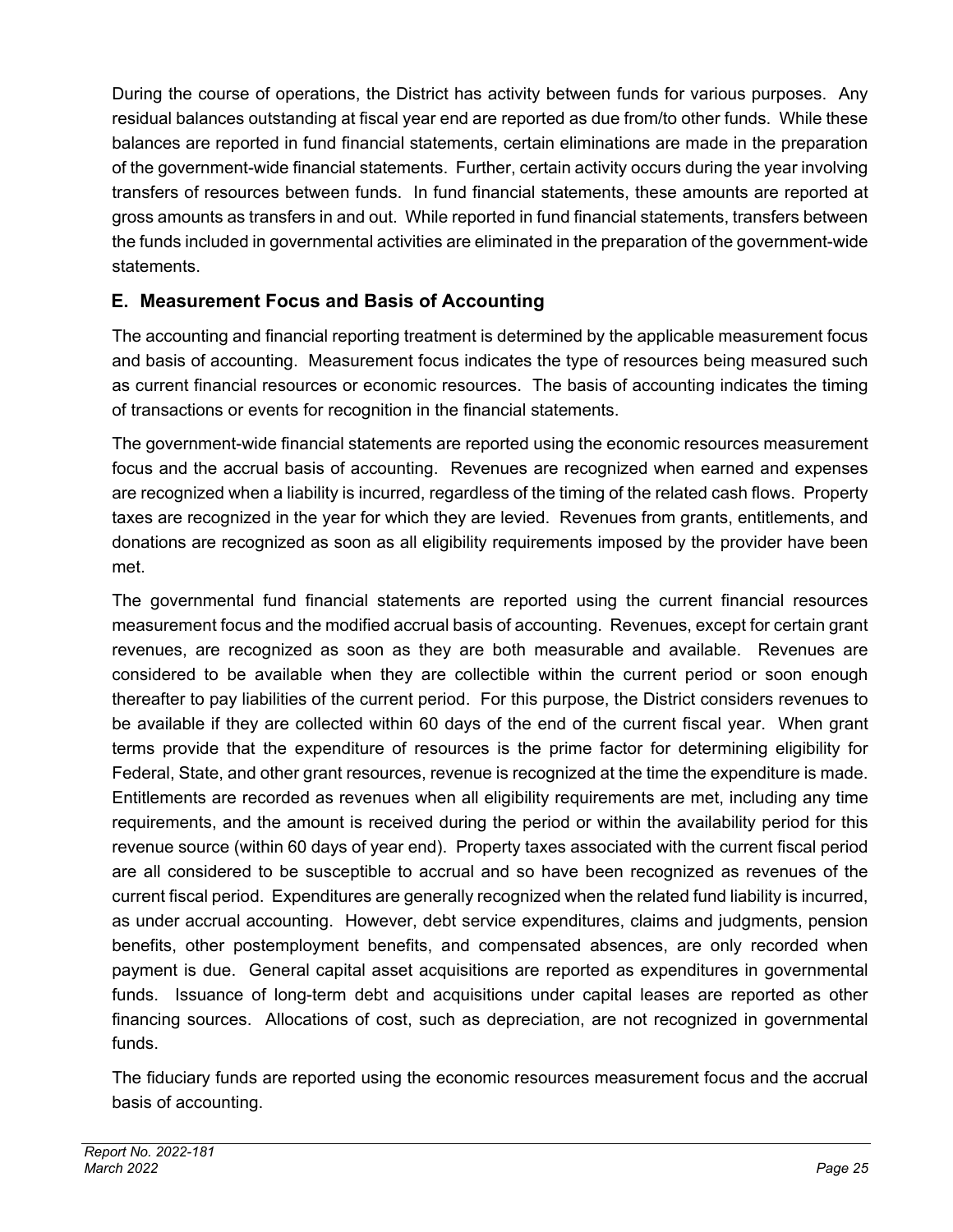During the course of operations, the District has activity between funds for various purposes. Any residual balances outstanding at fiscal year end are reported as due from/to other funds. While these balances are reported in fund financial statements, certain eliminations are made in the preparation of the government-wide financial statements. Further, certain activity occurs during the year involving transfers of resources between funds. In fund financial statements, these amounts are reported at gross amounts as transfers in and out. While reported in fund financial statements, transfers between the funds included in governmental activities are eliminated in the preparation of the government-wide statements.

## E. Measurement Focus and Basis of Accounting

The accounting and financial reporting treatment is determined by the applicable measurement focus and basis of accounting. Measurement focus indicates the type of resources being measured such as current financial resources or economic resources. The basis of accounting indicates the timing of transactions or events for recognition in the financial statements.

The government-wide financial statements are reported using the economic resources measurement focus and the accrual basis of accounting. Revenues are recognized when earned and expenses are recognized when a liability is incurred, regardless of the timing of the related cash flows. Property taxes are recognized in the year for which they are levied. Revenues from grants, entitlements, and donations are recognized as soon as all eligibility requirements imposed by the provider have been met.

The governmental fund financial statements are reported using the current financial resources measurement focus and the modified accrual basis of accounting. Revenues, except for certain grant revenues, are recognized as soon as they are both measurable and available. Revenues are considered to be available when they are collectible within the current period or soon enough thereafter to pay liabilities of the current period. For this purpose, the District considers revenues to be available if they are collected within 60 days of the end of the current fiscal year. When grant terms provide that the expenditure of resources is the prime factor for determining eligibility for Federal, State, and other grant resources, revenue is recognized at the time the expenditure is made. Entitlements are recorded as revenues when all eligibility requirements are met, including any time requirements, and the amount is received during the period or within the availability period for this revenue source (within 60 days of year end). Property taxes associated with the current fiscal period are all considered to be susceptible to accrual and so have been recognized as revenues of the current fiscal period. Expenditures are generally recognized when the related fund liability is incurred, as under accrual accounting. However, debt service expenditures, claims and judgments, pension benefits, other postemployment benefits, and compensated absences, are only recorded when payment is due. General capital asset acquisitions are reported as expenditures in governmental funds. Issuance of long-term debt and acquisitions under capital leases are reported as other financing sources. Allocations of cost, such as depreciation, are not recognized in governmental funds.

The fiduciary funds are reported using the economic resources measurement focus and the accrual basis of accounting.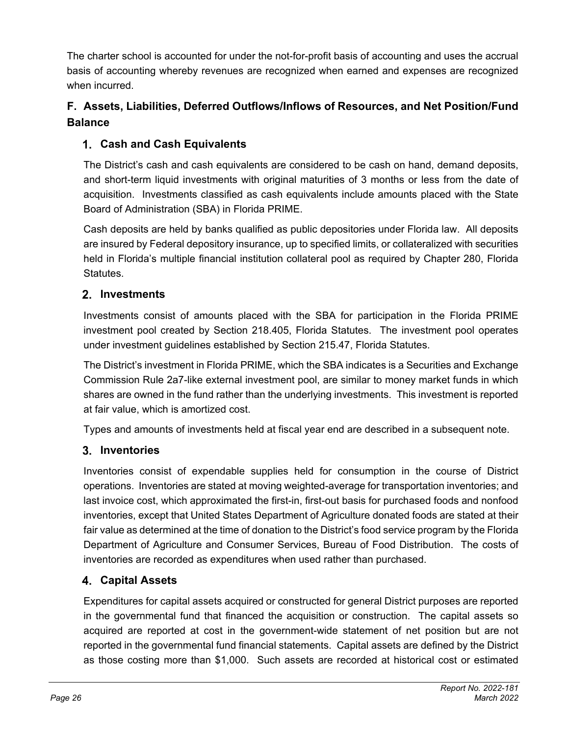The charter school is accounted for under the not-for-profit basis of accounting and uses the accrual basis of accounting whereby revenues are recognized when earned and expenses are recognized when incurred.

## F. Assets, Liabilities, Deferred Outflows/Inflows of Resources, and Net Position/Fund Balance

### 1. Cash and Cash Equivalents

The District's cash and cash equivalents are considered to be cash on hand, demand deposits, and short-term liquid investments with original maturities of 3 months or less from the date of acquisition. Investments classified as cash equivalents include amounts placed with the State Board of Administration (SBA) in Florida PRIME.

Cash deposits are held by banks qualified as public depositories under Florida law. All deposits are insured by Federal depository insurance, up to specified limits, or collateralized with securities held in Florida's multiple financial institution collateral pool as required by Chapter 280, Florida Statutes.

### 2. Investments

Investments consist of amounts placed with the SBA for participation in the Florida PRIME investment pool created by Section 218.405, Florida Statutes. The investment pool operates under investment guidelines established by Section 215.47, Florida Statutes.

The District's investment in Florida PRIME, which the SBA indicates is a Securities and Exchange Commission Rule 2a7-like external investment pool, are similar to money market funds in which shares are owned in the fund rather than the underlying investments. This investment is reported at fair value, which is amortized cost.

Types and amounts of investments held at fiscal year end are described in a subsequent note.

### 3. Inventories

Inventories consist of expendable supplies held for consumption in the course of District operations. Inventories are stated at moving weighted-average for transportation inventories; and last invoice cost, which approximated the first-in, first-out basis for purchased foods and nonfood inventories, except that United States Department of Agriculture donated foods are stated at their fair value as determined at the time of donation to the District's food service program by the Florida Department of Agriculture and Consumer Services, Bureau of Food Distribution. The costs of inventories are recorded as expenditures when used rather than purchased.

### 4. Capital Assets

Expenditures for capital assets acquired or constructed for general District purposes are reported in the governmental fund that financed the acquisition or construction. The capital assets so acquired are reported at cost in the government-wide statement of net position but are not reported in the governmental fund financial statements. Capital assets are defined by the District as those costing more than $1,000. Such assets are recorded at historical cost or estimated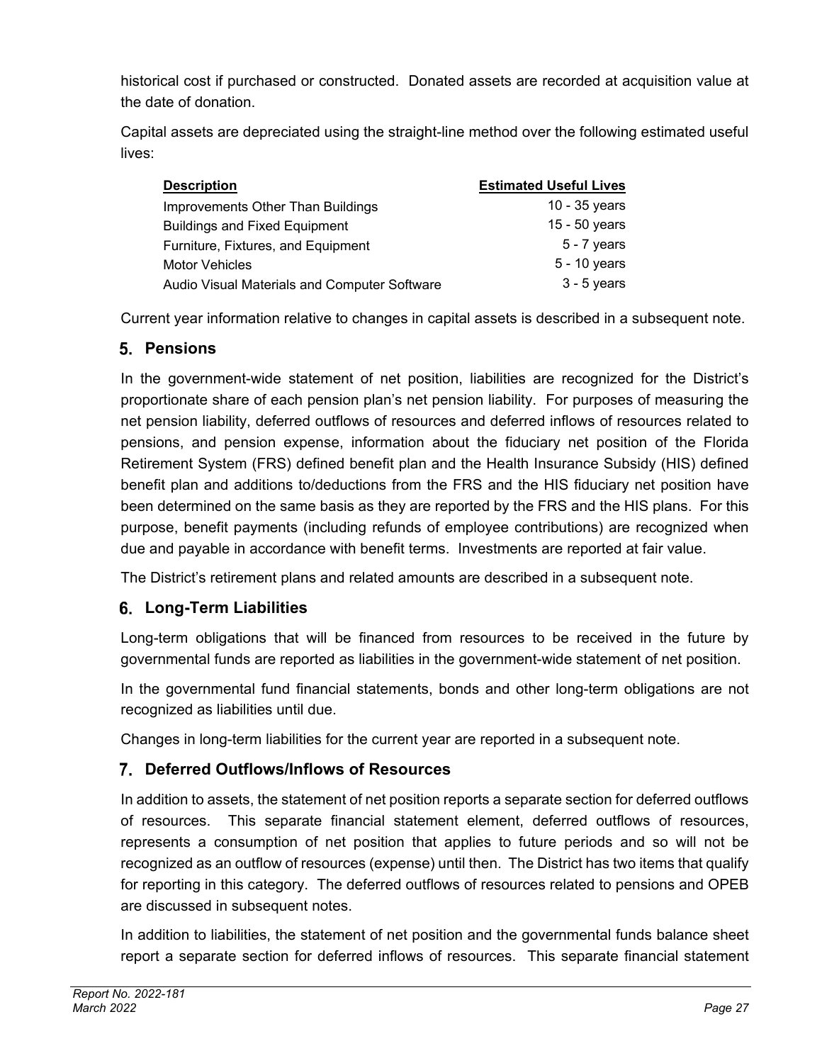historical cost if purchased or constructed. Donated assets are recorded at acquisition value at the date of donation.

Capital assets are depreciated using the straight-line method over the following estimated useful lives:

| Description | Estimated Useful Lives |
| --- | --- |
| Improvements Other Than Buildings | 10 - 35 years |
| Buildings and Fixed Equipment | 15 - 50 years |
| Furniture, Fixtures, and Equipment | 5 - 7 years |
| Motor Vehicles | 5 - 10 years |
| Audio Visual Materials and Computer Software | 3 - 5 years |

Current year information relative to changes in capital assets is described in a subsequent note.

### 5. Pensions

In the government-wide statement of net position, liabilities are recognized for the District's proportionate share of each pension plan's net pension liability. For purposes of measuring the net pension liability, deferred outflows of resources and deferred inflows of resources related to pensions, and pension expense, information about the fiduciary net position of the Florida Retirement System (FRS) defined benefit plan and the Health Insurance Subsidy (HIS) defined benefit plan and additions to/deductions from the FRS and the HIS fiduciary net position have been determined on the same basis as they are reported by the FRS and the HIS plans. For this purpose, benefit payments (including refunds of employee contributions) are recognized when due and payable in accordance with benefit terms. Investments are reported at fair value.

The District's retirement plans and related amounts are described in a subsequent note.

### 6. Long-Term Liabilities

Long-term obligations that will be financed from resources to be received in the future by governmental funds are reported as liabilities in the government-wide statement of net position.

In the governmental fund financial statements, bonds and other long-term obligations are not recognized as liabilities until due.

Changes in long-term liabilities for the current year are reported in a subsequent note.

### 7. Deferred Outflows/Inflows of Resources

In addition to assets, the statement of net position reports a separate section for deferred outflows of resources. This separate financial statement element, deferred outflows of resources, represents a consumption of net position that applies to future periods and so will not be recognized as an outflow of resources (expense) until then. The District has two items that qualify for reporting in this category. The deferred outflows of resources related to pensions and OPEB are discussed in subsequent notes.

In addition to liabilities, the statement of net position and the governmental funds balance sheet report a separate section for deferred inflows of resources. This separate financial statement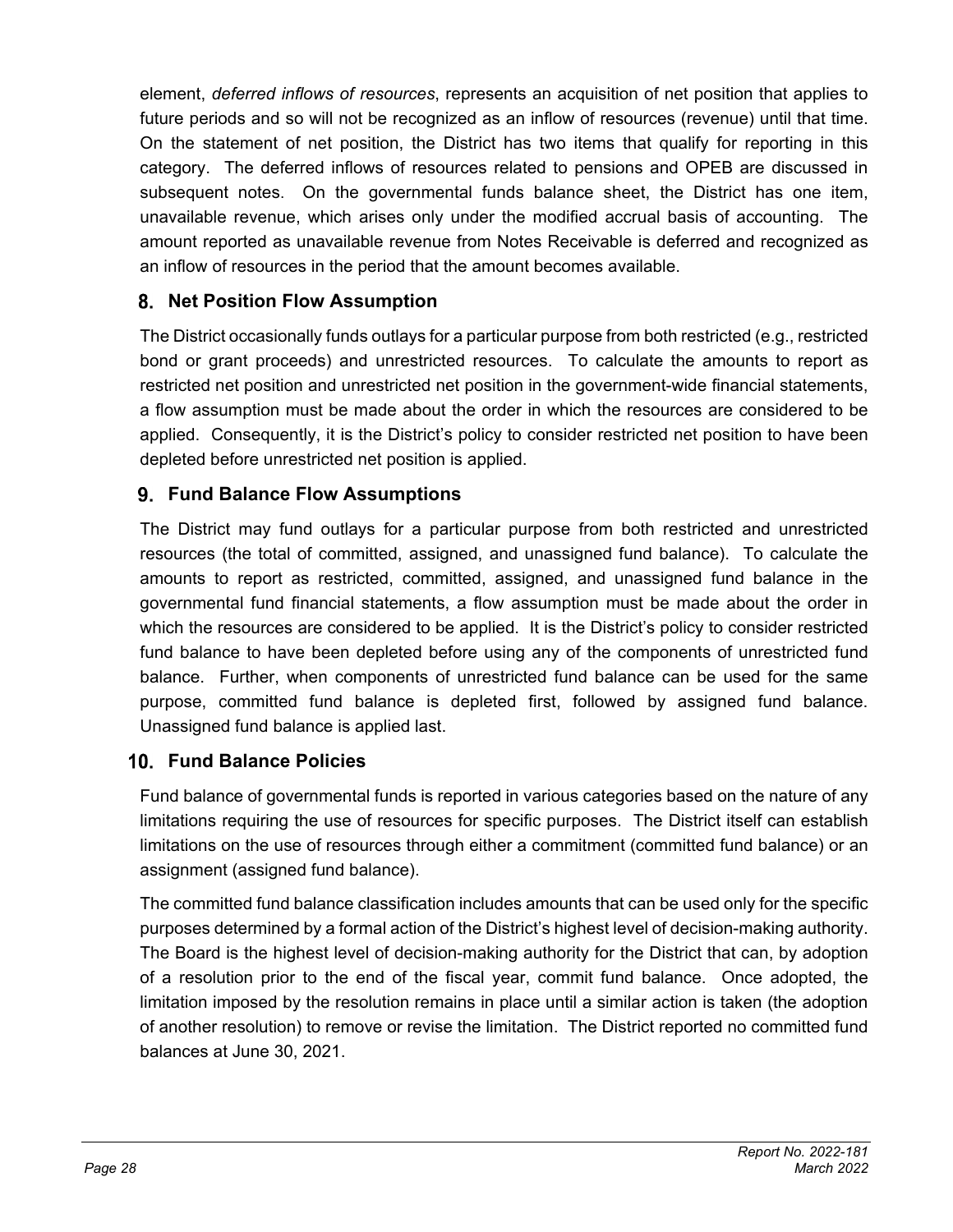element, *deferred inflows of resources*, represents an acquisition of net position that applies to future periods and so will not be recognized as an inflow of resources (revenue) until that time. On the statement of net position, the District has two items that qualify for reporting in this category. The deferred inflows of resources related to pensions and OPEB are discussed in subsequent notes. On the governmental funds balance sheet, the District has one item, unavailable revenue, which arises only under the modified accrual basis of accounting. The amount reported as unavailable revenue from Notes Receivable is deferred and recognized as an inflow of resources in the period that the amount becomes available.

### 8. Net Position Flow Assumption

The District occasionally funds outlays for a particular purpose from both restricted (e.g., restricted bond or grant proceeds) and unrestricted resources. To calculate the amounts to report as restricted net position and unrestricted net position in the government-wide financial statements, a flow assumption must be made about the order in which the resources are considered to be applied. Consequently, it is the District's policy to consider restricted net position to have been depleted before unrestricted net position is applied.

### 9. Fund Balance Flow Assumptions

The District may fund outlays for a particular purpose from both restricted and unrestricted resources (the total of committed, assigned, and unassigned fund balance). To calculate the amounts to report as restricted, committed, assigned, and unassigned fund balance in the governmental fund financial statements, a flow assumption must be made about the order in which the resources are considered to be applied. It is the District's policy to consider restricted fund balance to have been depleted before using any of the components of unrestricted fund balance. Further, when components of unrestricted fund balance can be used for the same purpose, committed fund balance is depleted first, followed by assigned fund balance. Unassigned fund balance is applied last.

### 10. Fund Balance Policies

Fund balance of governmental funds is reported in various categories based on the nature of any limitations requiring the use of resources for specific purposes. The District itself can establish limitations on the use of resources through either a commitment (committed fund balance) or an assignment (assigned fund balance).

The committed fund balance classification includes amounts that can be used only for the specific purposes determined by a formal action of the District's highest level of decision-making authority. The Board is the highest level of decision-making authority for the District that can, by adoption of a resolution prior to the end of the fiscal year, commit fund balance. Once adopted, the limitation imposed by the resolution remains in place until a similar action is taken (the adoption of another resolution) to remove or revise the limitation. The District reported no committed fund balances at June 30, 2021.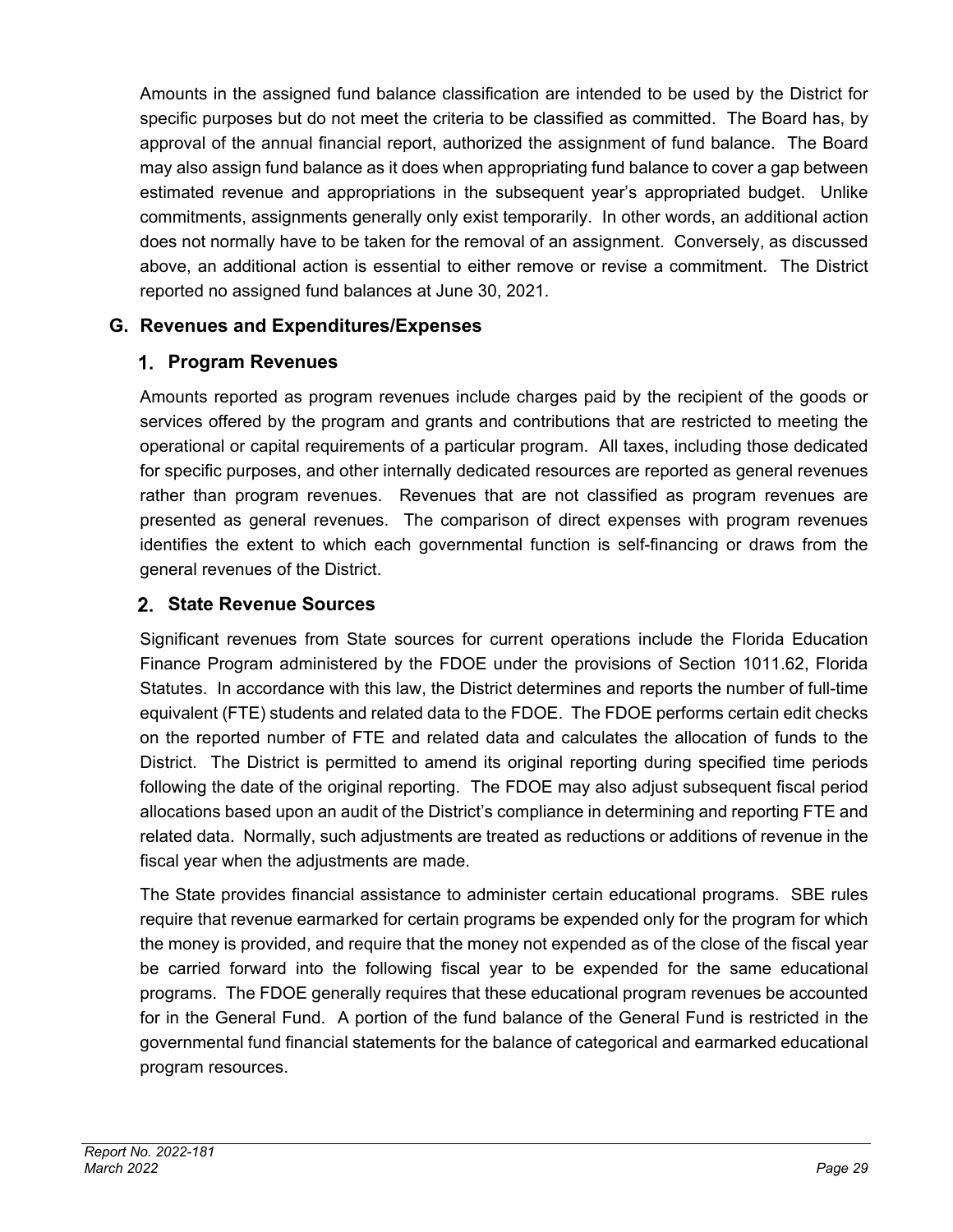Amounts in the assigned fund balance classification are intended to be used by the District for specific purposes but do not meet the criteria to be classified as committed. The Board has, by approval of the annual financial report, authorized the assignment of fund balance. The Board may also assign fund balance as it does when appropriating fund balance to cover a gap between estimated revenue and appropriations in the subsequent year's appropriated budget. Unlike commitments, assignments generally only exist temporarily. In other words, an additional action does not normally have to be taken for the removal of an assignment. Conversely, as discussed above, an additional action is essential to either remove or revise a commitment. The District reported no assigned fund balances at June 30, 2021.

## G. Revenues and Expenditures/Expenses

### 1. Program Revenues

Amounts reported as program revenues include charges paid by the recipient of the goods or services offered by the program and grants and contributions that are restricted to meeting the operational or capital requirements of a particular program. All taxes, including those dedicated for specific purposes, and other internally dedicated resources are reported as general revenues rather than program revenues. Revenues that are not classified as program revenues are presented as general revenues. The comparison of direct expenses with program revenues identifies the extent to which each governmental function is self-financing or draws from the general revenues of the District.

### 2. State Revenue Sources

Significant revenues from State sources for current operations include the Florida Education Finance Program administered by the FDOE under the provisions of Section 1011.62, Florida Statutes. In accordance with this law, the District determines and reports the number of full-time equivalent (FTE) students and related data to the FDOE. The FDOE performs certain edit checks on the reported number of FTE and related data and calculates the allocation of funds to the District. The District is permitted to amend its original reporting during specified time periods following the date of the original reporting. The FDOE may also adjust subsequent fiscal period allocations based upon an audit of the District's compliance in determining and reporting FTE and related data. Normally, such adjustments are treated as reductions or additions of revenue in the fiscal year when the adjustments are made.

The State provides financial assistance to administer certain educational programs. SBE rules require that revenue earmarked for certain programs be expended only for the program for which the money is provided, and require that the money not expended as of the close of the fiscal year be carried forward into the following fiscal year to be expended for the same educational programs. The FDOE generally requires that these educational program revenues be accounted for in the General Fund. A portion of the fund balance of the General Fund is restricted in the governmental fund financial statements for the balance of categorical and earmarked educational program resources.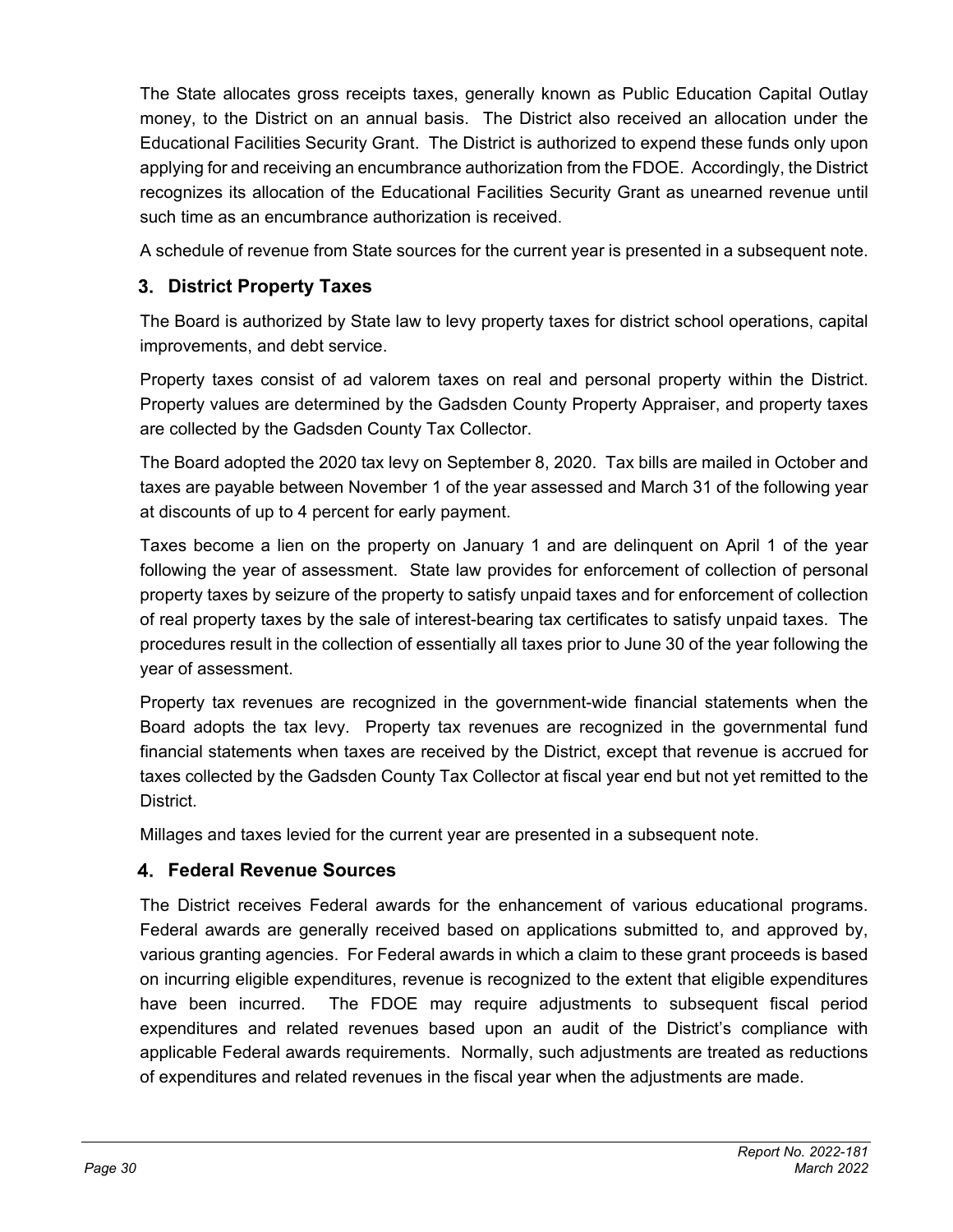The State allocates gross receipts taxes, generally known as Public Education Capital Outlay money, to the District on an annual basis. The District also received an allocation under the Educational Facilities Security Grant. The District is authorized to expend these funds only upon applying for and receiving an encumbrance authorization from the FDOE. Accordingly, the District recognizes its allocation of the Educational Facilities Security Grant as unearned revenue until such time as an encumbrance authorization is received.

A schedule of revenue from State sources for the current year is presented in a subsequent note.

### 3. District Property Taxes

The Board is authorized by State law to levy property taxes for district school operations, capital improvements, and debt service.

Property taxes consist of ad valorem taxes on real and personal property within the District. Property values are determined by the Gadsden County Property Appraiser, and property taxes are collected by the Gadsden County Tax Collector.

The Board adopted the 2020 tax levy on September 8, 2020. Tax bills are mailed in October and taxes are payable between November 1 of the year assessed and March 31 of the following year at discounts of up to 4 percent for early payment.

Taxes become a lien on the property on January 1 and are delinquent on April 1 of the year following the year of assessment. State law provides for enforcement of collection of personal property taxes by seizure of the property to satisfy unpaid taxes and for enforcement of collection of real property taxes by the sale of interest-bearing tax certificates to satisfy unpaid taxes. The procedures result in the collection of essentially all taxes prior to June 30 of the year following the year of assessment.

Property tax revenues are recognized in the government-wide financial statements when the Board adopts the tax levy. Property tax revenues are recognized in the governmental fund financial statements when taxes are received by the District, except that revenue is accrued for taxes collected by the Gadsden County Tax Collector at fiscal year end but not yet remitted to the District.

Millages and taxes levied for the current year are presented in a subsequent note.

### 4. Federal Revenue Sources

The District receives Federal awards for the enhancement of various educational programs. Federal awards are generally received based on applications submitted to, and approved by, various granting agencies. For Federal awards in which a claim to these grant proceeds is based on incurring eligible expenditures, revenue is recognized to the extent that eligible expenditures have been incurred. The FDOE may require adjustments to subsequent fiscal period expenditures and related revenues based upon an audit of the District's compliance with applicable Federal awards requirements. Normally, such adjustments are treated as reductions of expenditures and related revenues in the fiscal year when the adjustments are made.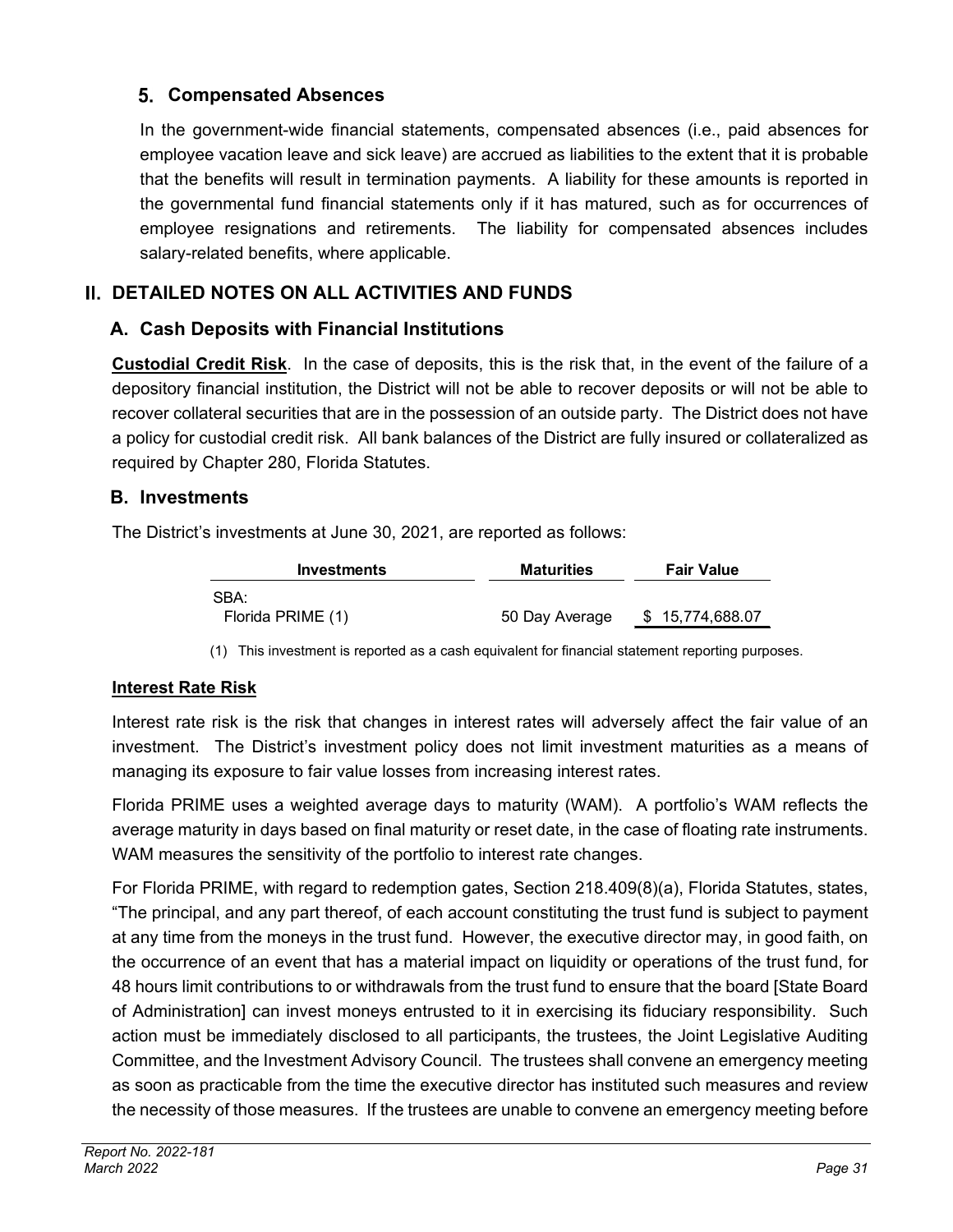### 5. Compensated Absences

In the government-wide financial statements, compensated absences (i.e., paid absences for employee vacation leave and sick leave) are accrued as liabilities to the extent that it is probable that the benefits will result in termination payments. A liability for these amounts is reported in the governmental fund financial statements only if it has matured, such as for occurrences of employee resignations and retirements. The liability for compensated absences includes salary-related benefits, where applicable.

## II. DETAILED NOTES ON ALL ACTIVITIES AND FUNDS

### A. Cash Deposits with Financial Institutions

**Custodial Credit Risk**. In the case of deposits, this is the risk that, in the event of the failure of a depository financial institution, the District will not be able to recover deposits or will not be able to recover collateral securities that are in the possession of an outside party. The District does not have a policy for custodial credit risk. All bank balances of the District are fully insured or collateralized as required by Chapter 280, Florida Statutes.

### B. Investments

The District's investments at June 30, 2021, are reported as follows:

| Investments | Maturities | Fair Value |
|---|---|---|
| SBA: | | |
| Florida PRIME (1) | 50 Day Average | $ 15,774,688.07 |

(1) This investment is reported as a cash equivalent for financial statement reporting purposes.

**Interest Rate Risk**

Interest rate risk is the risk that changes in interest rates will adversely affect the fair value of an investment. The District's investment policy does not limit investment maturities as a means of managing its exposure to fair value losses from increasing interest rates.

Florida PRIME uses a weighted average days to maturity (WAM). A portfolio's WAM reflects the average maturity in days based on final maturity or reset date, in the case of floating rate instruments. WAM measures the sensitivity of the portfolio to interest rate changes.

For Florida PRIME, with regard to redemption gates, Section 218.409(8)(a), Florida Statutes, states, "The principal, and any part thereof, of each account constituting the trust fund is subject to payment at any time from the moneys in the trust fund. However, the executive director may, in good faith, on the occurrence of an event that has a material impact on liquidity or operations of the trust fund, for 48 hours limit contributions to or withdrawals from the trust fund to ensure that the board [State Board of Administration] can invest moneys entrusted to it in exercising its fiduciary responsibility. Such action must be immediately disclosed to all participants, the trustees, the Joint Legislative Auditing Committee, and the Investment Advisory Council. The trustees shall convene an emergency meeting as soon as practicable from the time the executive director has instituted such measures and review the necessity of those measures. If the trustees are unable to convene an emergency meeting before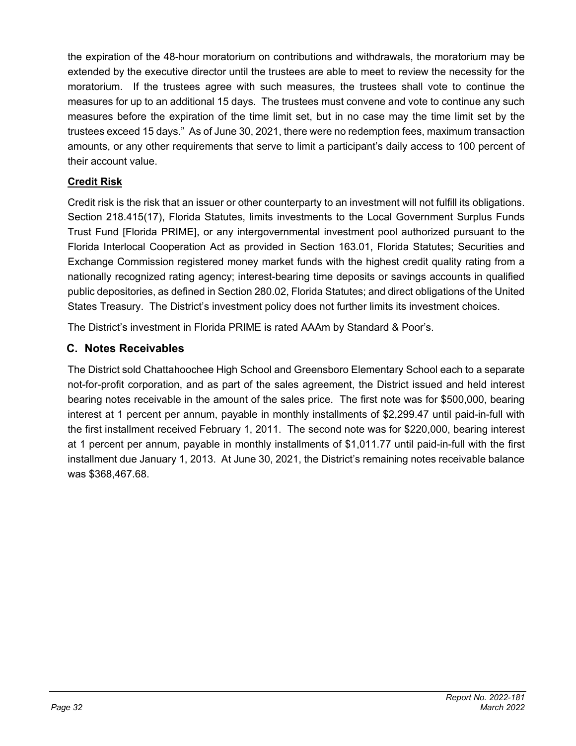the expiration of the 48-hour moratorium on contributions and withdrawals, the moratorium may be extended by the executive director until the trustees are able to meet to review the necessity for the moratorium. If the trustees agree with such measures, the trustees shall vote to continue the measures for up to an additional 15 days. The trustees must convene and vote to continue any such measures before the expiration of the time limit set, but in no case may the time limit set by the trustees exceed 15 days." As of June 30, 2021, there were no redemption fees, maximum transaction amounts, or any other requirements that serve to limit a participant's daily access to 100 percent of their account value.

**Credit Risk**

Credit risk is the risk that an issuer or other counterparty to an investment will not fulfill its obligations. Section 218.415(17), Florida Statutes, limits investments to the Local Government Surplus Funds Trust Fund [Florida PRIME], or any intergovernmental investment pool authorized pursuant to the Florida Interlocal Cooperation Act as provided in Section 163.01, Florida Statutes; Securities and Exchange Commission registered money market funds with the highest credit quality rating from a nationally recognized rating agency; interest-bearing time deposits or savings accounts in qualified public depositories, as defined in Section 280.02, Florida Statutes; and direct obligations of the United States Treasury. The District's investment policy does not further limits its investment choices.

The District's investment in Florida PRIME is rated AAAm by Standard & Poor's.

## C. Notes Receivables

The District sold Chattahoochee High School and Greensboro Elementary School each to a separate not-for-profit corporation, and as part of the sales agreement, the District issued and held interest bearing notes receivable in the amount of the sales price. The first note was for $500,000, bearing interest at 1 percent per annum, payable in monthly installments of $2,299.47 until paid-in-full with the first installment received February 1, 2011. The second note was for $220,000, bearing interest at 1 percent per annum, payable in monthly installments of $1,011.77 until paid-in-full with the first installment due January 1, 2013. At June 30, 2021, the District's remaining notes receivable balance was $368,467.68.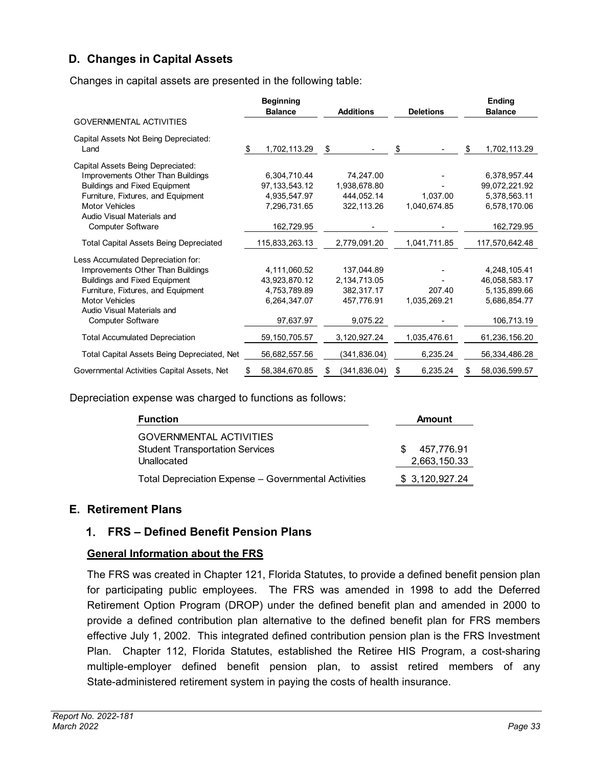## D. Changes in Capital Assets

Changes in capital assets are presented in the following table:

| | Beginning Balance | Additions | Deletions | Ending Balance |
|---|---|---|---|---|
| GOVERNMENTAL ACTIVITIES | | | | |
| Capital Assets Not Being Depreciated: | | | | |
| Land | $ 1,702,113.29 | $ - | $ - | $ 1,702,113.29 |
| Capital Assets Being Depreciated: | | | | |
| Improvements Other Than Buildings | 6,304,710.44 | 74,247.00 | - | 6,378,957.44 |
| Buildings and Fixed Equipment | 97,133,543.12 | 1,938,678.80 | - | 99,072,221.92 |
| Furniture, Fixtures, and Equipment | 4,935,547.97 | 444,052.14 | 1,037.00 | 5,378,563.11 |
| Motor Vehicles | 7,296,731.65 | 322,113.26 | 1,040,674.85 | 6,578,170.06 |
| Audio Visual Materials and Computer Software | 162,729.95 | - | - | 162,729.95 |
| Total Capital Assets Being Depreciated | 115,833,263.13 | 2,779,091.20 | 1,041,711.85 | 117,570,642.48 |
| Less Accumulated Depreciation for: | | | | |
| Improvements Other Than Buildings | 4,111,060.52 | 137,044.89 | - | 4,248,105.41 |
| Buildings and Fixed Equipment | 43,923,870.12 | 2,134,713.05 | - | 46,058,583.17 |
| Furniture, Fixtures, and Equipment | 4,753,789.89 | 382,317.17 | 207.40 | 5,135,899.66 |
| Motor Vehicles | 6,264,347.07 | 457,776.91 | 1,035,269.21 | 5,686,854.77 |
| Audio Visual Materials and Computer Software | 97,637.97 | 9,075.22 | - | 106,713.19 |
| Total Accumulated Depreciation | 59,150,705.57 | 3,120,927.24 | 1,035,476.61 | 61,236,156.20 |
| Total Capital Assets Being Depreciated, Net | 56,682,557.56 | (341,836.04) | 6,235.24 | 56,334,486.28 |
| Governmental Activities Capital Assets, Net | $ 58,384,670.85 | $ (341,836.04) | $ 6,235.24 | $ 58,036,599.57 |

Depreciation expense was charged to functions as follows:

| Function | Amount |
|---|---|
| GOVERNMENTAL ACTIVITIES | |
| Student Transportation Services | $ 457,776.91 |
| Unallocated | 2,663,150.33 |
| Total Depreciation Expense – Governmental Activities | $ 3,120,927.24 |

## E. Retirement Plans

### 1. FRS – Defined Benefit Pension Plans

**General Information about the FRS**

The FRS was created in Chapter 121, Florida Statutes, to provide a defined benefit pension plan for participating public employees. The FRS was amended in 1998 to add the Deferred Retirement Option Program (DROP) under the defined benefit plan and amended in 2000 to provide a defined contribution plan alternative to the defined benefit plan for FRS members effective July 1, 2002. This integrated defined contribution pension plan is the FRS Investment Plan. Chapter 112, Florida Statutes, established the Retiree HIS Program, a cost-sharing multiple-employer defined benefit pension plan, to assist retired members of any State-administered retirement system in paying the costs of health insurance.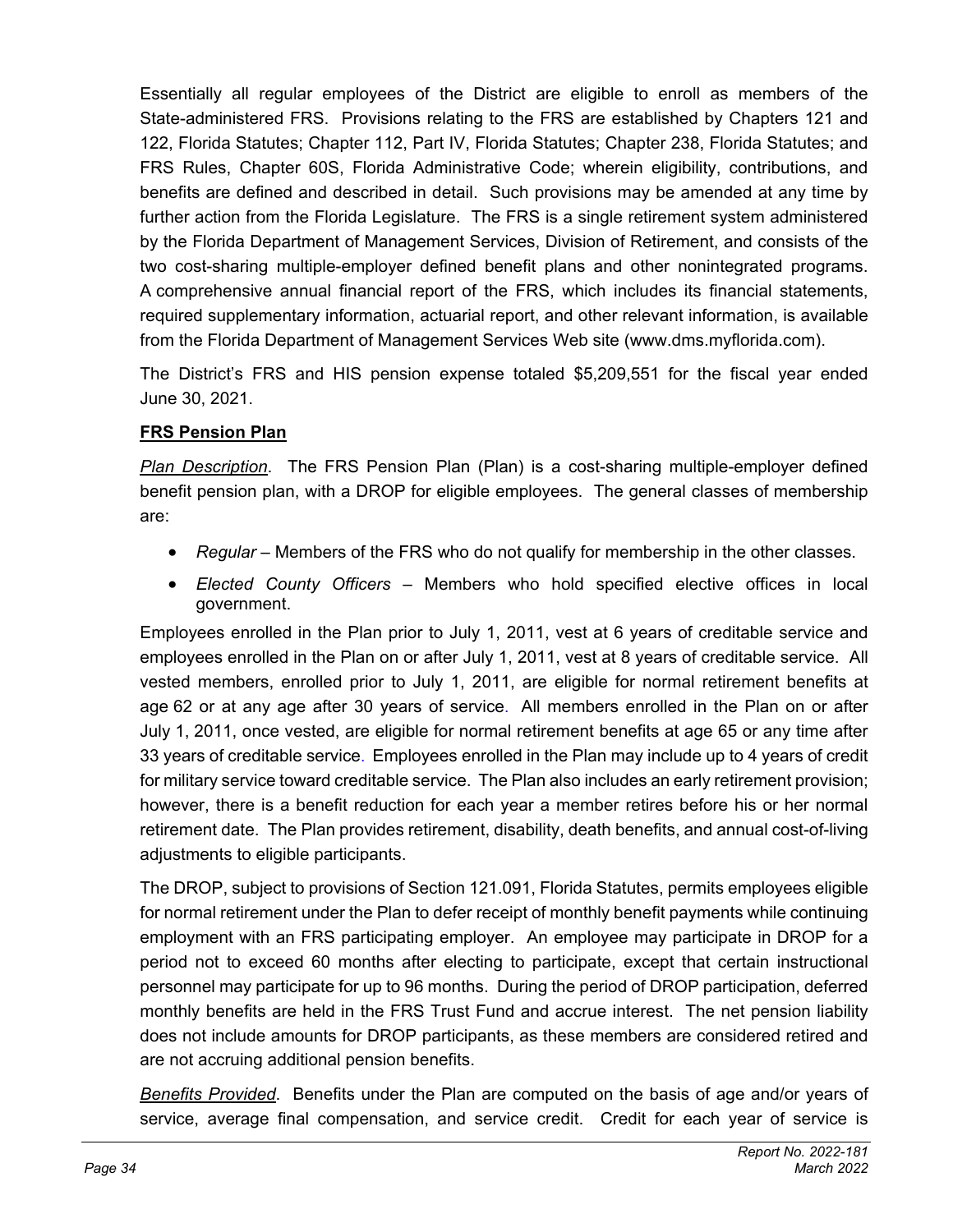Essentially all regular employees of the District are eligible to enroll as members of the State-administered FRS. Provisions relating to the FRS are established by Chapters 121 and 122, Florida Statutes; Chapter 112, Part IV, Florida Statutes; Chapter 238, Florida Statutes; and FRS Rules, Chapter 60S, Florida Administrative Code; wherein eligibility, contributions, and benefits are defined and described in detail. Such provisions may be amended at any time by further action from the Florida Legislature. The FRS is a single retirement system administered by the Florida Department of Management Services, Division of Retirement, and consists of the two cost-sharing multiple-employer defined benefit plans and other nonintegrated programs. A comprehensive annual financial report of the FRS, which includes its financial statements, required supplementary information, actuarial report, and other relevant information, is available from the Florida Department of Management Services Web site (www.dms.myflorida.com).

The District's FRS and HIS pension expense totaled $5,209,551 for the fiscal year ended June 30, 2021.

**FRS Pension Plan**

*Plan Description*. The FRS Pension Plan (Plan) is a cost-sharing multiple-employer defined benefit pension plan, with a DROP for eligible employees. The general classes of membership are:

- *Regular* – Members of the FRS who do not qualify for membership in the other classes.
- *Elected County Officers* – Members who hold specified elective offices in local government.

Employees enrolled in the Plan prior to July 1, 2011, vest at 6 years of creditable service and employees enrolled in the Plan on or after July 1, 2011, vest at 8 years of creditable service. All vested members, enrolled prior to July 1, 2011, are eligible for normal retirement benefits at age 62 or at any age after 30 years of service. All members enrolled in the Plan on or after July 1, 2011, once vested, are eligible for normal retirement benefits at age 65 or any time after 33 years of creditable service. Employees enrolled in the Plan may include up to 4 years of credit for military service toward creditable service. The Plan also includes an early retirement provision; however, there is a benefit reduction for each year a member retires before his or her normal retirement date. The Plan provides retirement, disability, death benefits, and annual cost-of-living adjustments to eligible participants.

The DROP, subject to provisions of Section 121.091, Florida Statutes, permits employees eligible for normal retirement under the Plan to defer receipt of monthly benefit payments while continuing employment with an FRS participating employer. An employee may participate in DROP for a period not to exceed 60 months after electing to participate, except that certain instructional personnel may participate for up to 96 months. During the period of DROP participation, deferred monthly benefits are held in the FRS Trust Fund and accrue interest. The net pension liability does not include amounts for DROP participants, as these members are considered retired and are not accruing additional pension benefits.

*Benefits Provided*. Benefits under the Plan are computed on the basis of age and/or years of service, average final compensation, and service credit. Credit for each year of service is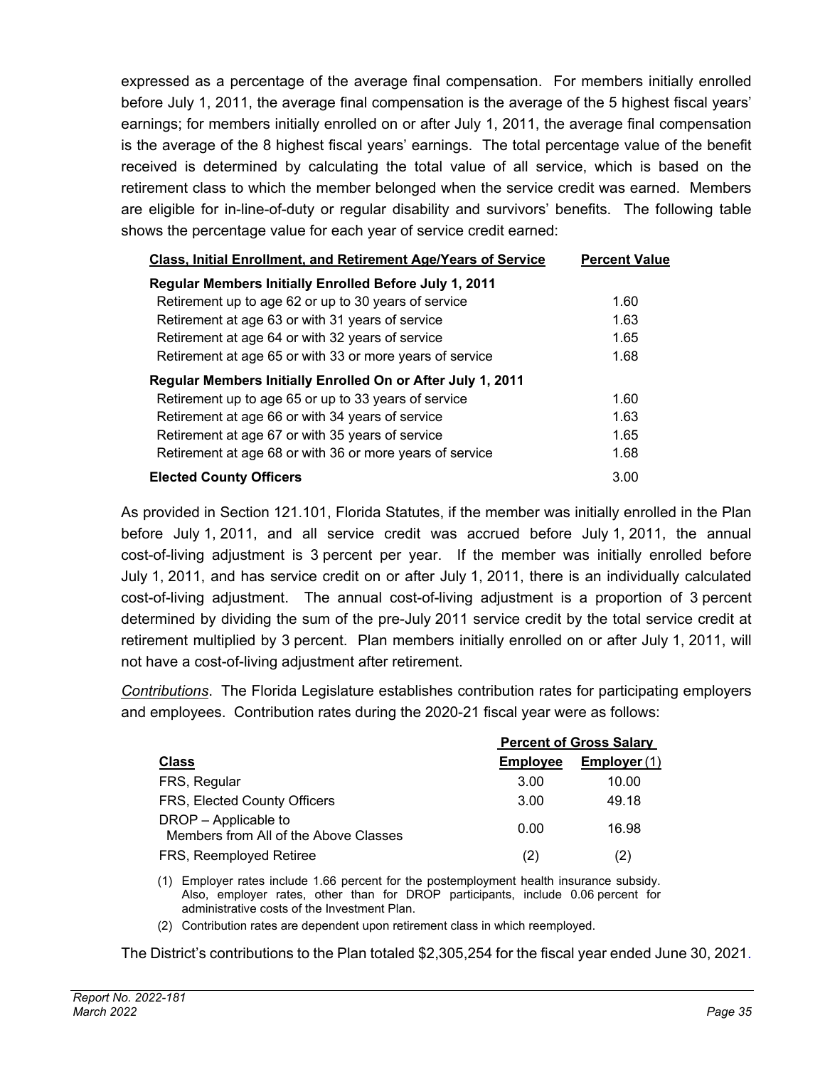expressed as a percentage of the average final compensation. For members initially enrolled before July 1, 2011, the average final compensation is the average of the 5 highest fiscal years' earnings; for members initially enrolled on or after July 1, 2011, the average final compensation is the average of the 8 highest fiscal years' earnings. The total percentage value of the benefit received is determined by calculating the total value of all service, which is based on the retirement class to which the member belonged when the service credit was earned. Members are eligible for in-line-of-duty or regular disability and survivors' benefits. The following table shows the percentage value for each year of service credit earned:

| Class, Initial Enrollment, and Retirement Age/Years of Service | Percent Value |
|---|---|
| **Regular Members Initially Enrolled Before July 1, 2011** | |
| Retirement up to age 62 or up to 30 years of service | 1.60 |
| Retirement at age 63 or with 31 years of service | 1.63 |
| Retirement at age 64 or with 32 years of service | 1.65 |
| Retirement at age 65 or with 33 or more years of service | 1.68 |
| **Regular Members Initially Enrolled On or After July 1, 2011** | |
| Retirement up to age 65 or up to 33 years of service | 1.60 |
| Retirement at age 66 or with 34 years of service | 1.63 |
| Retirement at age 67 or with 35 years of service | 1.65 |
| Retirement at age 68 or with 36 or more years of service | 1.68 |
| **Elected County Officers** | 3.00 |

As provided in Section 121.101, Florida Statutes, if the member was initially enrolled in the Plan before July 1, 2011, and all service credit was accrued before July 1, 2011, the annual cost-of-living adjustment is 3 percent per year. If the member was initially enrolled before July 1, 2011, and has service credit on or after July 1, 2011, there is an individually calculated cost-of-living adjustment. The annual cost-of-living adjustment is a proportion of 3 percent determined by dividing the sum of the pre-July 2011 service credit by the total service credit at retirement multiplied by 3 percent. Plan members initially enrolled on or after July 1, 2011, will not have a cost-of-living adjustment after retirement.

*Contributions*. The Florida Legislature establishes contribution rates for participating employers and employees. Contribution rates during the 2020-21 fiscal year were as follows:

| | Percent of Gross Salary | |
|---|---|---|
| **Class** | **Employee** | **Employer (1)** |
| FRS, Regular | 3.00 | 10.00 |
| FRS, Elected County Officers | 3.00 | 49.18 |
| DROP – Applicable to Members from All of the Above Classes | 0.00 | 16.98 |
| FRS, Reemployed Retiree | (2) | (2) |

(1) Employer rates include 1.66 percent for the postemployment health insurance subsidy. Also, employer rates, other than for DROP participants, include 0.06 percent for administrative costs of the Investment Plan.

(2) Contribution rates are dependent upon retirement class in which reemployed.

The District's contributions to the Plan totaled $2,305,254 for the fiscal year ended June 30, 2021.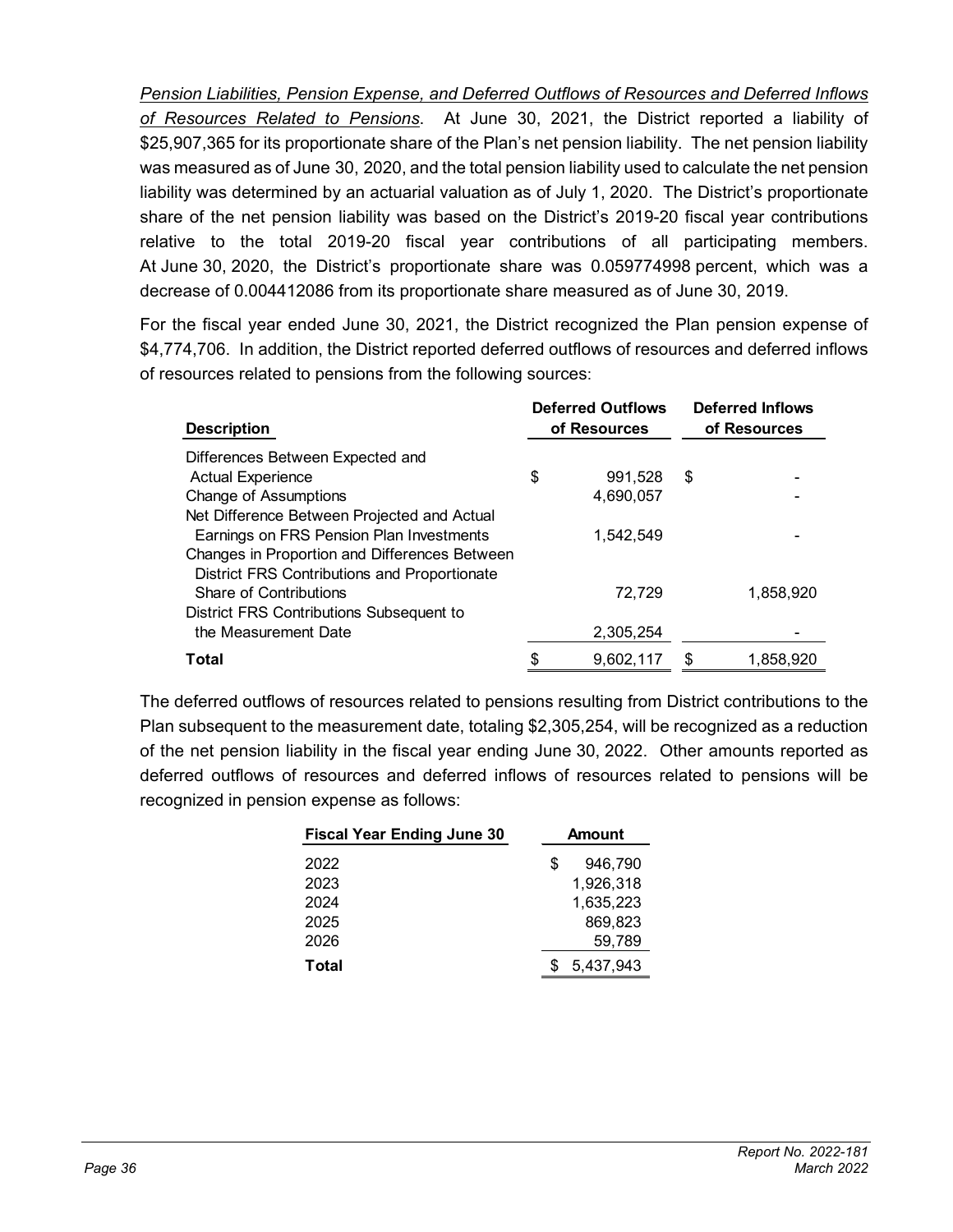*Pension Liabilities, Pension Expense, and Deferred Outflows of Resources and Deferred Inflows of Resources Related to Pensions*. At June 30, 2021, the District reported a liability of $25,907,365 for its proportionate share of the Plan's net pension liability. The net pension liability was measured as of June 30, 2020, and the total pension liability used to calculate the net pension liability was determined by an actuarial valuation as of July 1, 2020. The District's proportionate share of the net pension liability was based on the District's 2019-20 fiscal year contributions relative to the total 2019-20 fiscal year contributions of all participating members. At June 30, 2020, the District's proportionate share was 0.059774998 percent, which was a decrease of 0.004412086 from its proportionate share measured as of June 30, 2019.

For the fiscal year ended June 30, 2021, the District recognized the Plan pension expense of $4,774,706. In addition, the District reported deferred outflows of resources and deferred inflows of resources related to pensions from the following sources:

| Description | Deferred Outflows of Resources | Deferred Inflows of Resources |
|---|---|---|
| Differences Between Expected and Actual Experience | $ 991,528 | $ - |
| Change of Assumptions | 4,690,057 | - |
| Net Difference Between Projected and Actual Earnings on FRS Pension Plan Investments | 1,542,549 | - |
| Changes in Proportion and Differences Between District FRS Contributions and Proportionate Share of Contributions | 72,729 | 1,858,920 |
| District FRS Contributions Subsequent to the Measurement Date | 2,305,254 | - |
| **Total** | $ 9,602,117 | $ 1,858,920 |

The deferred outflows of resources related to pensions resulting from District contributions to the Plan subsequent to the measurement date, totaling $2,305,254, will be recognized as a reduction of the net pension liability in the fiscal year ending June 30, 2022. Other amounts reported as deferred outflows of resources and deferred inflows of resources related to pensions will be recognized in pension expense as follows:

| Fiscal Year Ending June 30 | Amount |
|---|---|
| 2022 | $ 946,790 |
| 2023 | 1,926,318 |
| 2024 | 1,635,223 |
| 2025 | 869,823 |
| 2026 | 59,789 |
| **Total** | $ 5,437,943 |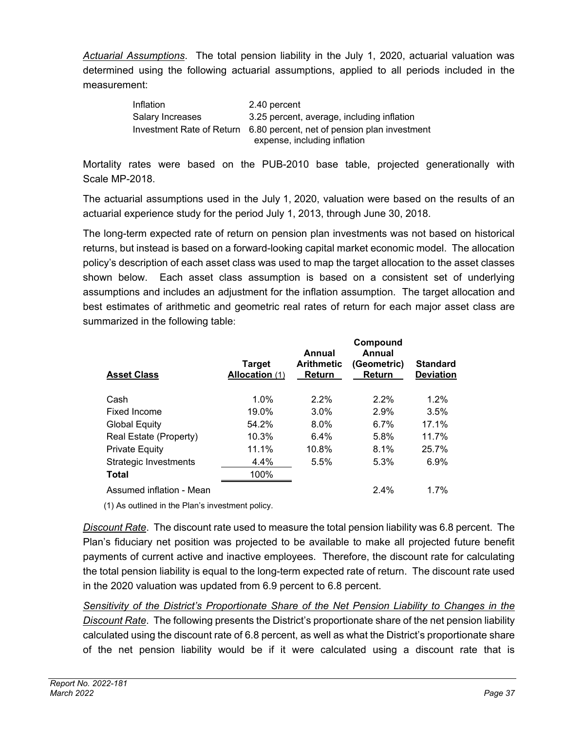*Actuarial Assumptions*. The total pension liability in the July 1, 2020, actuarial valuation was determined using the following actuarial assumptions, applied to all periods included in the measurement:

| | |
|---|---|
| Inflation | 2.40 percent |
| Salary Increases | 3.25 percent, average, including inflation |
| Investment Rate of Return | 6.80 percent, net of pension plan investment expense, including inflation |

Mortality rates were based on the PUB-2010 base table, projected generationally with Scale MP-2018.

The actuarial assumptions used in the July 1, 2020, valuation were based on the results of an actuarial experience study for the period July 1, 2013, through June 30, 2018.

The long-term expected rate of return on pension plan investments was not based on historical returns, but instead is based on a forward-looking capital market economic model. The allocation policy's description of each asset class was used to map the target allocation to the asset classes shown below. Each asset class assumption is based on a consistent set of underlying assumptions and includes an adjustment for the inflation assumption. The target allocation and best estimates of arithmetic and geometric real rates of return for each major asset class are summarized in the following table:

| Asset Class | Target Allocation (1) | Annual Arithmetic Return | Compound Annual (Geometric) Return | Standard Deviation |
|---|---|---|---|---|
| Cash | 1.0% | 2.2% | 2.2% | 1.2% |
| Fixed Income | 19.0% | 3.0% | 2.9% | 3.5% |
| Global Equity | 54.2% | 8.0% | 6.7% | 17.1% |
| Real Estate (Property) | 10.3% | 6.4% | 5.8% | 11.7% |
| Private Equity | 11.1% | 10.8% | 8.1% | 25.7% |
| Strategic Investments | 4.4% | 5.5% | 5.3% | 6.9% |
| **Total** | 100% | | | |
| Assumed inflation - Mean | | | 2.4% | 1.7% |

(1) As outlined in the Plan's investment policy.

*Discount Rate*. The discount rate used to measure the total pension liability was 6.8 percent. The Plan's fiduciary net position was projected to be available to make all projected future benefit payments of current active and inactive employees. Therefore, the discount rate for calculating the total pension liability is equal to the long-term expected rate of return. The discount rate used in the 2020 valuation was updated from 6.9 percent to 6.8 percent.

*Sensitivity of the District's Proportionate Share of the Net Pension Liability to Changes in the Discount Rate*. The following presents the District's proportionate share of the net pension liability calculated using the discount rate of 6.8 percent, as well as what the District's proportionate share of the net pension liability would be if it were calculated using a discount rate that is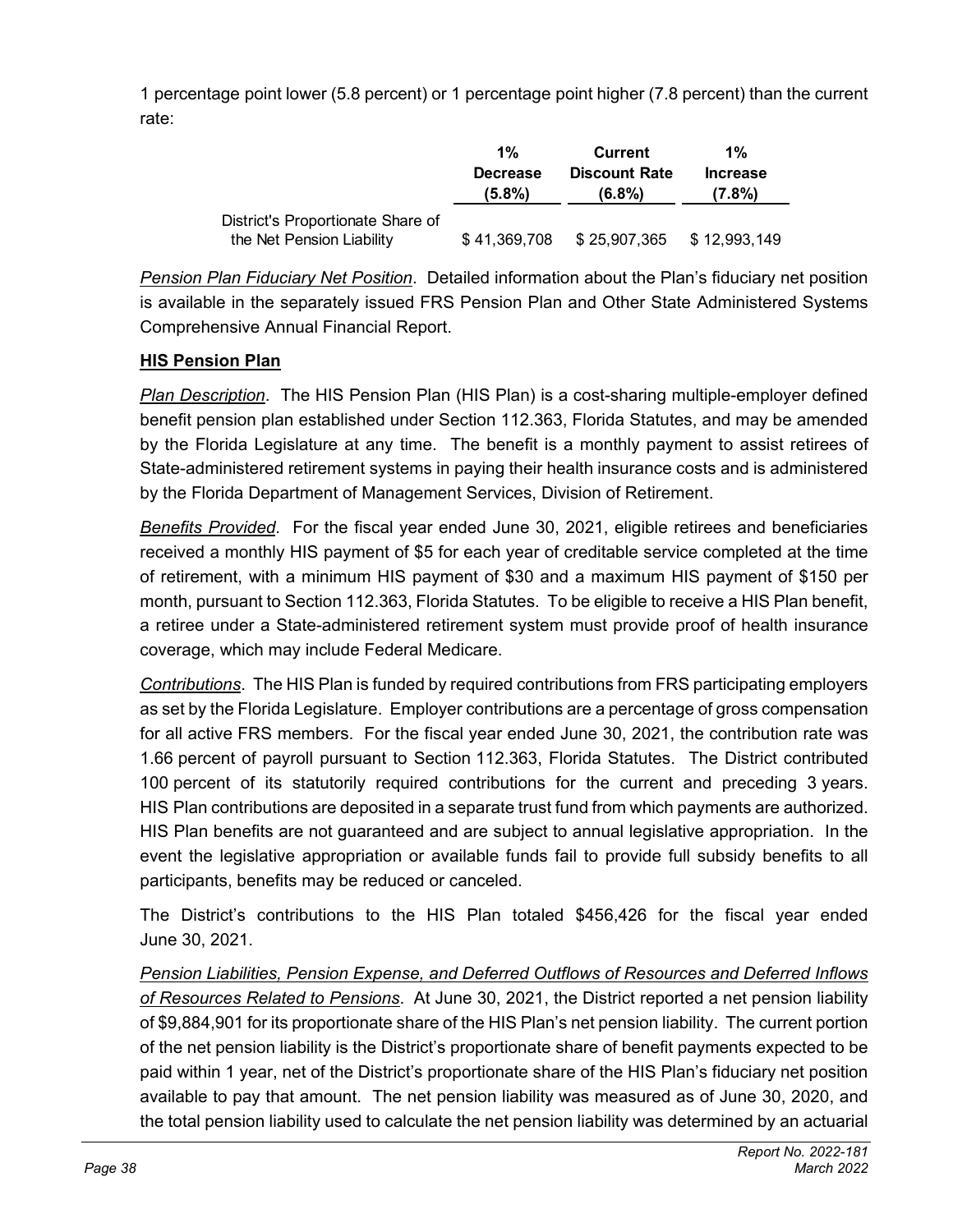1 percentage point lower (5.8 percent) or 1 percentage point higher (7.8 percent) than the current rate:

| | 1% Decrease (5.8%) | Current Discount Rate (6.8%) | 1% Increase (7.8%) |
|---|---|---|---|
| District's Proportionate Share of the Net Pension Liability | $ 41,369,708 | $ 25,907,365 | $ 12,993,149 |

*Pension Plan Fiduciary Net Position*. Detailed information about the Plan's fiduciary net position is available in the separately issued FRS Pension Plan and Other State Administered Systems Comprehensive Annual Financial Report.

**HIS Pension Plan**

*Plan Description*. The HIS Pension Plan (HIS Plan) is a cost-sharing multiple-employer defined benefit pension plan established under Section 112.363, Florida Statutes, and may be amended by the Florida Legislature at any time. The benefit is a monthly payment to assist retirees of State-administered retirement systems in paying their health insurance costs and is administered by the Florida Department of Management Services, Division of Retirement.

*Benefits Provided*. For the fiscal year ended June 30, 2021, eligible retirees and beneficiaries received a monthly HIS payment of $5 for each year of creditable service completed at the time of retirement, with a minimum HIS payment of $30 and a maximum HIS payment of $150 per month, pursuant to Section 112.363, Florida Statutes. To be eligible to receive a HIS Plan benefit, a retiree under a State-administered retirement system must provide proof of health insurance coverage, which may include Federal Medicare.

*Contributions*. The HIS Plan is funded by required contributions from FRS participating employers as set by the Florida Legislature. Employer contributions are a percentage of gross compensation for all active FRS members. For the fiscal year ended June 30, 2021, the contribution rate was 1.66 percent of payroll pursuant to Section 112.363, Florida Statutes. The District contributed 100 percent of its statutorily required contributions for the current and preceding 3 years. HIS Plan contributions are deposited in a separate trust fund from which payments are authorized. HIS Plan benefits are not guaranteed and are subject to annual legislative appropriation. In the event the legislative appropriation or available funds fail to provide full subsidy benefits to all participants, benefits may be reduced or canceled.

The District's contributions to the HIS Plan totaled $456,426 for the fiscal year ended June 30, 2021.

*Pension Liabilities, Pension Expense, and Deferred Outflows of Resources and Deferred Inflows of Resources Related to Pensions*. At June 30, 2021, the District reported a net pension liability of $9,884,901 for its proportionate share of the HIS Plan's net pension liability. The current portion of the net pension liability is the District's proportionate share of benefit payments expected to be paid within 1 year, net of the District's proportionate share of the HIS Plan's fiduciary net position available to pay that amount. The net pension liability was measured as of June 30, 2020, and the total pension liability used to calculate the net pension liability was determined by an actuarial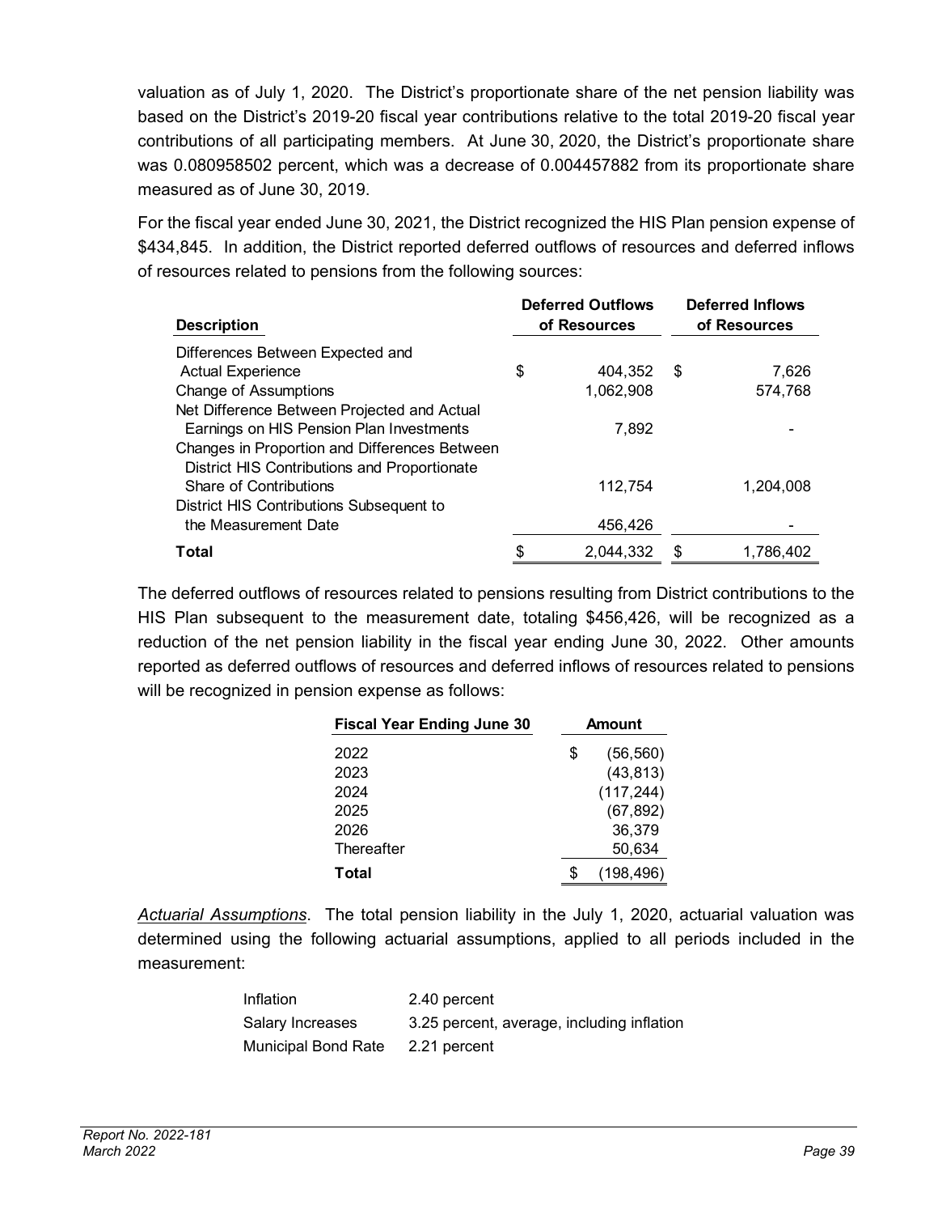valuation as of July 1, 2020. The District's proportionate share of the net pension liability was based on the District's 2019-20 fiscal year contributions relative to the total 2019-20 fiscal year contributions of all participating members. At June 30, 2020, the District's proportionate share was 0.080958502 percent, which was a decrease of 0.004457882 from its proportionate share measured as of June 30, 2019.

For the fiscal year ended June 30, 2021, the District recognized the HIS Plan pension expense of $434,845. In addition, the District reported deferred outflows of resources and deferred inflows of resources related to pensions from the following sources:

| Description | Deferred Outflows of Resources | Deferred Inflows of Resources |
|---|---|---|
| Differences Between Expected and Actual Experience | $ 404,352 | $ 7,626 |
| Change of Assumptions | 1,062,908 | 574,768 |
| Net Difference Between Projected and Actual Earnings on HIS Pension Plan Investments | 7,892 | - |
| Changes in Proportion and Differences Between District HIS Contributions and Proportionate Share of Contributions | 112,754 | 1,204,008 |
| District HIS Contributions Subsequent to the Measurement Date | 456,426 | - |
| **Total** | $ 2,044,332 | $ 1,786,402 |

The deferred outflows of resources related to pensions resulting from District contributions to the HIS Plan subsequent to the measurement date, totaling $456,426, will be recognized as a reduction of the net pension liability in the fiscal year ending June 30, 2022. Other amounts reported as deferred outflows of resources and deferred inflows of resources related to pensions will be recognized in pension expense as follows:

| Fiscal Year Ending June 30 | Amount |
|---|---|
| 2022 | $ (56,560) |
| 2023 | (43,813) |
| 2024 | (117,244) |
| 2025 | (67,892) |
| 2026 | 36,379 |
| Thereafter | 50,634 |
| **Total** | $ (198,496) |

*Actuarial Assumptions*. The total pension liability in the July 1, 2020, actuarial valuation was determined using the following actuarial assumptions, applied to all periods included in the measurement:

| | |
|---|---|
| Inflation | 2.40 percent |
| Salary Increases | 3.25 percent, average, including inflation |
| Municipal Bond Rate | 2.21 percent |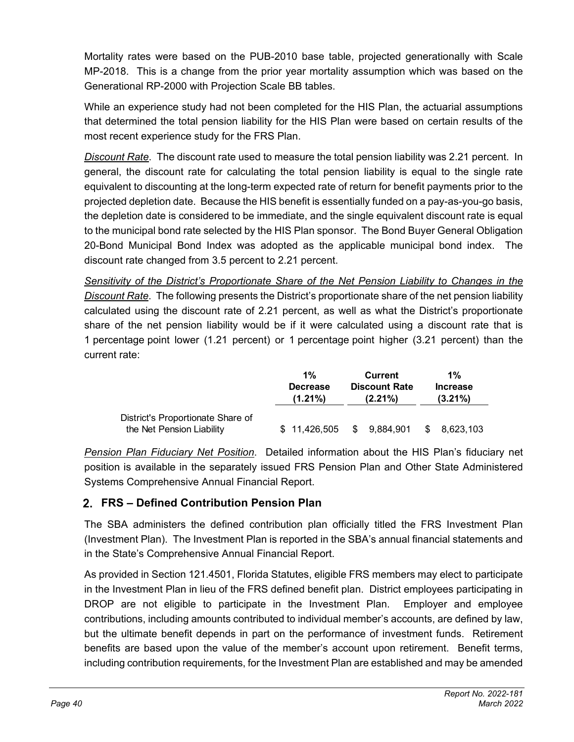Mortality rates were based on the PUB-2010 base table, projected generationally with Scale MP-2018. This is a change from the prior year mortality assumption which was based on the Generational RP-2000 with Projection Scale BB tables.

While an experience study had not been completed for the HIS Plan, the actuarial assumptions that determined the total pension liability for the HIS Plan were based on certain results of the most recent experience study for the FRS Plan.

*Discount Rate*. The discount rate used to measure the total pension liability was 2.21 percent. In general, the discount rate for calculating the total pension liability is equal to the single rate equivalent to discounting at the long-term expected rate of return for benefit payments prior to the projected depletion date. Because the HIS benefit is essentially funded on a pay-as-you-go basis, the depletion date is considered to be immediate, and the single equivalent discount rate is equal to the municipal bond rate selected by the HIS Plan sponsor. The Bond Buyer General Obligation 20-Bond Municipal Bond Index was adopted as the applicable municipal bond index. The discount rate changed from 3.5 percent to 2.21 percent.

*Sensitivity of the District's Proportionate Share of the Net Pension Liability to Changes in the Discount Rate*. The following presents the District's proportionate share of the net pension liability calculated using the discount rate of 2.21 percent, as well as what the District's proportionate share of the net pension liability would be if it were calculated using a discount rate that is 1 percentage point lower (1.21 percent) or 1 percentage point higher (3.21 percent) than the current rate:

| | 1% Decrease (1.21%) | Current Discount Rate (2.21%) | 1% Increase (3.21%) |
|---|---|---|---|
| District's Proportionate Share of the Net Pension Liability | $ 11,426,505 | $ 9,884,901 | $ 8,623,103 |

*Pension Plan Fiduciary Net Position*. Detailed information about the HIS Plan's fiduciary net position is available in the separately issued FRS Pension Plan and Other State Administered Systems Comprehensive Annual Financial Report.

## 2. FRS – Defined Contribution Pension Plan

The SBA administers the defined contribution plan officially titled the FRS Investment Plan (Investment Plan). The Investment Plan is reported in the SBA's annual financial statements and in the State's Comprehensive Annual Financial Report.

As provided in Section 121.4501, Florida Statutes, eligible FRS members may elect to participate in the Investment Plan in lieu of the FRS defined benefit plan. District employees participating in DROP are not eligible to participate in the Investment Plan. Employer and employee contributions, including amounts contributed to individual member's accounts, are defined by law, but the ultimate benefit depends in part on the performance of investment funds. Retirement benefits are based upon the value of the member's account upon retirement. Benefit terms, including contribution requirements, for the Investment Plan are established and may be amended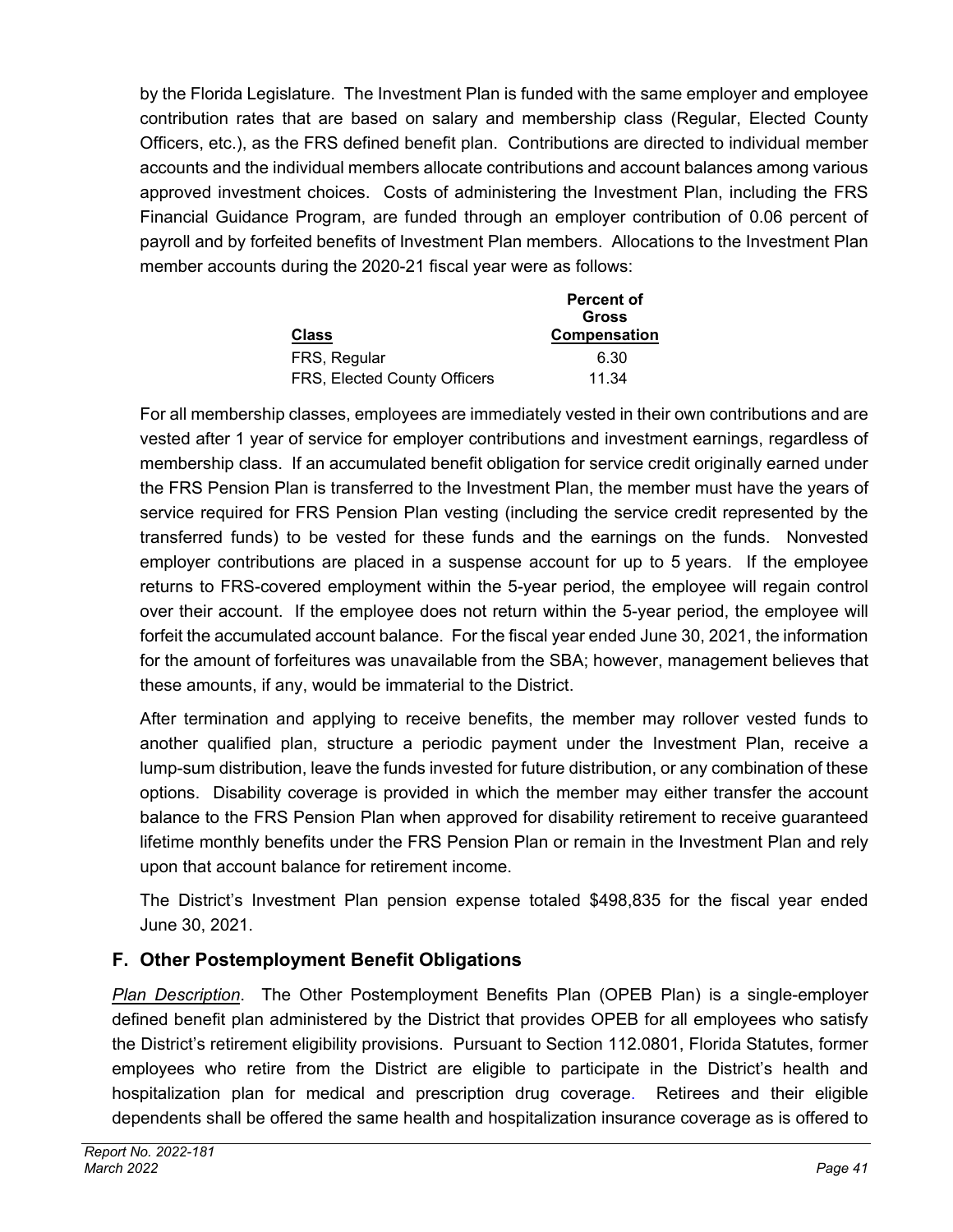by the Florida Legislature. The Investment Plan is funded with the same employer and employee contribution rates that are based on salary and membership class (Regular, Elected County Officers, etc.), as the FRS defined benefit plan. Contributions are directed to individual member accounts and the individual members allocate contributions and account balances among various approved investment choices. Costs of administering the Investment Plan, including the FRS Financial Guidance Program, are funded through an employer contribution of 0.06 percent of payroll and by forfeited benefits of Investment Plan members. Allocations to the Investment Plan member accounts during the 2020-21 fiscal year were as follows:

| Class | Percent of Gross Compensation |
|---|---|
| FRS, Regular | 6.30 |
| FRS, Elected County Officers | 11.34 |

For all membership classes, employees are immediately vested in their own contributions and are vested after 1 year of service for employer contributions and investment earnings, regardless of membership class. If an accumulated benefit obligation for service credit originally earned under the FRS Pension Plan is transferred to the Investment Plan, the member must have the years of service required for FRS Pension Plan vesting (including the service credit represented by the transferred funds) to be vested for these funds and the earnings on the funds. Nonvested employer contributions are placed in a suspense account for up to 5 years. If the employee returns to FRS-covered employment within the 5-year period, the employee will regain control over their account. If the employee does not return within the 5-year period, the employee will forfeit the accumulated account balance. For the fiscal year ended June 30, 2021, the information for the amount of forfeitures was unavailable from the SBA; however, management believes that these amounts, if any, would be immaterial to the District.

After termination and applying to receive benefits, the member may rollover vested funds to another qualified plan, structure a periodic payment under the Investment Plan, receive a lump-sum distribution, leave the funds invested for future distribution, or any combination of these options. Disability coverage is provided in which the member may either transfer the account balance to the FRS Pension Plan when approved for disability retirement to receive guaranteed lifetime monthly benefits under the FRS Pension Plan or remain in the Investment Plan and rely upon that account balance for retirement income.

The District's Investment Plan pension expense totaled $498,835 for the fiscal year ended June 30, 2021.

## F. Other Postemployment Benefit Obligations

*Plan Description*. The Other Postemployment Benefits Plan (OPEB Plan) is a single-employer defined benefit plan administered by the District that provides OPEB for all employees who satisfy the District's retirement eligibility provisions. Pursuant to Section 112.0801, Florida Statutes, former employees who retire from the District are eligible to participate in the District's health and hospitalization plan for medical and prescription drug coverage. Retirees and their eligible dependents shall be offered the same health and hospitalization insurance coverage as is offered to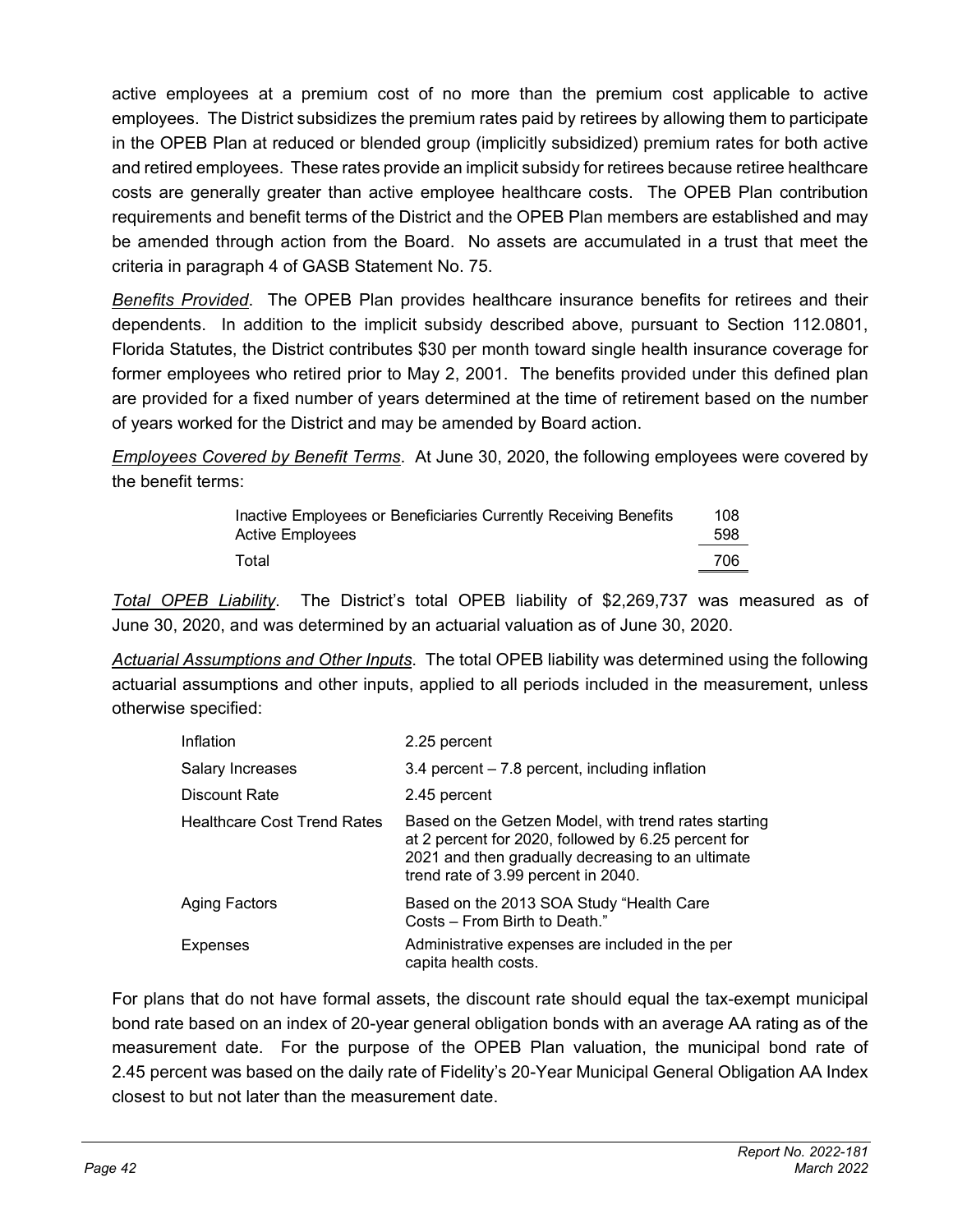active employees at a premium cost of no more than the premium cost applicable to active employees. The District subsidizes the premium rates paid by retirees by allowing them to participate in the OPEB Plan at reduced or blended group (implicitly subsidized) premium rates for both active and retired employees. These rates provide an implicit subsidy for retirees because retiree healthcare costs are generally greater than active employee healthcare costs. The OPEB Plan contribution requirements and benefit terms of the District and the OPEB Plan members are established and may be amended through action from the Board. No assets are accumulated in a trust that meet the criteria in paragraph 4 of GASB Statement No. 75.

*Benefits Provided*. The OPEB Plan provides healthcare insurance benefits for retirees and their dependents. In addition to the implicit subsidy described above, pursuant to Section 112.0801, Florida Statutes, the District contributes $30 per month toward single health insurance coverage for former employees who retired prior to May 2, 2001. The benefits provided under this defined plan are provided for a fixed number of years determined at the time of retirement based on the number of years worked for the District and may be amended by Board action.

*Employees Covered by Benefit Terms*. At June 30, 2020, the following employees were covered by the benefit terms:

| | |
|---|---|
| Inactive Employees or Beneficiaries Currently Receiving Benefits | 108 |
| Active Employees | 598 |
| Total | 706 |

*Total OPEB Liability*. The District's total OPEB liability of $2,269,737 was measured as of June 30, 2020, and was determined by an actuarial valuation as of June 30, 2020.

*Actuarial Assumptions and Other Inputs*. The total OPEB liability was determined using the following actuarial assumptions and other inputs, applied to all periods included in the measurement, unless otherwise specified:

| | |
|---|---|
| Inflation | 2.25 percent |
| Salary Increases | 3.4 percent – 7.8 percent, including inflation |
| Discount Rate | 2.45 percent |
| Healthcare Cost Trend Rates | Based on the Getzen Model, with trend rates starting at 2 percent for 2020, followed by 6.25 percent for 2021 and then gradually decreasing to an ultimate trend rate of 3.99 percent in 2040. |
| Aging Factors | Based on the 2013 SOA Study "Health Care Costs – From Birth to Death." |
| Expenses | Administrative expenses are included in the per capita health costs. |

For plans that do not have formal assets, the discount rate should equal the tax-exempt municipal bond rate based on an index of 20-year general obligation bonds with an average AA rating as of the measurement date. For the purpose of the OPEB Plan valuation, the municipal bond rate of 2.45 percent was based on the daily rate of Fidelity's 20-Year Municipal General Obligation AA Index closest to but not later than the measurement date.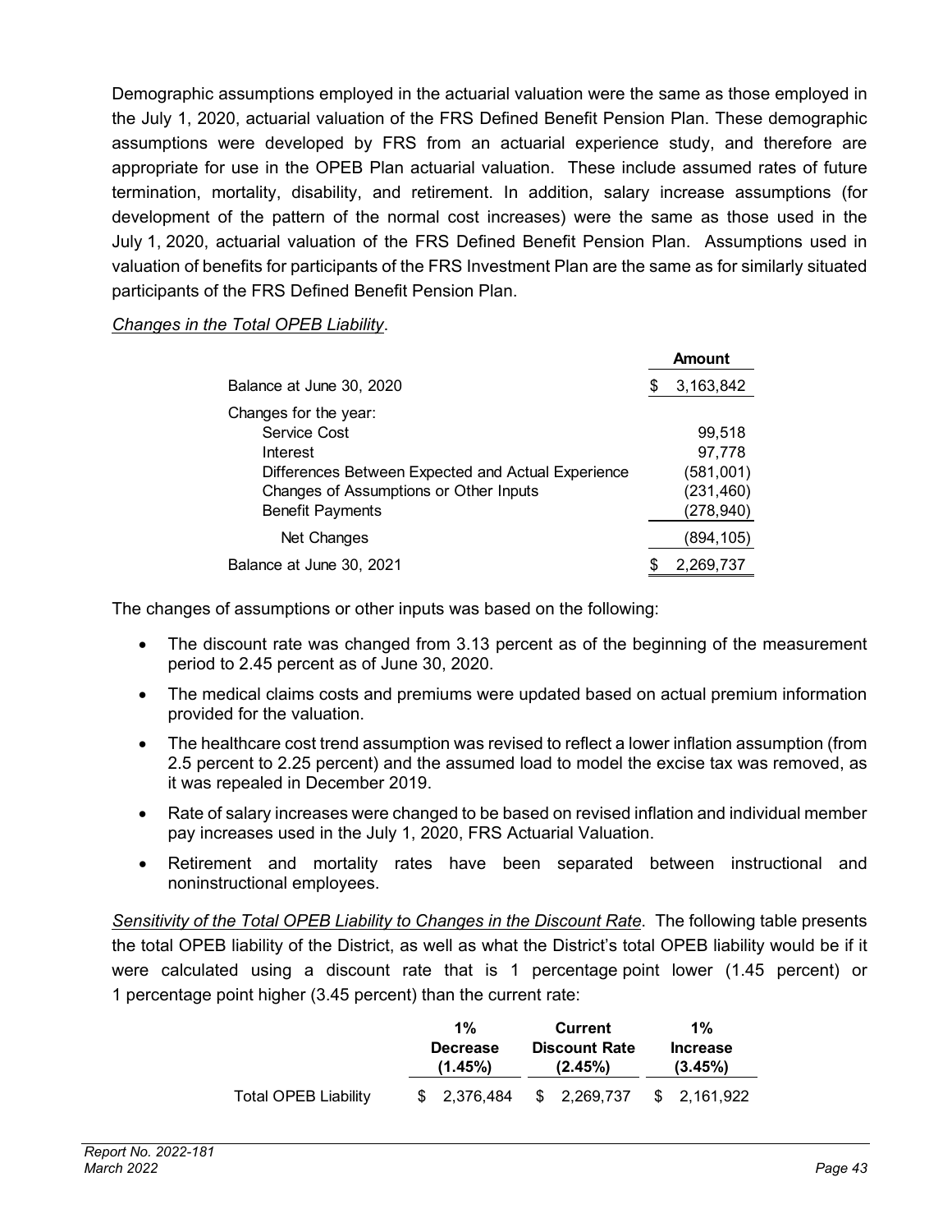Demographic assumptions employed in the actuarial valuation were the same as those employed in the July 1, 2020, actuarial valuation of the FRS Defined Benefit Pension Plan. These demographic assumptions were developed by FRS from an actuarial experience study, and therefore are appropriate for use in the OPEB Plan actuarial valuation. These include assumed rates of future termination, mortality, disability, and retirement. In addition, salary increase assumptions (for development of the pattern of the normal cost increases) were the same as those used in the July 1, 2020, actuarial valuation of the FRS Defined Benefit Pension Plan. Assumptions used in valuation of benefits for participants of the FRS Investment Plan are the same as for similarly situated participants of the FRS Defined Benefit Pension Plan.

*Changes in the Total OPEB Liability*.

| | Amount |
|---|---|
| Balance at June 30, 2020 | $ 3,163,842 |
| Changes for the year: | |
| Service Cost | 99,518 |
| Interest | 97,778 |
| Differences Between Expected and Actual Experience | (581,001) |
| Changes of Assumptions or Other Inputs | (231,460) |
| Benefit Payments | (278,940) |
| Net Changes | (894,105) |
| Balance at June 30, 2021 | $ 2,269,737 |

The changes of assumptions or other inputs was based on the following:

- The discount rate was changed from 3.13 percent as of the beginning of the measurement period to 2.45 percent as of June 30, 2020.
- The medical claims costs and premiums were updated based on actual premium information provided for the valuation.
- The healthcare cost trend assumption was revised to reflect a lower inflation assumption (from 2.5 percent to 2.25 percent) and the assumed load to model the excise tax was removed, as it was repealed in December 2019.
- Rate of salary increases were changed to be based on revised inflation and individual member pay increases used in the July 1, 2020, FRS Actuarial Valuation.
- Retirement and mortality rates have been separated between instructional and noninstructional employees.

*Sensitivity of the Total OPEB Liability to Changes in the Discount Rate*. The following table presents the total OPEB liability of the District, as well as what the District's total OPEB liability would be if it were calculated using a discount rate that is 1 percentage point lower (1.45 percent) or 1 percentage point higher (3.45 percent) than the current rate:

| | 1% Decrease (1.45%) | Current Discount Rate (2.45%) | 1% Increase (3.45%) |
|---|---|---|---|
| Total OPEB Liability | $ 2,376,484 | $ 2,269,737 | $ 2,161,922 |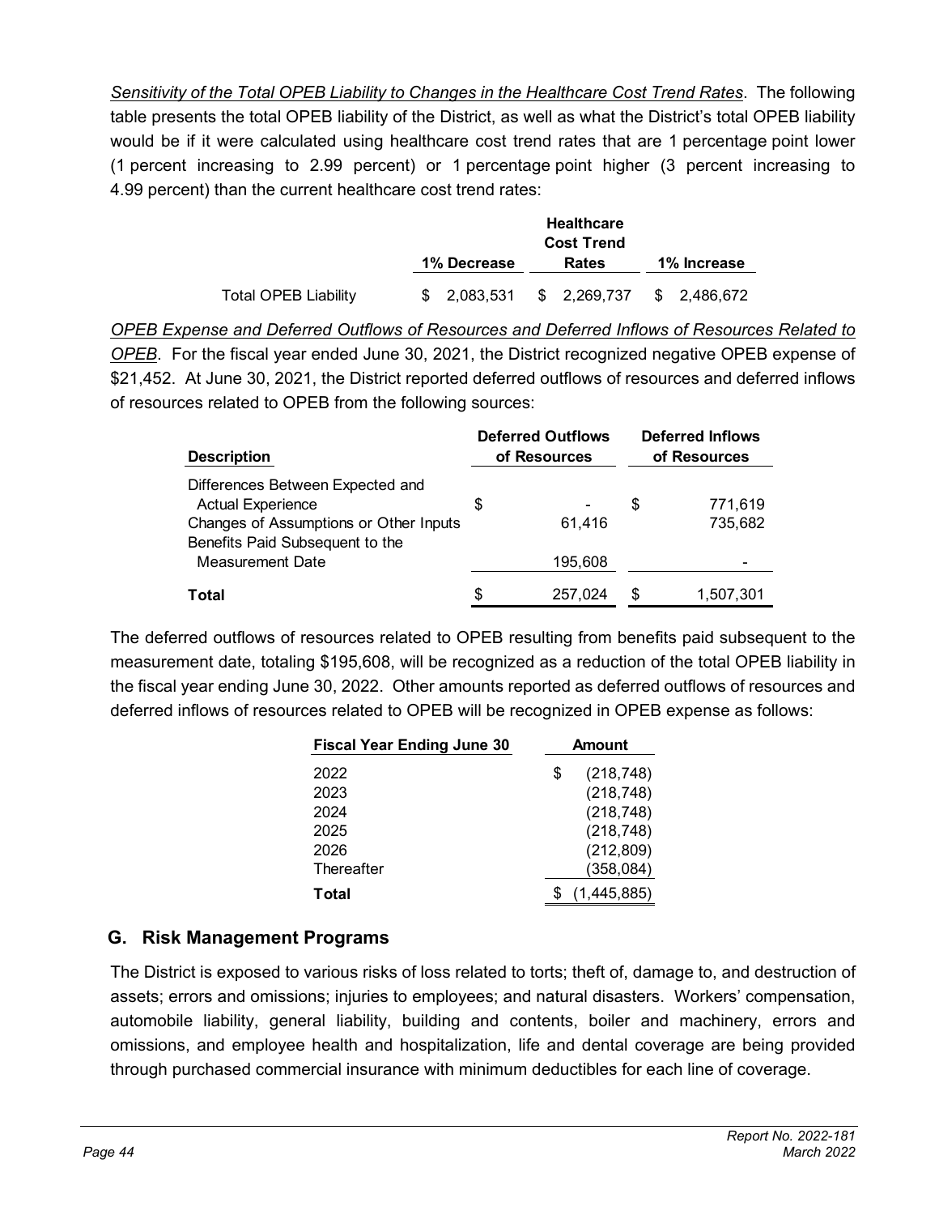*Sensitivity of the Total OPEB Liability to Changes in the Healthcare Cost Trend Rates*. The following table presents the total OPEB liability of the District, as well as what the District's total OPEB liability would be if it were calculated using healthcare cost trend rates that are 1 percentage point lower (1 percent increasing to 2.99 percent) or 1 percentage point higher (3 percent increasing to 4.99 percent) than the current healthcare cost trend rates:

| | 1% Decrease | Healthcare Cost Trend Rates | 1% Increase |
|---|---|---|---|
| Total OPEB Liability | $ 2,083,531 | $ 2,269,737 | $ 2,486,672 |

*OPEB Expense and Deferred Outflows of Resources and Deferred Inflows of Resources Related to OPEB*. For the fiscal year ended June 30, 2021, the District recognized negative OPEB expense of $21,452. At June 30, 2021, the District reported deferred outflows of resources and deferred inflows of resources related to OPEB from the following sources:

| Description | Deferred Outflows of Resources | Deferred Inflows of Resources |
|---|---|---|
| Differences Between Expected and Actual Experience | $ - | $ 771,619 |
| Changes of Assumptions or Other Inputs | 61,416 | 735,682 |
| Benefits Paid Subsequent to the Measurement Date | 195,608 | - |
| **Total** | $ 257,024 | $ 1,507,301 |

The deferred outflows of resources related to OPEB resulting from benefits paid subsequent to the measurement date, totaling $195,608, will be recognized as a reduction of the total OPEB liability in the fiscal year ending June 30, 2022. Other amounts reported as deferred outflows of resources and deferred inflows of resources related to OPEB will be recognized in OPEB expense as follows:

| Fiscal Year Ending June 30 | Amount |
|---|---|
| 2022 | $ (218,748) |
| 2023 | (218,748) |
| 2024 | (218,748) |
| 2025 | (218,748) |
| 2026 | (212,809) |
| Thereafter | (358,084) |
| **Total** | $ (1,445,885) |

## G. Risk Management Programs

The District is exposed to various risks of loss related to torts; theft of, damage to, and destruction of assets; errors and omissions; injuries to employees; and natural disasters. Workers' compensation, automobile liability, general liability, building and contents, boiler and machinery, errors and omissions, and employee health and hospitalization, life and dental coverage are being provided through purchased commercial insurance with minimum deductibles for each line of coverage.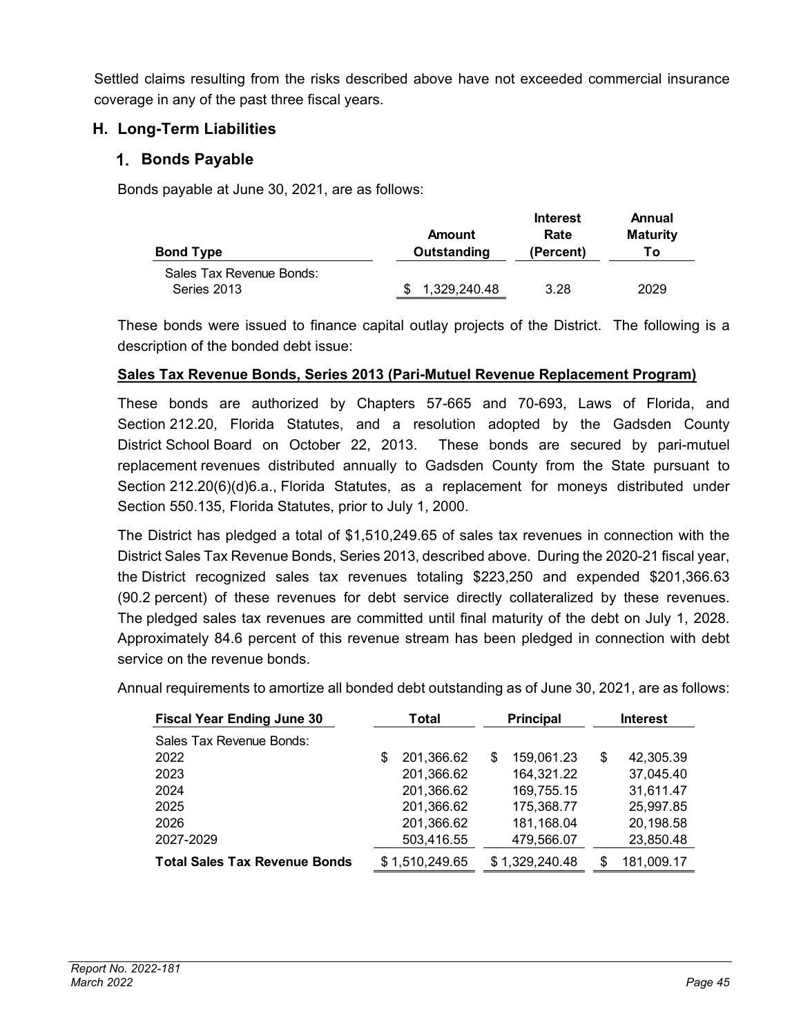Settled claims resulting from the risks described above have not exceeded commercial insurance coverage in any of the past three fiscal years.

## H. Long-Term Liabilities

### 1. Bonds Payable

Bonds payable at June 30, 2021, are as follows:

| Bond Type | Amount Outstanding | Interest Rate (Percent) | Annual Maturity To |
|---|---|---|---|
| Sales Tax Revenue Bonds: | | | |
| Series 2013 | $ 1,329,240.48 | 3.28 | 2029 |

These bonds were issued to finance capital outlay projects of the District. The following is a description of the bonded debt issue:

**Sales Tax Revenue Bonds, Series 2013 (Pari-Mutuel Revenue Replacement Program)**

These bonds are authorized by Chapters 57-665 and 70-693, Laws of Florida, and Section 212.20, Florida Statutes, and a resolution adopted by the Gadsden County District School Board on October 22, 2013. These bonds are secured by pari-mutuel replacement revenues distributed annually to Gadsden County from the State pursuant to Section 212.20(6)(d)6.a., Florida Statutes, as a replacement for moneys distributed under Section 550.135, Florida Statutes, prior to July 1, 2000.

The District has pledged a total of $1,510,249.65 of sales tax revenues in connection with the District Sales Tax Revenue Bonds, Series 2013, described above. During the 2020-21 fiscal year, the District recognized sales tax revenues totaling $223,250 and expended $201,366.63 (90.2 percent) of these revenues for debt service directly collateralized by these revenues. The pledged sales tax revenues are committed until final maturity of the debt on July 1, 2028. Approximately 84.6 percent of this revenue stream has been pledged in connection with debt service on the revenue bonds.

Annual requirements to amortize all bonded debt outstanding as of June 30, 2021, are as follows:

| Fiscal Year Ending June 30 | Total | Principal | Interest |
|---|---|---|---|
| Sales Tax Revenue Bonds: | | | |
| 2022 | $ 201,366.62 | $ 159,061.23 | $ 42,305.39 |
| 2023 | 201,366.62 | 164,321.22 | 37,045.40 |
| 2024 | 201,366.62 | 169,755.15 | 31,611.47 |
| 2025 | 201,366.62 | 175,368.77 | 25,997.85 |
| 2026 | 201,366.62 | 181,168.04 | 20,198.58 |
| 2027-2029 | 503,416.55 | 479,566.07 | 23,850.48 |
| **Total Sales Tax Revenue Bonds** | $ 1,510,249.65 | $ 1,329,240.48 | $ 181,009.17 |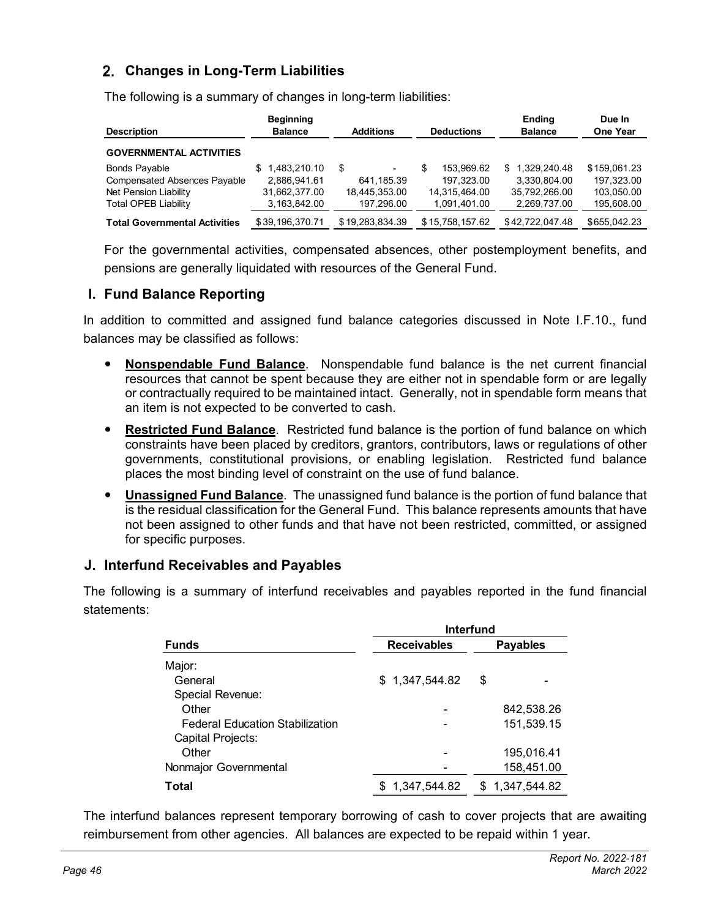## 2. Changes in Long-Term Liabilities

The following is a summary of changes in long-term liabilities:

| Description | Beginning Balance | Additions | Deductions | Ending Balance | Due In One Year |
|---|---|---|---|---|---|
| **GOVERNMENTAL ACTIVITIES** | | | | | |
| Bonds Payable | $ 1,483,210.10 | $ - | $ 153,969.62 | $ 1,329,240.48 | $159,061.23 |
| Compensated Absences Payable | 2,886,941.61 | 641,185.39 | 197,323.00 | 3,330,804.00 | 197,323.00 |
| Net Pension Liability | 31,662,377.00 | 18,445,353.00 | 14,315,464.00 | 35,792,266.00 | 103,050.00 |
| Total OPEB Liability | 3,163,842.00 | 197,296.00 | 1,091,401.00 | 2,269,737.00 | 195,608.00 |
| **Total Governmental Activities** | $39,196,370.71 | $19,283,834.39 | $15,758,157.62 | $42,722,047.48 | $655,042.23 |

For the governmental activities, compensated absences, other postemployment benefits, and pensions are generally liquidated with resources of the General Fund.

## I. Fund Balance Reporting

In addition to committed and assigned fund balance categories discussed in Note I.F.10., fund balances may be classified as follows:

- **Nonspendable Fund Balance**. Nonspendable fund balance is the net current financial resources that cannot be spent because they are either not in spendable form or are legally or contractually required to be maintained intact. Generally, not in spendable form means that an item is not expected to be converted to cash.
- **Restricted Fund Balance**. Restricted fund balance is the portion of fund balance on which constraints have been placed by creditors, grantors, contributors, laws or regulations of other governments, constitutional provisions, or enabling legislation. Restricted fund balance places the most binding level of constraint on the use of fund balance.
- **Unassigned Fund Balance**. The unassigned fund balance is the portion of fund balance that is the residual classification for the General Fund. This balance represents amounts that have not been assigned to other funds and that have not been restricted, committed, or assigned for specific purposes.

## J. Interfund Receivables and Payables

The following is a summary of interfund receivables and payables reported in the fund financial statements:

| | Interfund | |
|---|---|---|
| **Funds** | **Receivables** | **Payables** |
| Major: | | |
| General | $ 1,347,544.82 | $ - |
| Special Revenue: | | |
| Other | - | 842,538.26 |
| Federal Education Stabilization | - | 151,539.15 |
| Capital Projects: | | |
| Other | - | 195,016.41 |
| Nonmajor Governmental | - | 158,451.00 |
| **Total** | $ 1,347,544.82 | $ 1,347,544.82 |

The interfund balances represent temporary borrowing of cash to cover projects that are awaiting reimbursement from other agencies. All balances are expected to be repaid within 1 year.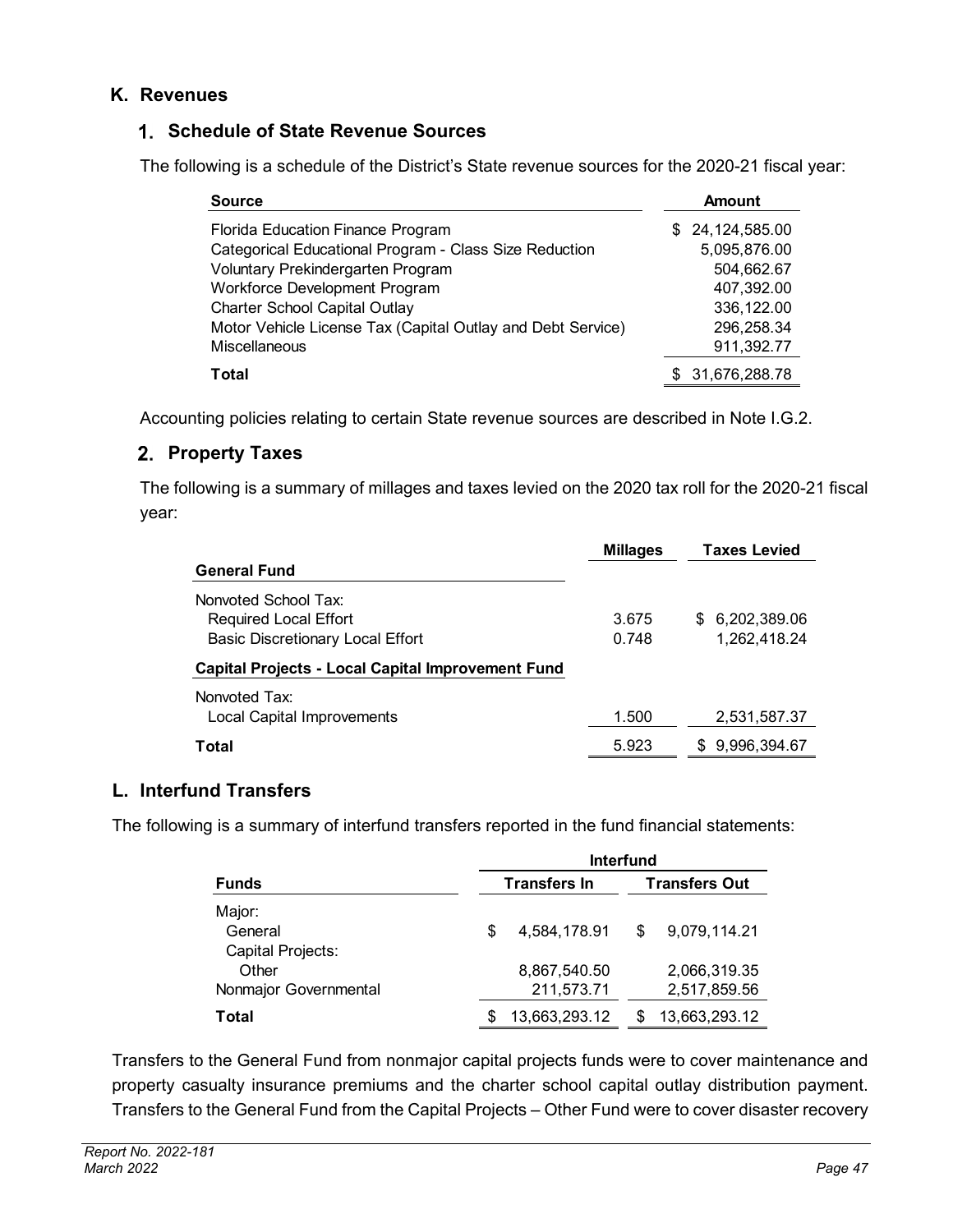## K. Revenues

### 1. Schedule of State Revenue Sources

The following is a schedule of the District's State revenue sources for the 2020-21 fiscal year:

| Source | Amount |
|---|---|
| Florida Education Finance Program | $ 24,124,585.00 |
| Categorical Educational Program - Class Size Reduction | 5,095,876.00 |
| Voluntary Prekindergarten Program | 504,662.67 |
| Workforce Development Program | 407,392.00 |
| Charter School Capital Outlay | 336,122.00 |
| Motor Vehicle License Tax (Capital Outlay and Debt Service) | 296,258.34 |
| Miscellaneous | 911,392.77 |
| **Total** | $ 31,676,288.78 |

Accounting policies relating to certain State revenue sources are described in Note I.G.2.

### 2. Property Taxes

The following is a summary of millages and taxes levied on the 2020 tax roll for the 2020-21 fiscal year:

| | Millages | Taxes Levied |
|---|---|---|
| **General Fund** | | |
| Nonvoted School Tax: | | |
| Required Local Effort | 3.675 | $ 6,202,389.06 |
| Basic Discretionary Local Effort | 0.748 | 1,262,418.24 |
| **Capital Projects - Local Capital Improvement Fund** | | |
| Nonvoted Tax: | | |
| Local Capital Improvements | 1.500 | 2,531,587.37 |
| **Total** | 5.923 | $ 9,996,394.67 |

## L. Interfund Transfers

The following is a summary of interfund transfers reported in the fund financial statements:

| | Interfund | |
|---|---|---|
| **Funds** | **Transfers In** | **Transfers Out** |
| Major: | | |
| General | $ 4,584,178.91 | $ 9,079,114.21 |
| Capital Projects: | | |
| Other | 8,867,540.50 | 2,066,319.35 |
| Nonmajor Governmental | 211,573.71 | 2,517,859.56 |
| **Total** | $ 13,663,293.12 | $ 13,663,293.12 |

Transfers to the General Fund from nonmajor capital projects funds were to cover maintenance and property casualty insurance premiums and the charter school capital outlay distribution payment. Transfers to the General Fund from the Capital Projects – Other Fund were to cover disaster recovery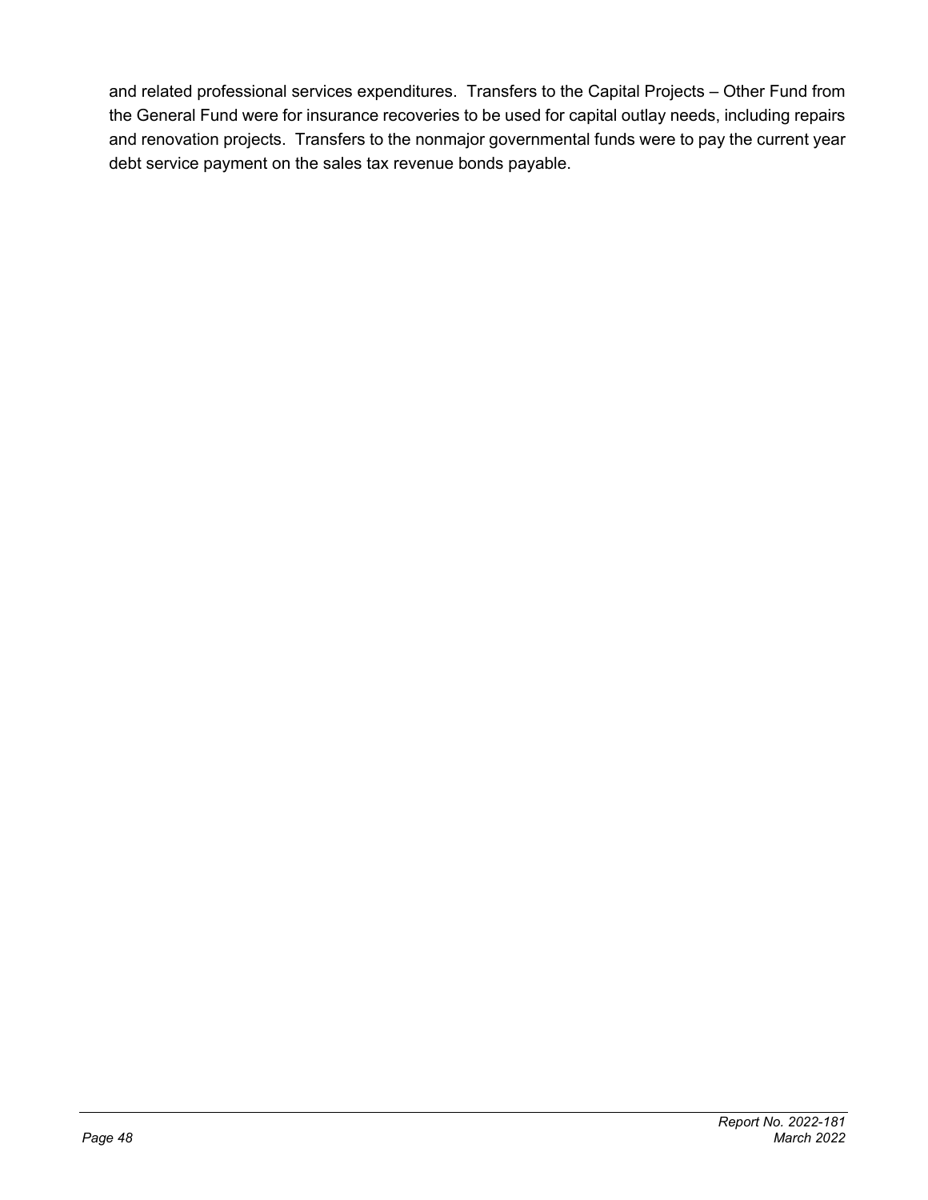and related professional services expenditures. Transfers to the Capital Projects – Other Fund from the General Fund were for insurance recoveries to be used for capital outlay needs, including repairs and renovation projects. Transfers to the nonmajor governmental funds were to pay the current year debt service payment on the sales tax revenue bonds payable.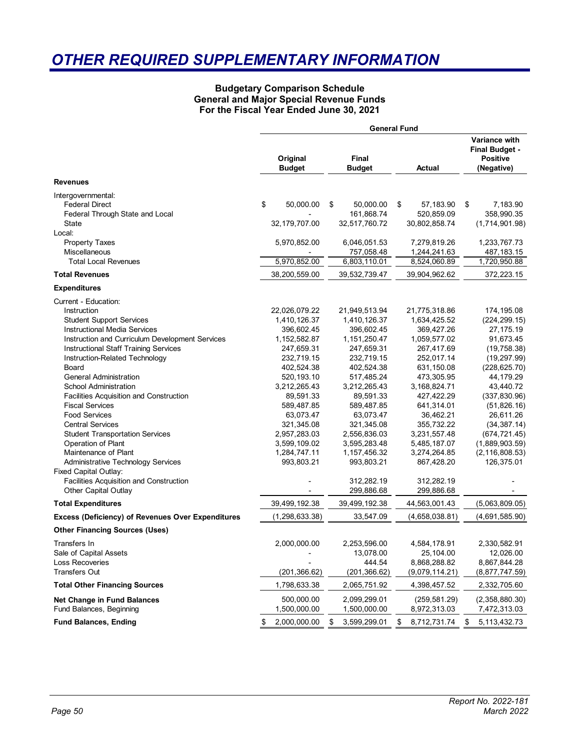# OTHER REQUIRED SUPPLEMENTARY INFORMATION

**Budgetary Comparison Schedule**
**General and Major Special Revenue Funds**
**For the Fiscal Year Ended June 30, 2021**

| | General Fund | | | |
|---|---|---|---|---|
| | **Original Budget** | **Final Budget** | **Actual** | **Variance with Final Budget - Positive (Negative)** |
| **Revenues** | | | | |
| Intergovernmental: | | | | |
| Federal Direct | $ 50,000.00 | $ 50,000.00 | $ 57,183.90 | $ 7,183.90 |
| Federal Through State and Local | - | 161,868.74 | 520,859.09 | 358,990.35 |
| State | 32,179,707.00 | 32,517,760.72 | 30,802,858.74 | (1,714,901.98) |
| Local: | | | | |
| Property Taxes | 5,970,852.00 | 6,046,051.53 | 7,279,819.26 | 1,233,767.73 |
| Miscellaneous | - | 757,058.48 | 1,244,241.63 | 487,183.15 |
| Total Local Revenues | 5,970,852.00 | 6,803,110.01 | 8,524,060.89 | 1,720,950.88 |
| **Total Revenues** | 38,200,559.00 | 39,532,739.47 | 39,904,962.62 | 372,223.15 |
| **Expenditures** | | | | |
| Current - Education: | | | | |
| Instruction | 22,026,079.22 | 21,949,513.94 | 21,775,318.86 | 174,195.08 |
| Student Support Services | 1,410,126.37 | 1,410,126.37 | 1,634,425.52 | (224,299.15) |
| Instructional Media Services | 396,602.45 | 396,602.45 | 369,427.26 | 27,175.19 |
| Instruction and Curriculum Development Services | 1,152,582.87 | 1,151,250.47 | 1,059,577.02 | 91,673.45 |
| Instructional Staff Training Services | 247,659.31 | 247,659.31 | 267,417.69 | (19,758.38) |
| Instruction-Related Technology | 232,719.15 | 232,719.15 | 252,017.14 | (19,297.99) |
| Board | 402,524.38 | 402,524.38 | 631,150.08 | (228,625.70) |
| General Administration | 520,193.10 | 517,485.24 | 473,305.95 | 44,179.29 |
| School Administration | 3,212,265.43 | 3,212,265.43 | 3,168,824.71 | 43,440.72 |
| Facilities Acquisition and Construction | 89,591.33 | 89,591.33 | 427,422.29 | (337,830.96) |
| Fiscal Services | 589,487.85 | 589,487.85 | 641,314.01 | (51,826.16) |
| Food Services | 63,073.47 | 63,073.47 | 36,462.21 | 26,611.26 |
| Central Services | 321,345.08 | 321,345.08 | 355,732.22 | (34,387.14) |
| Student Transportation Services | 2,957,283.03 | 2,556,836.03 | 3,231,557.48 | (674,721.45) |
| Operation of Plant | 3,599,109.02 | 3,595,283.48 | 5,485,187.07 | (1,889,903.59) |
| Maintenance of Plant | 1,284,747.11 | 1,157,456.32 | 3,274,264.85 | (2,116,808.53) |
| Administrative Technology Services | 993,803.21 | 993,803.21 | 867,428.20 | 126,375.01 |
| Fixed Capital Outlay: | | | | |
| Facilities Acquisition and Construction | - | 312,282.19 | 312,282.19 | - |
| Other Capital Outlay | - | 299,886.68 | 299,886.68 | - |
| **Total Expenditures** | 39,499,192.38 | 39,499,192.38 | 44,563,001.43 | (5,063,809.05) |
| **Excess (Deficiency) of Revenues Over Expenditures** | (1,298,633.38) | 33,547.09 | (4,658,038.81) | (4,691,585.90) |
| **Other Financing Sources (Uses)** | | | | |
| Transfers In | 2,000,000.00 | 2,253,596.00 | 4,584,178.91 | 2,330,582.91 |
| Sale of Capital Assets | - | 13,078.00 | 25,104.00 | 12,026.00 |
| Loss Recoveries | - | 444.54 | 8,868,288.82 | 8,867,844.28 |
| Transfers Out | (201,366.62) | (201,366.62) | (9,079,114.21) | (8,877,747.59) |
| **Total Other Financing Sources** | 1,798,633.38 | 2,065,751.92 | 4,398,457.52 | 2,332,705.60 |
| **Net Change in Fund Balances** | 500,000.00 | 2,099,299.01 | (259,581.29) | (2,358,880.30) |
| Fund Balances, Beginning | 1,500,000.00 | 1,500,000.00 | 8,972,313.03 | 7,472,313.03 |
| **Fund Balances, Ending** | $ 2,000,000.00 | $ 3,599,299.01 | $ 8,712,731.74 | $ 5,113,432.73 |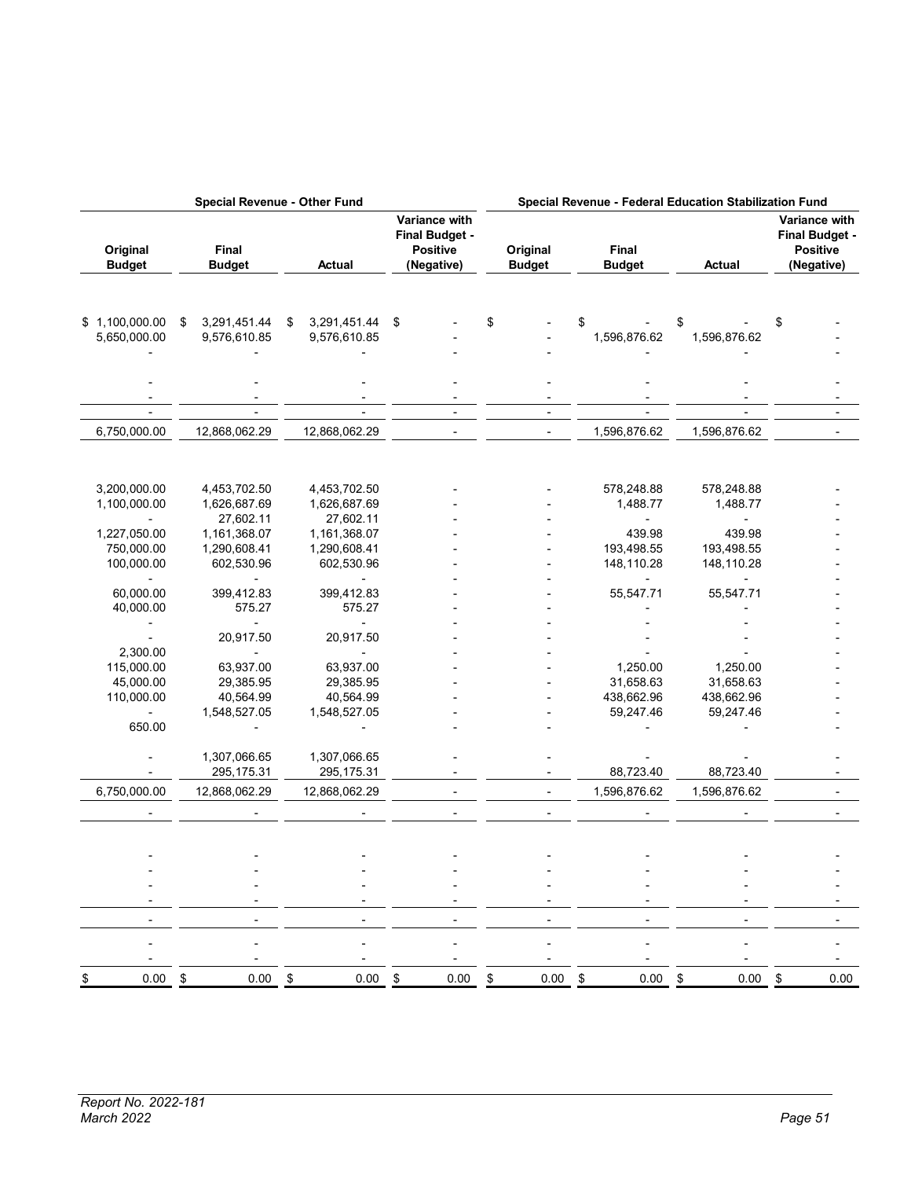| Special Revenue - Other Fund | | | | Special Revenue - Federal Education Stabilization Fund | | | |
|---|---|---|---|---|---|---|---|
| Original Budget | Final Budget | Actual | Variance with Final Budget - Positive (Negative) | Original Budget | Final Budget | Actual | Variance with Final Budget - Positive (Negative) |
| | | | | | | | |
| $ 1,100,000.00 | $ 3,291,451.44 | $ 3,291,451.44 | $ - | $ - | $ - | $ - | $ - |
| 5,650,000.00 | 9,576,610.85 | 9,576,610.85 | - | - | 1,596,876.62 | 1,596,876.62 | - |
| - | - | - | - | - | - | - | - |
| - | - | - | - | - | - | - | - |
| - | - | - | - | - | - | - | - |
| - | - | - | - | - | - | - | - |
| 6,750,000.00 | 12,868,062.29 | 12,868,062.29 | - | - | 1,596,876.62 | 1,596,876.62 | - |
| | | | | | | | |
| 3,200,000.00 | 4,453,702.50 | 4,453,702.50 | - | - | 578,248.88 | 578,248.88 | - |
| 1,100,000.00 | 1,626,687.69 | 1,626,687.69 | - | - | 1,488.77 | 1,488.77 | - |
| - | 27,602.11 | 27,602.11 | - | - | - | - | - |
| 1,227,050.00 | 1,161,368.07 | 1,161,368.07 | - | - | 439.98 | 439.98 | - |
| 750,000.00 | 1,290,608.41 | 1,290,608.41 | - | - | 193,498.55 | 193,498.55 | - |
| 100,000.00 | 602,530.96 | 602,530.96 | - | - | 148,110.28 | 148,110.28 | - |
| - | - | - | - | - | - | - | - |
| 60,000.00 | 399,412.83 | 399,412.83 | - | - | 55,547.71 | 55,547.71 | - |
| 40,000.00 | 575.27 | 575.27 | - | - | - | - | - |
| - | - | - | - | - | - | - | - |
| - | 20,917.50 | 20,917.50 | - | - | - | - | - |
| 2,300.00 | - | - | - | - | - | - | - |
| 115,000.00 | 63,937.00 | 63,937.00 | - | - | 1,250.00 | 1,250.00 | - |
| 45,000.00 | 29,385.95 | 29,385.95 | - | - | 31,658.63 | 31,658.63 | - |
| 110,000.00 | 40,564.99 | 40,564.99 | - | - | 438,662.96 | 438,662.96 | - |
| - | 1,548,527.05 | 1,548,527.05 | - | - | 59,247.46 | 59,247.46 | - |
| 650.00 | - | - | - | - | - | - | - |
| | | | | | | | |
| - | 1,307,066.65 | 1,307,066.65 | - | - | - | - | - |
| - | 295,175.31 | 295,175.31 | - | - | 88,723.40 | 88,723.40 | - |
| 6,750,000.00 | 12,868,062.29 | 12,868,062.29 | - | - | 1,596,876.62 | 1,596,876.62 | - |
| - | - | - | - | - | - | - | - |
| | | | | | | | |
| - | - | - | - | - | - | - | - |
| - | - | - | - | - | - | - | - |
| - | - | - | - | - | - | - | - |
| - | - | - | - | - | - | - | - |
| - | - | - | - | - | - | - | - |
| - | - | - | - | - | - | - | - |
| - | - | - | - | - | - | - | - |
| $ 0.00 | $ 0.00 | $ 0.00 | $ 0.00 | $ 0.00 | $ 0.00 | $ 0.00 | $ 0.00 |

*Report No. 2022-181*
*March 2022*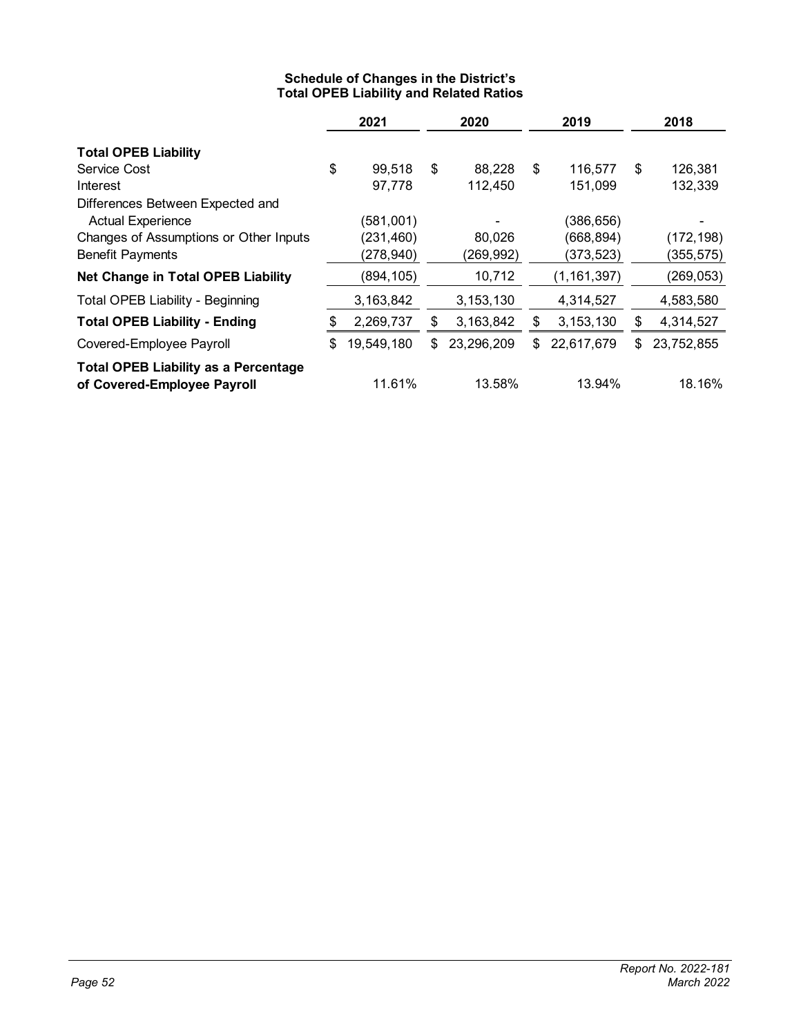### Schedule of Changes in the District's Total OPEB Liability and Related Ratios

| | 2021 | 2020 | 2019 | 2018 |
|---|---|---|---|---|
| **Total OPEB Liability** | | | | |
| Service Cost | $ 99,518 | $ 88,228 | $ 116,577 | $ 126,381 |
| Interest | 97,778 | 112,450 | 151,099 | 132,339 |
| Differences Between Expected and Actual Experience | (581,001) | - | (386,656) | - |
| Changes of Assumptions or Other Inputs | (231,460) | 80,026 | (668,894) | (172,198) |
| Benefit Payments | (278,940) | (269,992) | (373,523) | (355,575) |
| **Net Change in Total OPEB Liability** | (894,105) | 10,712 | (1,161,397) | (269,053) |
| Total OPEB Liability - Beginning | 3,163,842 | 3,153,130 | 4,314,527 | 4,583,580 |
| **Total OPEB Liability - Ending** | $ 2,269,737 | $ 3,163,842 | $ 3,153,130 | $ 4,314,527 |
| Covered-Employee Payroll | $ 19,549,180 | $ 23,296,209 | $ 22,617,679 | $ 23,752,855 |
| **Total OPEB Liability as a Percentage of Covered-Employee Payroll** | 11.61% | 13.58% | 13.94% | 18.16% |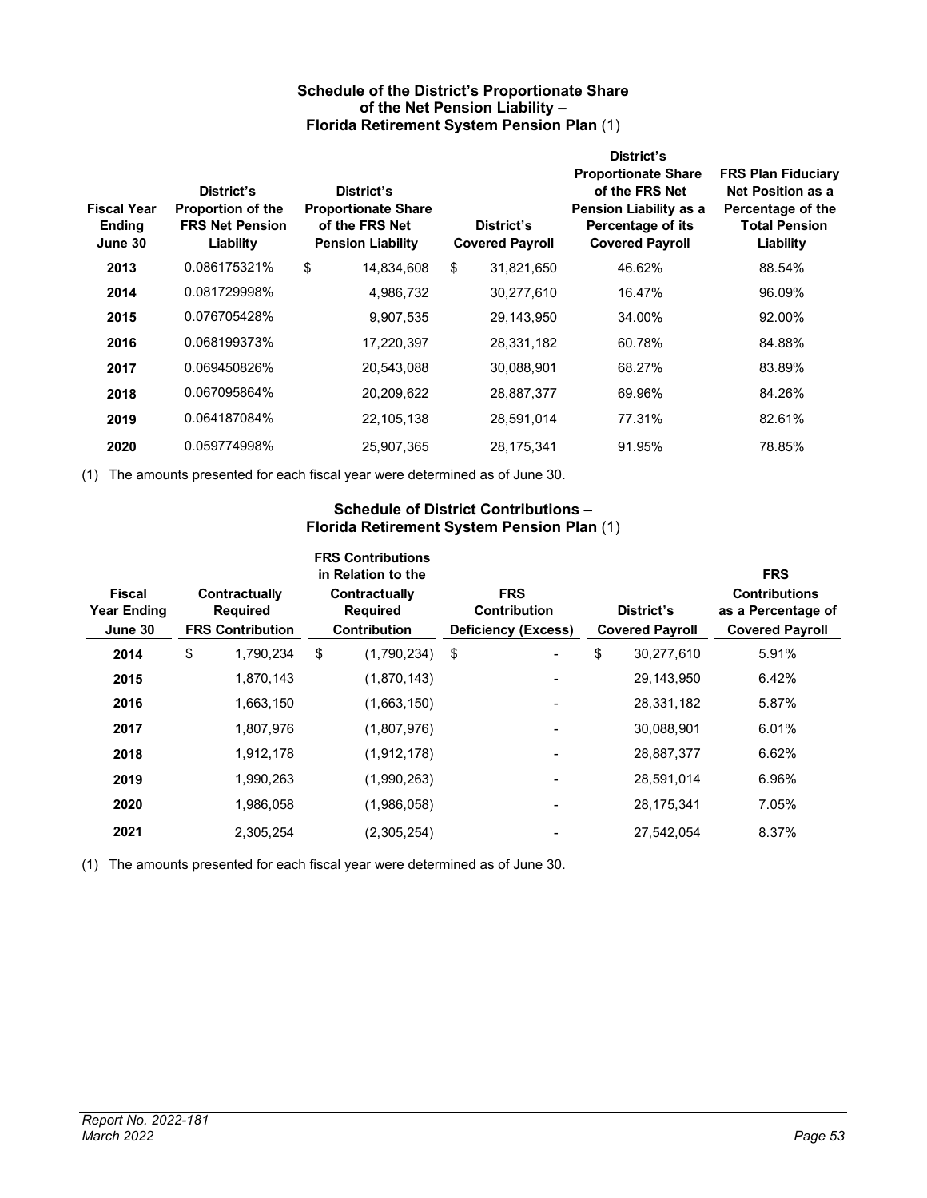### Schedule of the District's Proportionate Share of the Net Pension Liability – Florida Retirement System Pension Plan (1)

| Fiscal Year Ending June 30 | District's Proportion of the FRS Net Pension Liability | District's Proportionate Share of the FRS Net Pension Liability | District's Covered Payroll | District's Proportionate Share of the FRS Net Pension Liability as a Percentage of its Covered Payroll | FRS Plan Fiduciary Net Position as a Percentage of the Total Pension Liability |
|---|---|---|---|---|---|
| **2013** | 0.086175321% | $ 14,834,608 | $ 31,821,650 | 46.62% | 88.54% |
| **2014** | 0.081729998% | 4,986,732 | 30,277,610 | 16.47% | 96.09% |
| **2015** | 0.076705428% | 9,907,535 | 29,143,950 | 34.00% | 92.00% |
| **2016** | 0.068199373% | 17,220,397 | 28,331,182 | 60.78% | 84.88% |
| **2017** | 0.069450826% | 20,543,088 | 30,088,901 | 68.27% | 83.89% |
| **2018** | 0.067095864% | 20,209,622 | 28,887,377 | 69.96% | 84.26% |
| **2019** | 0.064187084% | 22,105,138 | 28,591,014 | 77.31% | 82.61% |
| **2020** | 0.059774998% | 25,907,365 | 28,175,341 | 91.95% | 78.85% |

(1) The amounts presented for each fiscal year were determined as of June 30.

### Schedule of District Contributions – Florida Retirement System Pension Plan (1)

| Fiscal Year Ending June 30 | Contractually Required FRS Contribution | FRS Contributions in Relation to the Contractually Required Contribution | FRS Contribution Deficiency (Excess) | District's Covered Payroll | FRS Contributions as a Percentage of Covered Payroll |
|---|---|---|---|---|---|
| **2014** | $ 1,790,234 | $ (1,790,234) | $ - | $ 30,277,610 | 5.91% |
| **2015** | 1,870,143 | (1,870,143) | - | 29,143,950 | 6.42% |
| **2016** | 1,663,150 | (1,663,150) | - | 28,331,182 | 5.87% |
| **2017** | 1,807,976 | (1,807,976) | - | 30,088,901 | 6.01% |
| **2018** | 1,912,178 | (1,912,178) | - | 28,887,377 | 6.62% |
| **2019** | 1,990,263 | (1,990,263) | - | 28,591,014 | 6.96% |
| **2020** | 1,986,058 | (1,986,058) | - | 28,175,341 | 7.05% |
| **2021** | 2,305,254 | (2,305,254) | - | 27,542,054 | 8.37% |

(1) The amounts presented for each fiscal year were determined as of June 30.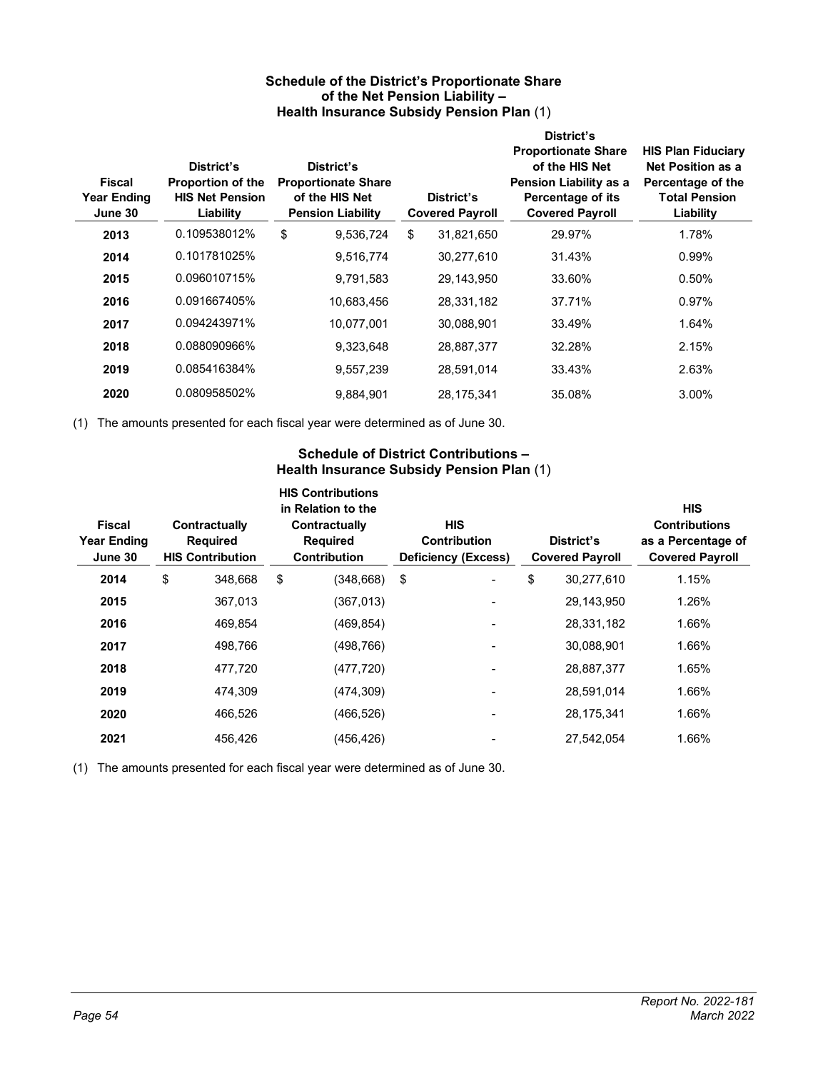### Schedule of the District's Proportionate Share of the Net Pension Liability – Health Insurance Subsidy Pension Plan (1)

| Fiscal Year Ending June 30 | District's Proportion of the HIS Net Pension Liability | District's Proportionate Share of the HIS Net Pension Liability | District's Covered Payroll | District's Proportionate Share of the HIS Net Pension Liability as a Percentage of its Covered Payroll | HIS Plan Fiduciary Net Position as a Percentage of the Total Pension Liability |
|---|---|---|---|---|---|
| **2013** | 0.109538012% | $ 9,536,724 | $ 31,821,650 | 29.97% | 1.78% |
| **2014** | 0.101781025% | 9,516,774 | 30,277,610 | 31.43% | 0.99% |
| **2015** | 0.096010715% | 9,791,583 | 29,143,950 | 33.60% | 0.50% |
| **2016** | 0.091667405% | 10,683,456 | 28,331,182 | 37.71% | 0.97% |
| **2017** | 0.094243971% | 10,077,001 | 30,088,901 | 33.49% | 1.64% |
| **2018** | 0.088090966% | 9,323,648 | 28,887,377 | 32.28% | 2.15% |
| **2019** | 0.085416384% | 9,557,239 | 28,591,014 | 33.43% | 2.63% |
| **2020** | 0.080958502% | 9,884,901 | 28,175,341 | 35.08% | 3.00% |

(1) The amounts presented for each fiscal year were determined as of June 30.

### Schedule of District Contributions – Health Insurance Subsidy Pension Plan (1)

| Fiscal Year Ending June 30 | Contractually Required HIS Contribution | HIS Contributions in Relation to the Contractually Required Contribution | HIS Contribution Deficiency (Excess) | District's Covered Payroll | HIS Contributions as a Percentage of Covered Payroll |
|---|---|---|---|---|---|
| **2014** | $ 348,668 | $ (348,668) | $ - | $ 30,277,610 | 1.15% |
| **2015** | 367,013 | (367,013) | - | 29,143,950 | 1.26% |
| **2016** | 469,854 | (469,854) | - | 28,331,182 | 1.66% |
| **2017** | 498,766 | (498,766) | - | 30,088,901 | 1.66% |
| **2018** | 477,720 | (477,720) | - | 28,887,377 | 1.65% |
| **2019** | 474,309 | (474,309) | - | 28,591,014 | 1.66% |
| **2020** | 466,526 | (466,526) | - | 28,175,341 | 1.66% |
| **2021** | 456,426 | (456,426) | - | 27,542,054 | 1.66% |

(1) The amounts presented for each fiscal year were determined as of June 30.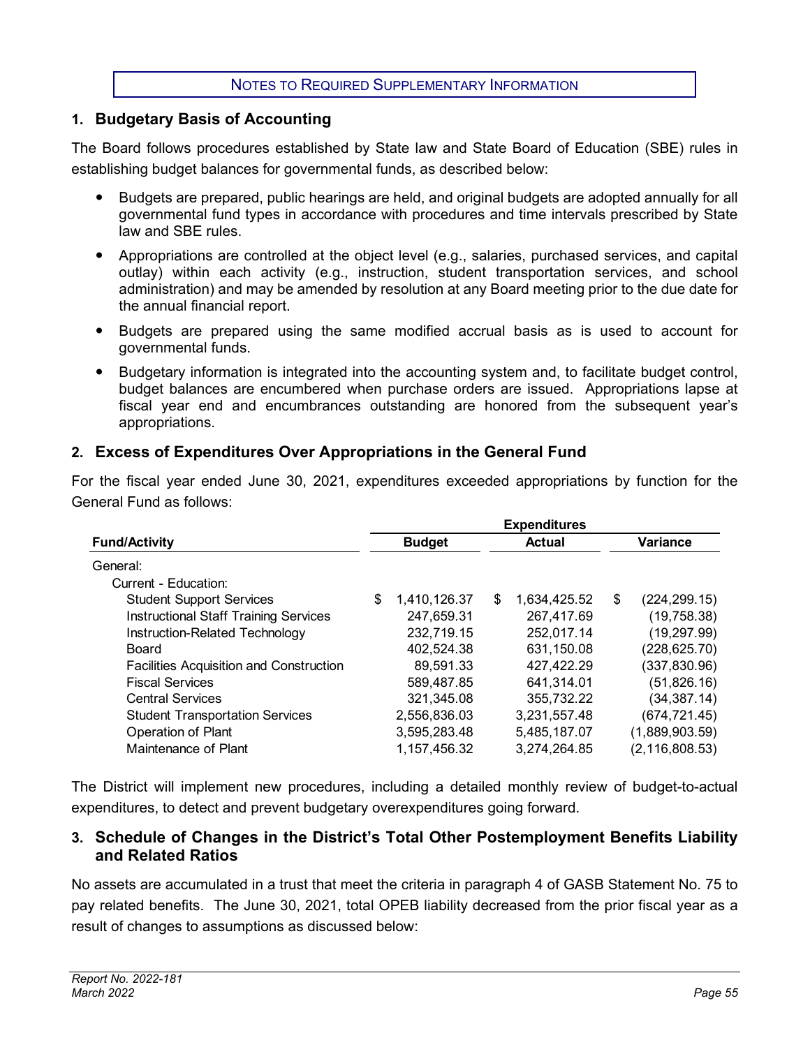## NOTES TO REQUIRED SUPPLEMENTARY INFORMATION

### 1. Budgetary Basis of Accounting

The Board follows procedures established by State law and State Board of Education (SBE) rules in establishing budget balances for governmental funds, as described below:

- Budgets are prepared, public hearings are held, and original budgets are adopted annually for all governmental fund types in accordance with procedures and time intervals prescribed by State law and SBE rules.
- Appropriations are controlled at the object level (e.g., salaries, purchased services, and capital outlay) within each activity (e.g., instruction, student transportation services, and school administration) and may be amended by resolution at any Board meeting prior to the due date for the annual financial report.
- Budgets are prepared using the same modified accrual basis as is used to account for governmental funds.
- Budgetary information is integrated into the accounting system and, to facilitate budget control, budget balances are encumbered when purchase orders are issued. Appropriations lapse at fiscal year end and encumbrances outstanding are honored from the subsequent year's appropriations.

### 2. Excess of Expenditures Over Appropriations in the General Fund

For the fiscal year ended June 30, 2021, expenditures exceeded appropriations by function for the General Fund as follows:

| Fund/Activity | Expenditures Budget | Expenditures Actual | Expenditures Variance |
|---|---|---|---|
| General: | | | |
| Current - Education: | | | |
| Student Support Services | $ 1,410,126.37 | $ 1,634,425.52 | $ (224,299.15) |
| Instructional Staff Training Services | 247,659.31 | 267,417.69 | (19,758.38) |
| Instruction-Related Technology | 232,719.15 | 252,017.14 | (19,297.99) |
| Board | 402,524.38 | 631,150.08 | (228,625.70) |
| Facilities Acquisition and Construction | 89,591.33 | 427,422.29 | (337,830.96) |
| Fiscal Services | 589,487.85 | 641,314.01 | (51,826.16) |
| Central Services | 321,345.08 | 355,732.22 | (34,387.14) |
| Student Transportation Services | 2,556,836.03 | 3,231,557.48 | (674,721.45) |
| Operation of Plant | 3,595,283.48 | 5,485,187.07 | (1,889,903.59) |
| Maintenance of Plant | 1,157,456.32 | 3,274,264.85 | (2,116,808.53) |

The District will implement new procedures, including a detailed monthly review of budget-to-actual expenditures, to detect and prevent budgetary overexpenditures going forward.

### 3. Schedule of Changes in the District's Total Other Postemployment Benefits Liability and Related Ratios

No assets are accumulated in a trust that meet the criteria in paragraph 4 of GASB Statement No. 75 to pay related benefits. The June 30, 2021, total OPEB liability decreased from the prior fiscal year as a result of changes to assumptions as discussed below: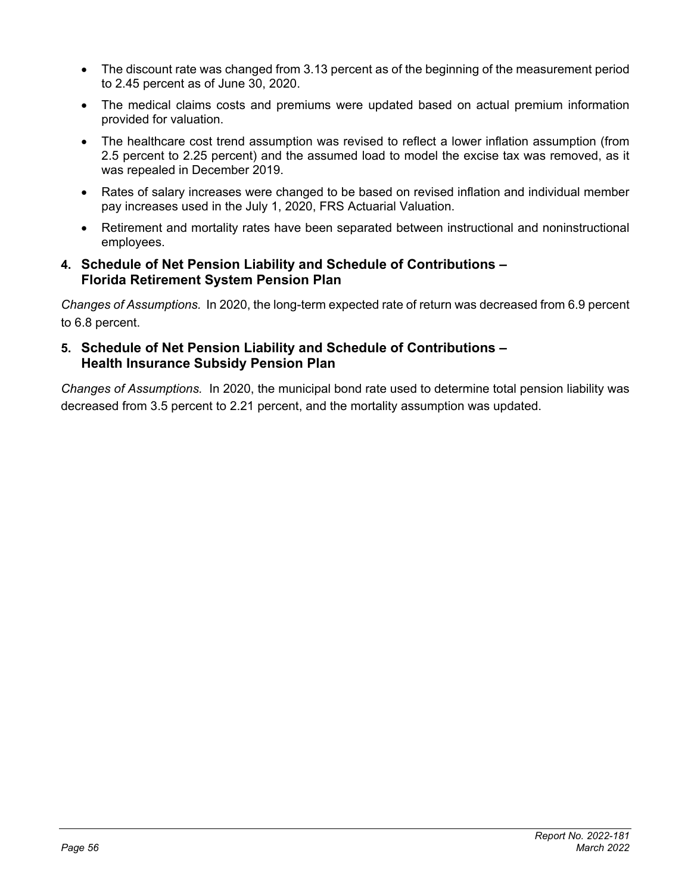- The discount rate was changed from 3.13 percent as of the beginning of the measurement period to 2.45 percent as of June 30, 2020.
- The medical claims costs and premiums were updated based on actual premium information provided for valuation.
- The healthcare cost trend assumption was revised to reflect a lower inflation assumption (from 2.5 percent to 2.25 percent) and the assumed load to model the excise tax was removed, as it was repealed in December 2019.
- Rates of salary increases were changed to be based on revised inflation and individual member pay increases used in the July 1, 2020, FRS Actuarial Valuation.
- Retirement and mortality rates have been separated between instructional and noninstructional employees.

### 4. Schedule of Net Pension Liability and Schedule of Contributions – Florida Retirement System Pension Plan

*Changes of Assumptions.* In 2020, the long-term expected rate of return was decreased from 6.9 percent to 6.8 percent.

### 5. Schedule of Net Pension Liability and Schedule of Contributions – Health Insurance Subsidy Pension Plan

*Changes of Assumptions.* In 2020, the municipal bond rate used to determine total pension liability was decreased from 3.5 percent to 2.21 percent, and the mortality assumption was updated.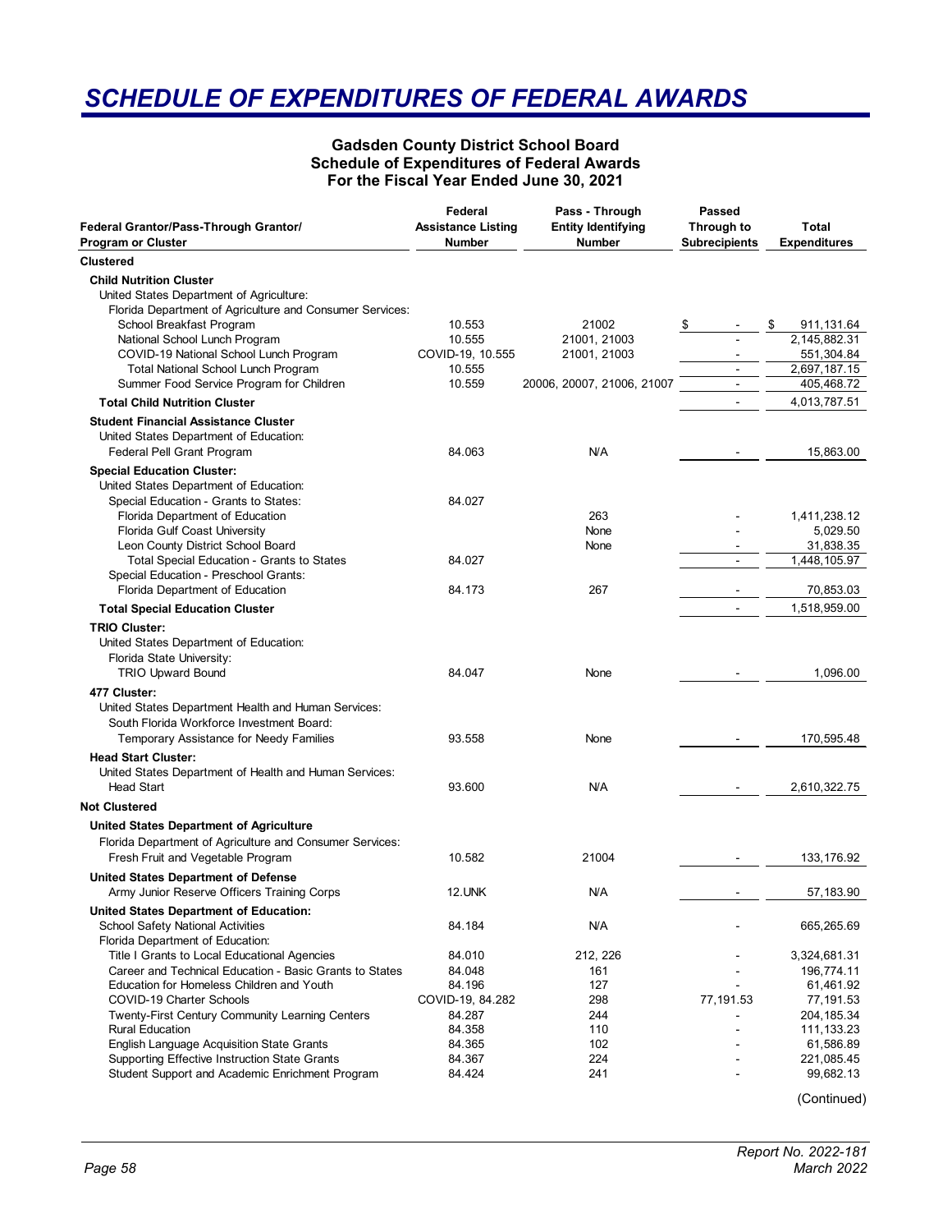# SCHEDULE OF EXPENDITURES OF FEDERAL AWARDS

**Gadsden County District School Board**
**Schedule of Expenditures of Federal Awards**
**For the Fiscal Year Ended June 30, 2021**

| Federal Grantor/Pass-Through Grantor/ Program or Cluster | Federal Assistance Listing Number | Pass - Through Entity Identifying Number | Passed Through to Subrecipients | Total Expenditures |
|---|---|---|---|---|
| **Clustered** | | | | |
| **Child Nutrition Cluster** | | | | |
| United States Department of Agriculture: | | | | |
| Florida Department of Agriculture and Consumer Services: | | | | |
| School Breakfast Program | 10.553 | 21002 | $ - | $ 911,131.64 |
| National School Lunch Program | 10.555 | 21001, 21003 | - | 2,145,882.31 |
| COVID-19 National School Lunch Program | COVID-19, 10.555 | 21001, 21003 | - | 551,304.84 |
| Total National School Lunch Program | 10.555 | | - | 2,697,187.15 |
| Summer Food Service Program for Children | 10.559 | 20006, 20007, 21006, 21007 | - | 405,468.72 |
| **Total Child Nutrition Cluster** | | | - | 4,013,787.51 |
| **Student Financial Assistance Cluster** | | | | |
| United States Department of Education: | | | | |
| Federal Pell Grant Program | 84.063 | N/A | - | 15,863.00 |
| **Special Education Cluster:** | | | | |
| United States Department of Education: | | | | |
| Special Education - Grants to States: | 84.027 | | | |
| Florida Department of Education | | 263 | - | 1,411,238.12 |
| Florida Gulf Coast University | | None | - | 5,029.50 |
| Leon County District School Board | | None | - | 31,838.35 |
| Total Special Education - Grants to States | 84.027 | | - | 1,448,105.97 |
| Special Education - Preschool Grants: | | | | |
| Florida Department of Education | 84.173 | 267 | - | 70,853.03 |
| **Total Special Education Cluster** | | | - | 1,518,959.00 |
| **TRIO Cluster:** | | | | |
| United States Department of Education: | | | | |
| Florida State University: | | | | |
| TRIO Upward Bound | 84.047 | None | - | 1,096.00 |
| **477 Cluster:** | | | | |
| United States Department Health and Human Services: | | | | |
| South Florida Workforce Investment Board: | | | | |
| Temporary Assistance for Needy Families | 93.558 | None | - | 170,595.48 |
| **Head Start Cluster:** | | | | |
| United States Department of Health and Human Services: | | | | |
| Head Start | 93.600 | N/A | - | 2,610,322.75 |
| **Not Clustered** | | | | |
| **United States Department of Agriculture** | | | | |
| Florida Department of Agriculture and Consumer Services: | | | | |
| Fresh Fruit and Vegetable Program | 10.582 | 21004 | - | 133,176.92 |
| **United States Department of Defense** | | | | |
| Army Junior Reserve Officers Training Corps | 12.UNK | N/A | - | 57,183.90 |
| **United States Department of Education:** | | | | |
| School Safety National Activities | 84.184 | N/A | - | 665,265.69 |
| Florida Department of Education: | | | | |
| Title I Grants to Local Educational Agencies | 84.010 | 212, 226 | - | 3,324,681.31 |
| Career and Technical Education - Basic Grants to States | 84.048 | 161 | - | 196,774.11 |
| Education for Homeless Children and Youth | 84.196 | 127 | - | 61,461.92 |
| COVID-19 Charter Schools | COVID-19, 84.282 | 298 | 77,191.53 | 77,191.53 |
| Twenty-First Century Community Learning Centers | 84.287 | 244 | - | 204,185.34 |
| Rural Education | 84.358 | 110 | - | 111,133.23 |
| English Language Acquisition State Grants | 84.365 | 102 | - | 61,586.89 |
| Supporting Effective Instruction State Grants | 84.367 | 224 | - | 221,085.45 |
| Student Support and Academic Enrichment Program | 84.424 | 241 | - | 99,682.13 |

(Continued)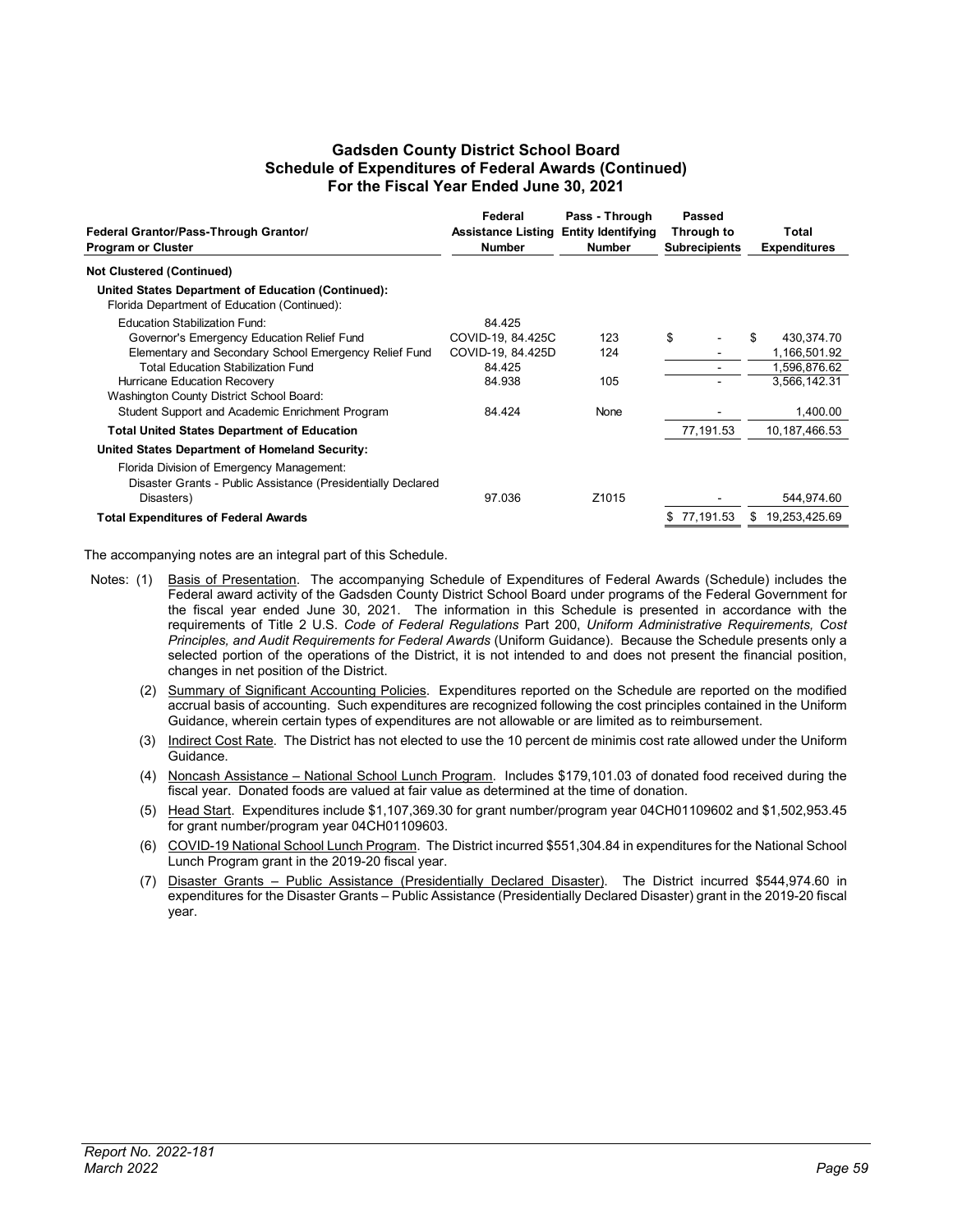## Gadsden County District School Board
## Schedule of Expenditures of Federal Awards (Continued)
## For the Fiscal Year Ended June 30, 2021

| Federal Grantor/Pass-Through Grantor/ Program or Cluster | Federal Assistance Listing Number | Pass - Through Entity Identifying Number | Passed Through to Subrecipients | Total Expenditures |
|---|---|---|---|---|
| **Not Clustered (Continued)** | | | | |
| **United States Department of Education (Continued):** | | | | |
| Florida Department of Education (Continued): | | | | |
| Education Stabilization Fund: | 84.425 | | | |
| Governor's Emergency Education Relief Fund | COVID-19, 84.425C | 123 | $ - | $ 430,374.70 |
| Elementary and Secondary School Emergency Relief Fund | COVID-19, 84.425D | 124 | - | 1,166,501.92 |
| Total Education Stabilization Fund | 84.425 | | - | 1,596,876.62 |
| Hurricane Education Recovery | 84.938 | 105 | - | 3,566,142.31 |
| Washington County District School Board: | | | | |
| Student Support and Academic Enrichment Program | 84.424 | None | - | 1,400.00 |
| **Total United States Department of Education** | | | 77,191.53 | 10,187,466.53 |
| **United States Department of Homeland Security:** | | | | |
| Florida Division of Emergency Management: | | | | |
| Disaster Grants - Public Assistance (Presidentially Declared Disasters) | 97.036 | Z1015 | - | 544,974.60 |
| **Total Expenditures of Federal Awards** | | | $ 77,191.53 | $ 19,253,425.69 |

The accompanying notes are an integral part of this Schedule.

Notes: (1) Basis of Presentation. The accompanying Schedule of Expenditures of Federal Awards (Schedule) includes the Federal award activity of the Gadsden County District School Board under programs of the Federal Government for the fiscal year ended June 30, 2021. The information in this Schedule is presented in accordance with the requirements of Title 2 U.S. *Code of Federal Regulations* Part 200, *Uniform Administrative Requirements, Cost Principles, and Audit Requirements for Federal Awards* (Uniform Guidance). Because the Schedule presents only a selected portion of the operations of the District, it is not intended to and does not present the financial position, changes in net position of the District.

(2) Summary of Significant Accounting Policies. Expenditures reported on the Schedule are reported on the modified accrual basis of accounting. Such expenditures are recognized following the cost principles contained in the Uniform Guidance, wherein certain types of expenditures are not allowable or are limited as to reimbursement.

(3) Indirect Cost Rate. The District has not elected to use the 10 percent de minimis cost rate allowed under the Uniform Guidance.

(4) Noncash Assistance – National School Lunch Program. Includes $179,101.03 of donated food received during the fiscal year. Donated foods are valued at fair value as determined at the time of donation.

(5) Head Start. Expenditures include $1,107,369.30 for grant number/program year 04CH01109602 and $1,502,953.45 for grant number/program year 04CH01109603.

(6) COVID-19 National School Lunch Program. The District incurred $551,304.84 in expenditures for the National School Lunch Program grant in the 2019-20 fiscal year.

(7) Disaster Grants – Public Assistance (Presidentially Declared Disaster). The District incurred $544,974.60 in expenditures for the Disaster Grants – Public Assistance (Presidentially Declared Disaster) grant in the 2019-20 fiscal year.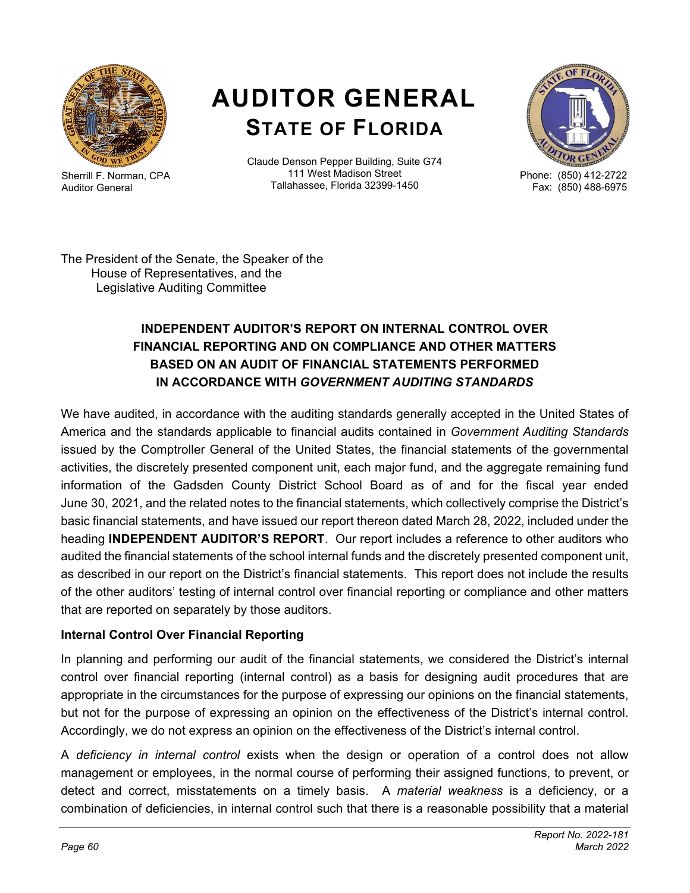# AUDITOR GENERAL

## STATE OF FLORIDA

Sherrill F. Norman, CPA
Auditor General

Claude Denson Pepper Building, Suite G74
111 West Madison Street
Tallahassee, Florida 32399-1450

Phone: (850) 412-2722
Fax: (850) 488-6975

The President of the Senate, the Speaker of the
House of Representatives, and the
Legislative Auditing Committee

### INDEPENDENT AUDITOR'S REPORT ON INTERNAL CONTROL OVER FINANCIAL REPORTING AND ON COMPLIANCE AND OTHER MATTERS BASED ON AN AUDIT OF FINANCIAL STATEMENTS PERFORMED IN ACCORDANCE WITH *GOVERNMENT AUDITING STANDARDS*

We have audited, in accordance with the auditing standards generally accepted in the United States of America and the standards applicable to financial audits contained in *Government Auditing Standards* issued by the Comptroller General of the United States, the financial statements of the governmental activities, the discretely presented component unit, each major fund, and the aggregate remaining fund information of the Gadsden County District School Board as of and for the fiscal year ended June 30, 2021, and the related notes to the financial statements, which collectively comprise the District's basic financial statements, and have issued our report thereon dated March 28, 2022, included under the heading **INDEPENDENT AUDITOR'S REPORT**. Our report includes a reference to other auditors who audited the financial statements of the school internal funds and the discretely presented component unit, as described in our report on the District's financial statements. This report does not include the results of the other auditors' testing of internal control over financial reporting or compliance and other matters that are reported on separately by those auditors.

**Internal Control Over Financial Reporting**

In planning and performing our audit of the financial statements, we considered the District's internal control over financial reporting (internal control) as a basis for designing audit procedures that are appropriate in the circumstances for the purpose of expressing our opinions on the financial statements, but not for the purpose of expressing an opinion on the effectiveness of the District's internal control. Accordingly, we do not express an opinion on the effectiveness of the District's internal control.

A *deficiency in internal control* exists when the design or operation of a control does not allow management or employees, in the normal course of performing their assigned functions, to prevent, or detect and correct, misstatements on a timely basis. A *material weakness* is a deficiency, or a combination of deficiencies, in internal control such that there is a reasonable possibility that a material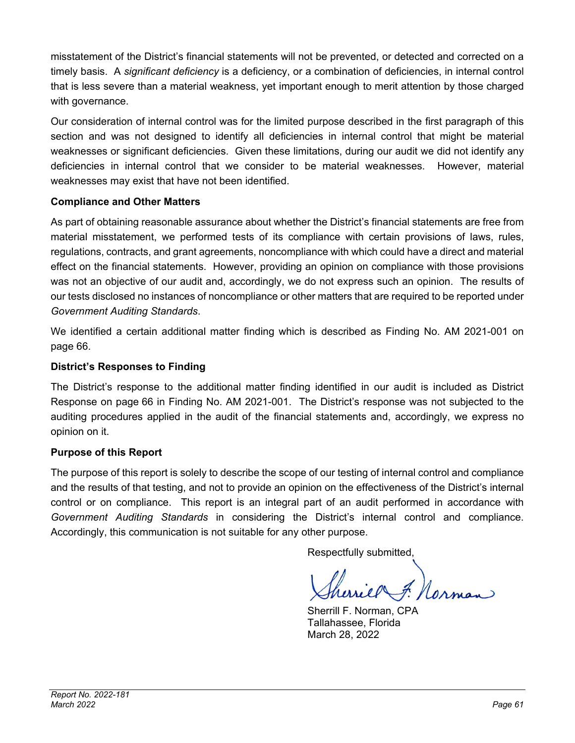misstatement of the District's financial statements will not be prevented, or detected and corrected on a timely basis. A *significant deficiency* is a deficiency, or a combination of deficiencies, in internal control that is less severe than a material weakness, yet important enough to merit attention by those charged with governance.

Our consideration of internal control was for the limited purpose described in the first paragraph of this section and was not designed to identify all deficiencies in internal control that might be material weaknesses or significant deficiencies. Given these limitations, during our audit we did not identify any deficiencies in internal control that we consider to be material weaknesses. However, material weaknesses may exist that have not been identified.

**Compliance and Other Matters**

As part of obtaining reasonable assurance about whether the District's financial statements are free from material misstatement, we performed tests of its compliance with certain provisions of laws, rules, regulations, contracts, and grant agreements, noncompliance with which could have a direct and material effect on the financial statements. However, providing an opinion on compliance with those provisions was not an objective of our audit and, accordingly, we do not express such an opinion. The results of our tests disclosed no instances of noncompliance or other matters that are required to be reported under *Government Auditing Standards*.

We identified a certain additional matter finding which is described as Finding No. AM 2021-001 on page 66.

**District's Responses to Finding**

The District's response to the additional matter finding identified in our audit is included as District Response on page 66 in Finding No. AM 2021-001. The District's response was not subjected to the auditing procedures applied in the audit of the financial statements and, accordingly, we express no opinion on it.

**Purpose of this Report**

The purpose of this report is solely to describe the scope of our testing of internal control and compliance and the results of that testing, and not to provide an opinion on the effectiveness of the District's internal control or on compliance. This report is an integral part of an audit performed in accordance with *Government Auditing Standards* in considering the District's internal control and compliance. Accordingly, this communication is not suitable for any other purpose.

Respectfully submitted,

Sherrill F. Norman

Sherrill F. Norman, CPA
Tallahassee, Florida
March 28, 2022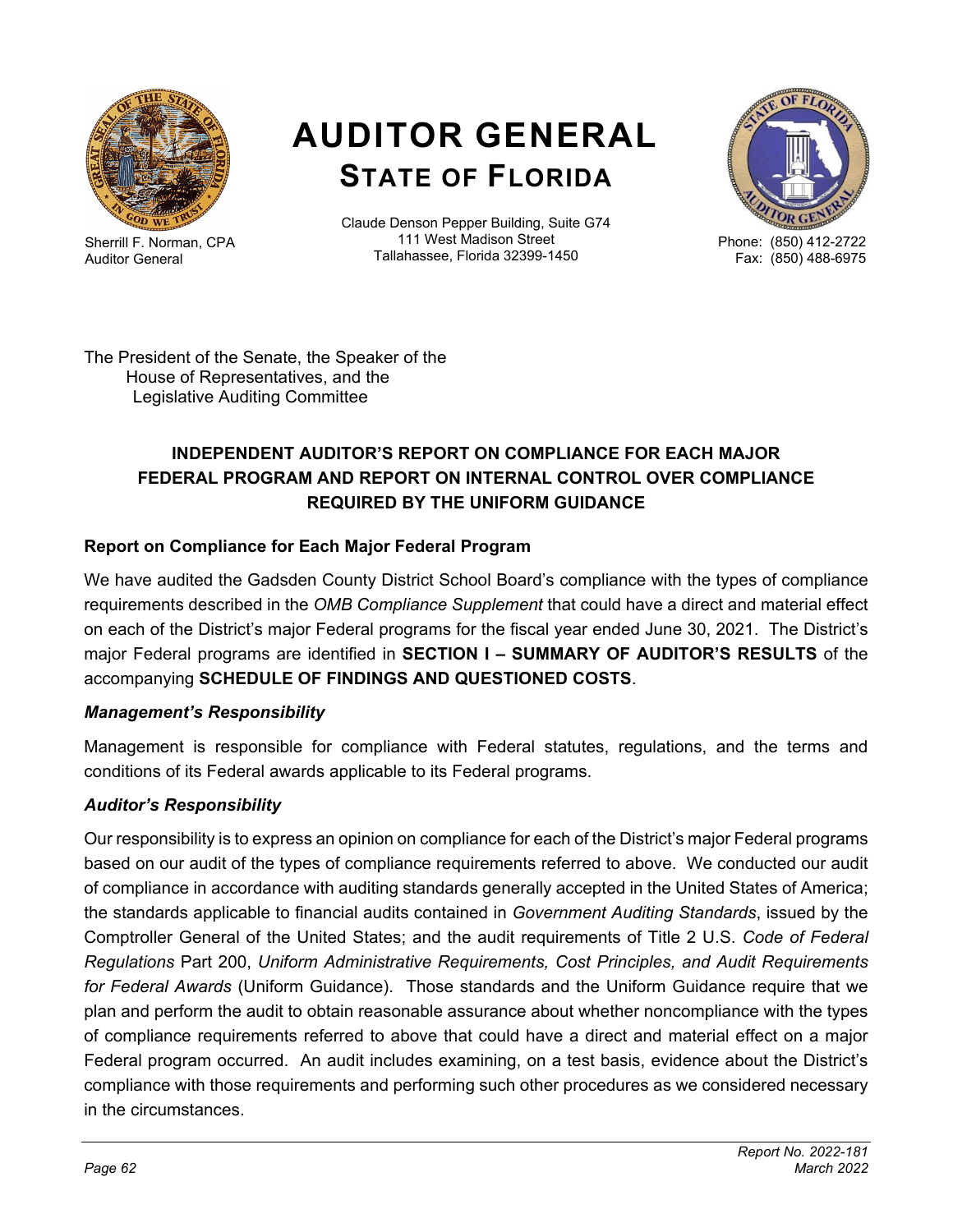# AUDITOR GENERAL
## STATE OF FLORIDA

Sherrill F. Norman, CPA
Auditor General

Claude Denson Pepper Building, Suite G74
111 West Madison Street
Tallahassee, Florida 32399-1450

Phone: (850) 412-2722
Fax: (850) 488-6975

The President of the Senate, the Speaker of the House of Representatives, and the Legislative Auditing Committee

### INDEPENDENT AUDITOR'S REPORT ON COMPLIANCE FOR EACH MAJOR FEDERAL PROGRAM AND REPORT ON INTERNAL CONTROL OVER COMPLIANCE REQUIRED BY THE UNIFORM GUIDANCE

#### Report on Compliance for Each Major Federal Program

We have audited the Gadsden County District School Board's compliance with the types of compliance requirements described in the *OMB Compliance Supplement* that could have a direct and material effect on each of the District's major Federal programs for the fiscal year ended June 30, 2021. The District's major Federal programs are identified in **SECTION I – SUMMARY OF AUDITOR'S RESULTS** of the accompanying **SCHEDULE OF FINDINGS AND QUESTIONED COSTS**.

#### *Management's Responsibility*

Management is responsible for compliance with Federal statutes, regulations, and the terms and conditions of its Federal awards applicable to its Federal programs.

#### *Auditor's Responsibility*

Our responsibility is to express an opinion on compliance for each of the District's major Federal programs based on our audit of the types of compliance requirements referred to above. We conducted our audit of compliance in accordance with auditing standards generally accepted in the United States of America; the standards applicable to financial audits contained in *Government Auditing Standards*, issued by the Comptroller General of the United States; and the audit requirements of Title 2 U.S. *Code of Federal Regulations* Part 200, *Uniform Administrative Requirements, Cost Principles, and Audit Requirements for Federal Awards* (Uniform Guidance). Those standards and the Uniform Guidance require that we plan and perform the audit to obtain reasonable assurance about whether noncompliance with the types of compliance requirements referred to above that could have a direct and material effect on a major Federal program occurred. An audit includes examining, on a test basis, evidence about the District's compliance with those requirements and performing such other procedures as we considered necessary in the circumstances.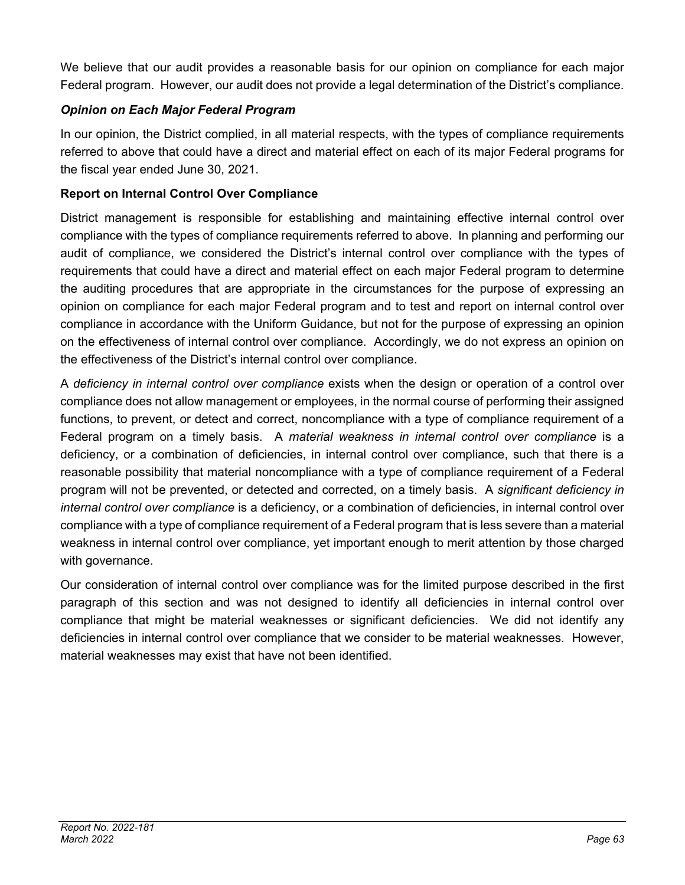We believe that our audit provides a reasonable basis for our opinion on compliance for each major Federal program. However, our audit does not provide a legal determination of the District's compliance.

### *Opinion on Each Major Federal Program*

In our opinion, the District complied, in all material respects, with the types of compliance requirements referred to above that could have a direct and material effect on each of its major Federal programs for the fiscal year ended June 30, 2021.

### Report on Internal Control Over Compliance

District management is responsible for establishing and maintaining effective internal control over compliance with the types of compliance requirements referred to above. In planning and performing our audit of compliance, we considered the District's internal control over compliance with the types of requirements that could have a direct and material effect on each major Federal program to determine the auditing procedures that are appropriate in the circumstances for the purpose of expressing an opinion on compliance for each major Federal program and to test and report on internal control over compliance in accordance with the Uniform Guidance, but not for the purpose of expressing an opinion on the effectiveness of internal control over compliance. Accordingly, we do not express an opinion on the effectiveness of the District's internal control over compliance.

A *deficiency in internal control over compliance* exists when the design or operation of a control over compliance does not allow management or employees, in the normal course of performing their assigned functions, to prevent, or detect and correct, noncompliance with a type of compliance requirement of a Federal program on a timely basis. A *material weakness in internal control over compliance* is a deficiency, or a combination of deficiencies, in internal control over compliance, such that there is a reasonable possibility that material noncompliance with a type of compliance requirement of a Federal program will not be prevented, or detected and corrected, on a timely basis. A *significant deficiency in internal control over compliance* is a deficiency, or a combination of deficiencies, in internal control over compliance with a type of compliance requirement of a Federal program that is less severe than a material weakness in internal control over compliance, yet important enough to merit attention by those charged with governance.

Our consideration of internal control over compliance was for the limited purpose described in the first paragraph of this section and was not designed to identify all deficiencies in internal control over compliance that might be material weaknesses or significant deficiencies. We did not identify any deficiencies in internal control over compliance that we consider to be material weaknesses. However, material weaknesses may exist that have not been identified.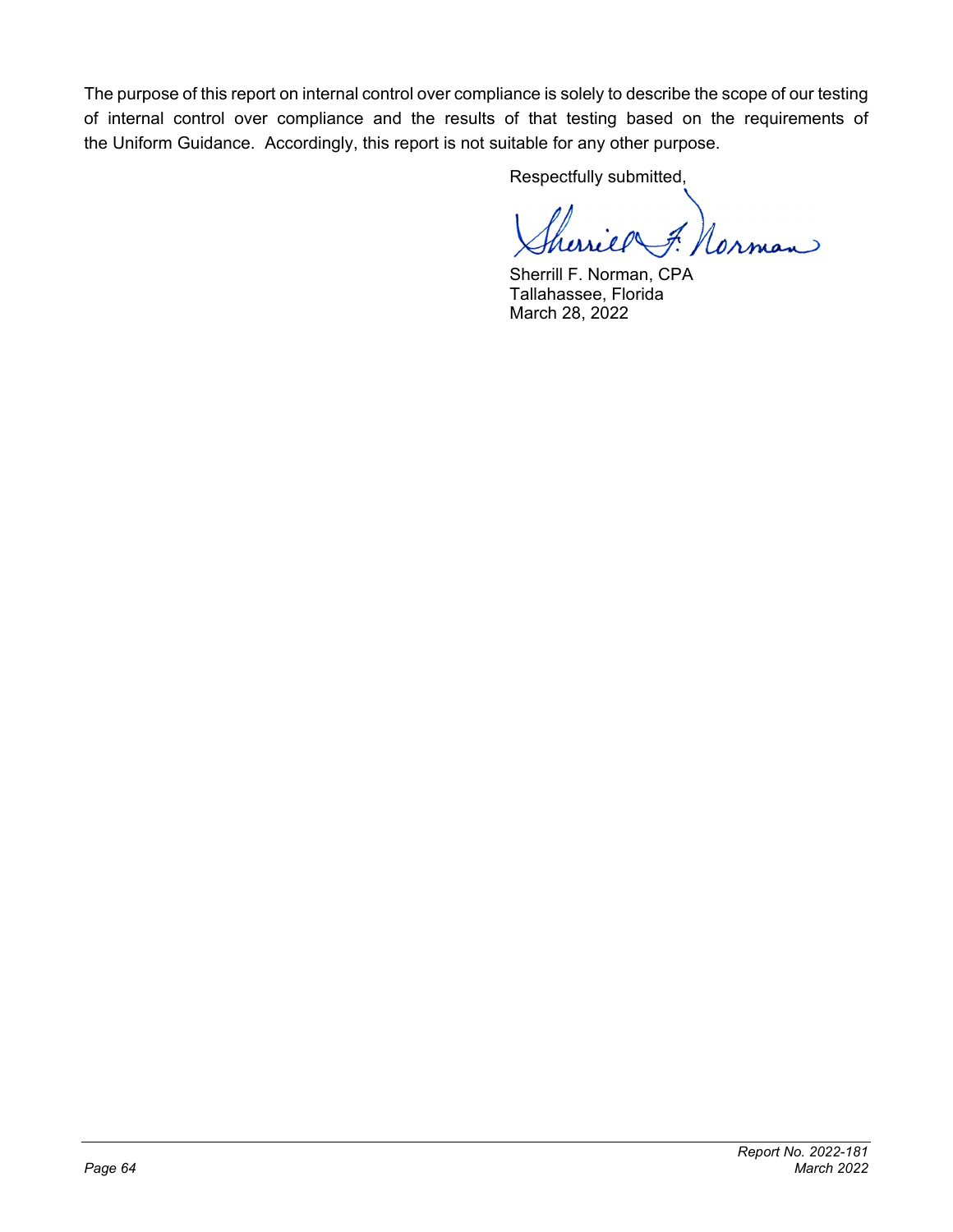The purpose of this report on internal control over compliance is solely to describe the scope of our testing of internal control over compliance and the results of that testing based on the requirements of the Uniform Guidance. Accordingly, this report is not suitable for any other purpose.

Respectfully submitted,

Sherrill F. Norman, CPA
Tallahassee, Florida
March 28, 2022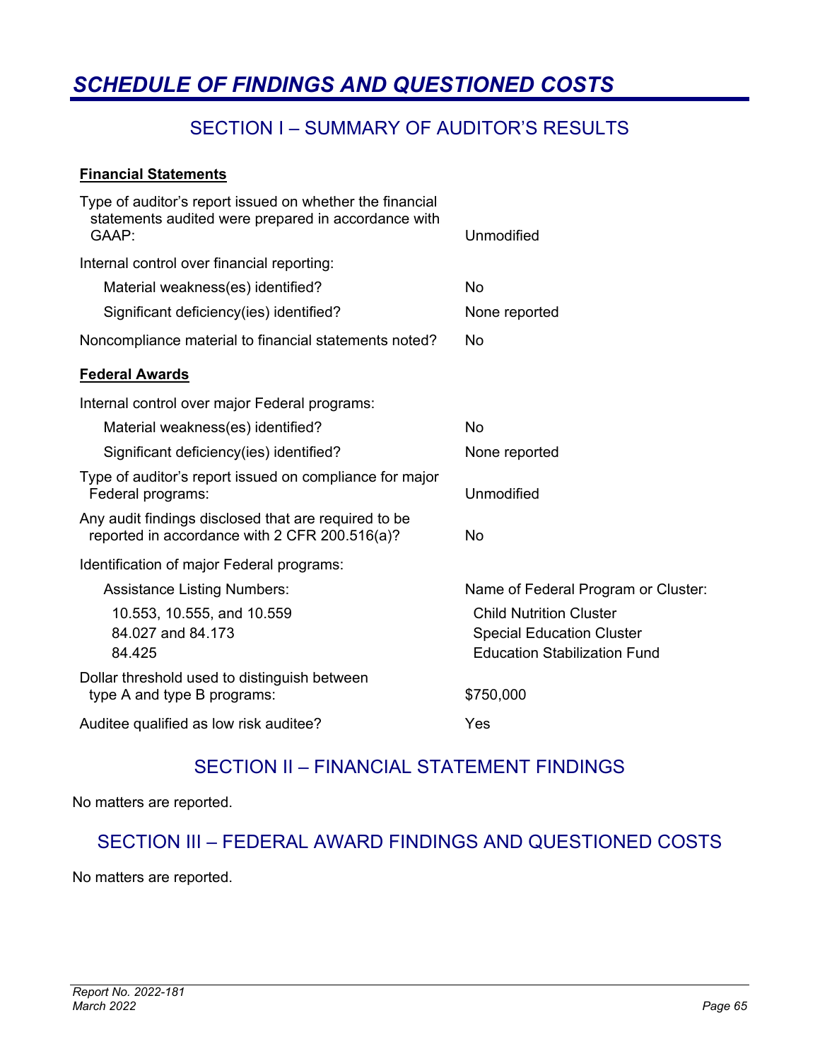# *SCHEDULE OF FINDINGS AND QUESTIONED COSTS*

## SECTION I – SUMMARY OF AUDITOR'S RESULTS

**Financial Statements**

| | |
|---|---|
| Type of auditor's report issued on whether the financial statements audited were prepared in accordance with GAAP: | Unmodified |
| Internal control over financial reporting: | |
| Material weakness(es) identified? | No |
| Significant deficiency(ies) identified? | None reported |
| Noncompliance material to financial statements noted? | No |

**Federal Awards**

| | |
|---|---|
| Internal control over major Federal programs: | |
| Material weakness(es) identified? | No |
| Significant deficiency(ies) identified? | None reported |
| Type of auditor's report issued on compliance for major Federal programs: | Unmodified |
| Any audit findings disclosed that are required to be reported in accordance with 2 CFR 200.516(a)? | No |
| Identification of major Federal programs: | |
| Assistance Listing Numbers: | Name of Federal Program or Cluster: |
| 10.553, 10.555, and 10.559 | Child Nutrition Cluster |
| 84.027 and 84.173 | Special Education Cluster |
| 84.425 | Education Stabilization Fund |
| Dollar threshold used to distinguish between type A and type B programs: | $750,000 |
| Auditee qualified as low risk auditee? | Yes |

## SECTION II – FINANCIAL STATEMENT FINDINGS

No matters are reported.

## SECTION III – FEDERAL AWARD FINDINGS AND QUESTIONED COSTS

No matters are reported.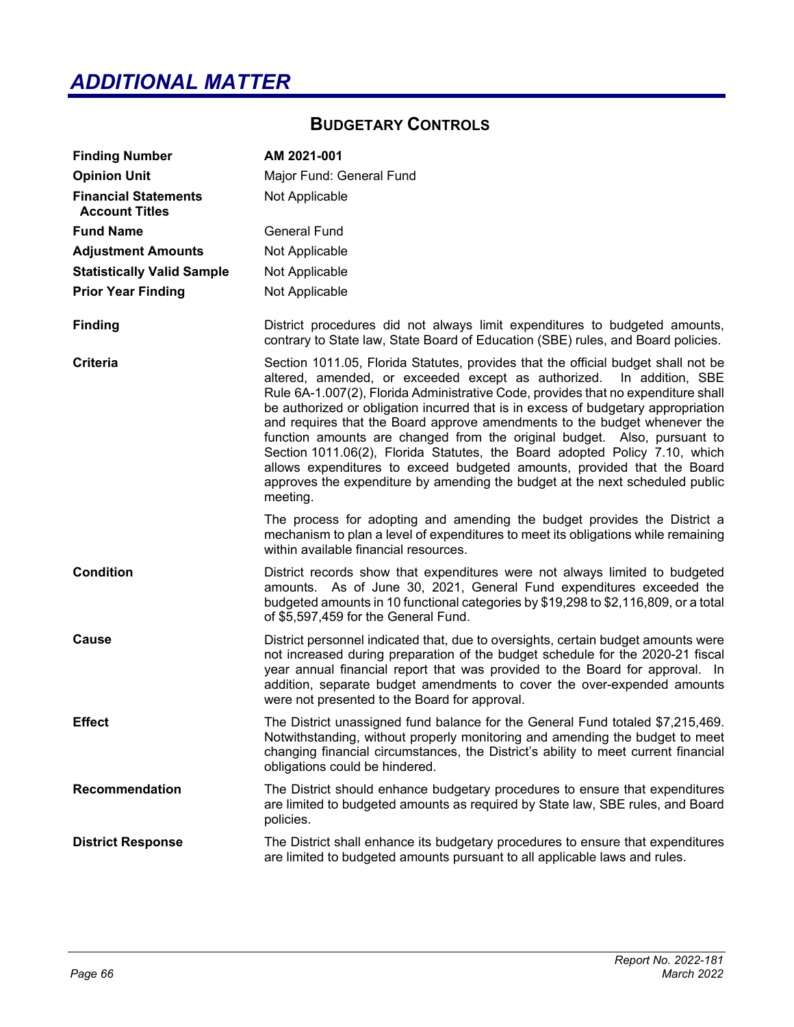# ADDITIONAL MATTER

## BUDGETARY CONTROLS

| | |
|---|---|
| **Finding Number** | **AM 2021-001** |
| **Opinion Unit** | Major Fund: General Fund |
| **Financial Statements Account Titles** | Not Applicable |
| **Fund Name** | General Fund |
| **Adjustment Amounts** | Not Applicable |
| **Statistically Valid Sample** | Not Applicable |
| **Prior Year Finding** | Not Applicable |
| **Finding** | District procedures did not always limit expenditures to budgeted amounts, contrary to State law, State Board of Education (SBE) rules, and Board policies. |
| **Criteria** | Section 1011.05, Florida Statutes, provides that the official budget shall not be altered, amended, or exceeded except as authorized. In addition, SBE Rule 6A-1.007(2), Florida Administrative Code, provides that no expenditure shall be authorized or obligation incurred that is in excess of budgetary appropriation and requires that the Board approve amendments to the budget whenever the function amounts are changed from the original budget. Also, pursuant to Section 1011.06(2), Florida Statutes, the Board adopted Policy 7.10, which allows expenditures to exceed budgeted amounts, provided that the Board approves the expenditure by amending the budget at the next scheduled public meeting.<br><br>The process for adopting and amending the budget provides the District a mechanism to plan a level of expenditures to meet its obligations while remaining within available financial resources. |
| **Condition** | District records show that expenditures were not always limited to budgeted amounts. As of June 30, 2021, General Fund expenditures exceeded the budgeted amounts in 10 functional categories by $19,298 to $2,116,809, or a total of $5,597,459 for the General Fund. |
| **Cause** | District personnel indicated that, due to oversights, certain budget amounts were not increased during preparation of the budget schedule for the 2020-21 fiscal year annual financial report that was provided to the Board for approval. In addition, separate budget amendments to cover the over-expended amounts were not presented to the Board for approval. |
| **Effect** | The District unassigned fund balance for the General Fund totaled $7,215,469. Notwithstanding, without properly monitoring and amending the budget to meet changing financial circumstances, the District's ability to meet current financial obligations could be hindered. |
| **Recommendation** | The District should enhance budgetary procedures to ensure that expenditures are limited to budgeted amounts as required by State law, SBE rules, and Board policies. |
| **District Response** | The District shall enhance its budgetary procedures to ensure that expenditures are limited to budgeted amounts pursuant to all applicable laws and rules. |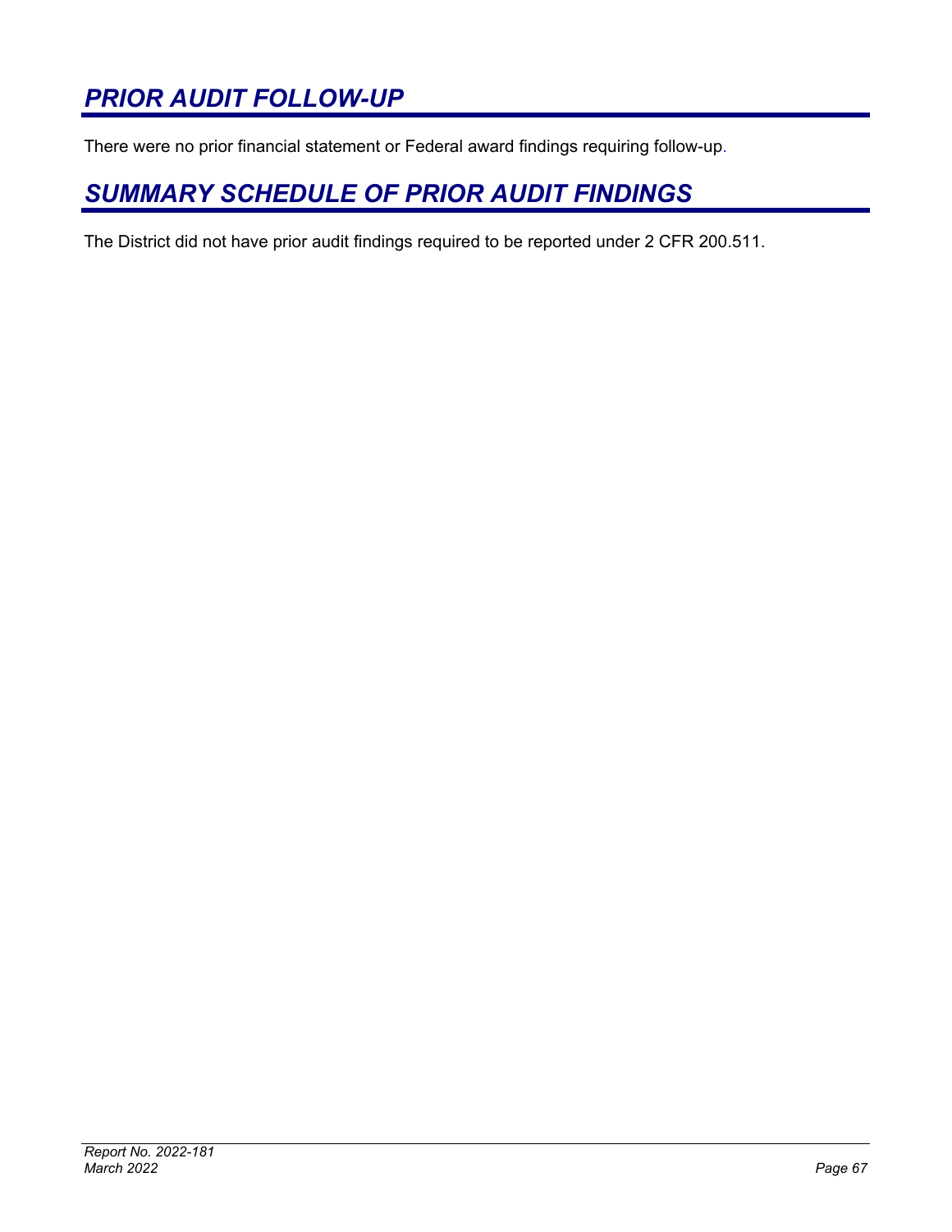## *PRIOR AUDIT FOLLOW-UP*

There were no prior financial statement or Federal award findings requiring follow-up.

## *SUMMARY SCHEDULE OF PRIOR AUDIT FINDINGS*

The District did not have prior audit findings required to be reported under 2 CFR 200.511.